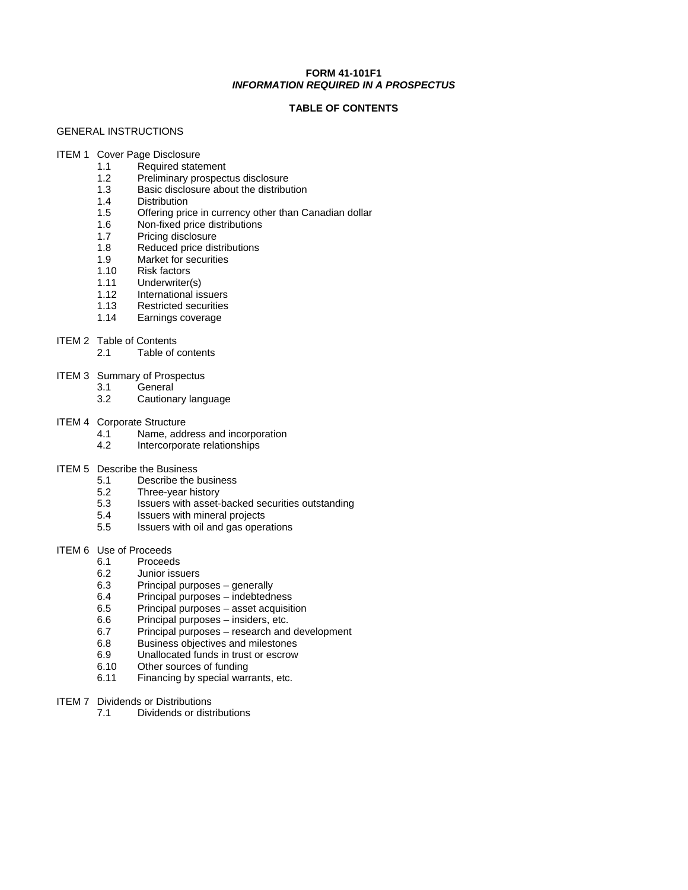**FORM 41-101F1**
***INFORMATION REQUIRED IN A PROSPECTUS***

**TABLE OF CONTENTS**

GENERAL INSTRUCTIONS

ITEM 1 Cover Page Disclosure
- 1.1 Required statement
- 1.2 Preliminary prospectus disclosure
- 1.3 Basic disclosure about the distribution
- 1.4 Distribution
- 1.5 Offering price in currency other than Canadian dollar
- 1.6 Non-fixed price distributions
- 1.7 Pricing disclosure
- 1.8 Reduced price distributions
- 1.9 Market for securities
- 1.10 Risk factors
- 1.11 Underwriter(s)
- 1.12 International issuers
- 1.13 Restricted securities
- 1.14 Earnings coverage

ITEM 2 Table of Contents
- 2.1 Table of contents

ITEM 3 Summary of Prospectus
- 3.1 General
- 3.2 Cautionary language

ITEM 4 Corporate Structure
- 4.1 Name, address and incorporation
- 4.2 Intercorporate relationships

ITEM 5 Describe the Business
- 5.1 Describe the business
- 5.2 Three-year history
- 5.3 Issuers with asset-backed securities outstanding
- 5.4 Issuers with mineral projects
- 5.5 Issuers with oil and gas operations

ITEM 6 Use of Proceeds
- 6.1 Proceeds
- 6.2 Junior issuers
- 6.3 Principal purposes – generally
- 6.4 Principal purposes – indebtedness
- 6.5 Principal purposes – asset acquisition
- 6.6 Principal purposes – insiders, etc.
- 6.7 Principal purposes – research and development
- 6.8 Business objectives and milestones
- 6.9 Unallocated funds in trust or escrow
- 6.10 Other sources of funding
- 6.11 Financing by special warrants, etc.

ITEM 7 Dividends or Distributions
- 7.1 Dividends or distributions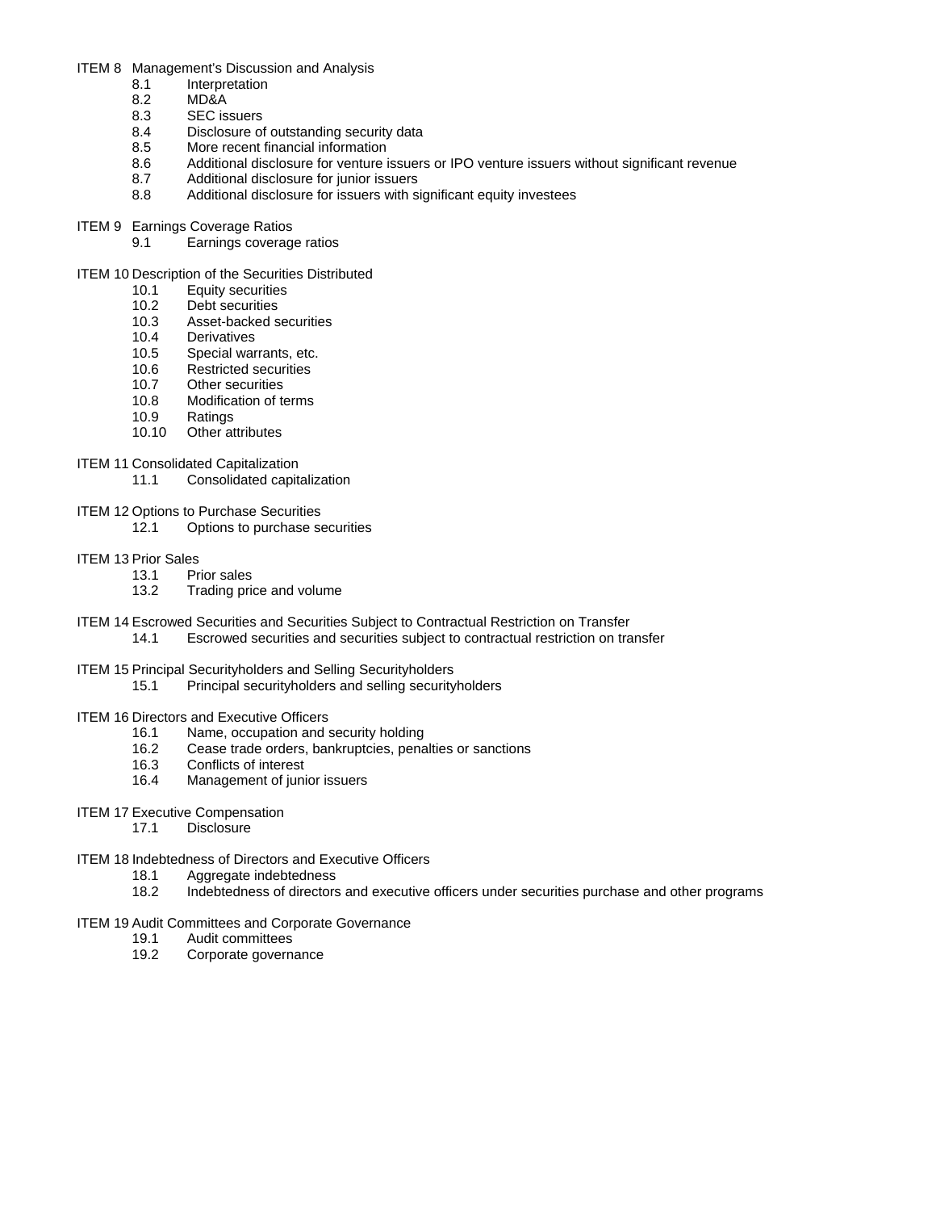ITEM 8 Management's Discussion and Analysis
- 8.1 Interpretation
- 8.2 MD&A
- 8.3 SEC issuers
- 8.4 Disclosure of outstanding security data
- 8.5 More recent financial information
- 8.6 Additional disclosure for venture issuers or IPO venture issuers without significant revenue
- 8.7 Additional disclosure for junior issuers
- 8.8 Additional disclosure for issuers with significant equity investees

ITEM 9 Earnings Coverage Ratios
- 9.1 Earnings coverage ratios

ITEM 10 Description of the Securities Distributed
- 10.1 Equity securities
- 10.2 Debt securities
- 10.3 Asset-backed securities
- 10.4 Derivatives
- 10.5 Special warrants, etc.
- 10.6 Restricted securities
- 10.7 Other securities
- 10.8 Modification of terms
- 10.9 Ratings
- 10.10 Other attributes

ITEM 11 Consolidated Capitalization
- 11.1 Consolidated capitalization

ITEM 12 Options to Purchase Securities
- 12.1 Options to purchase securities

ITEM 13 Prior Sales
- 13.1 Prior sales
- 13.2 Trading price and volume

ITEM 14 Escrowed Securities and Securities Subject to Contractual Restriction on Transfer
- 14.1 Escrowed securities and securities subject to contractual restriction on transfer

ITEM 15 Principal Securityholders and Selling Securityholders
- 15.1 Principal securityholders and selling securityholders

ITEM 16 Directors and Executive Officers
- 16.1 Name, occupation and security holding
- 16.2 Cease trade orders, bankruptcies, penalties or sanctions
- 16.3 Conflicts of interest
- 16.4 Management of junior issuers

ITEM 17 Executive Compensation
- 17.1 Disclosure

ITEM 18 Indebtedness of Directors and Executive Officers
- 18.1 Aggregate indebtedness
- 18.2 Indebtedness of directors and executive officers under securities purchase and other programs

ITEM 19 Audit Committees and Corporate Governance
- 19.1 Audit committees
- 19.2 Corporate governance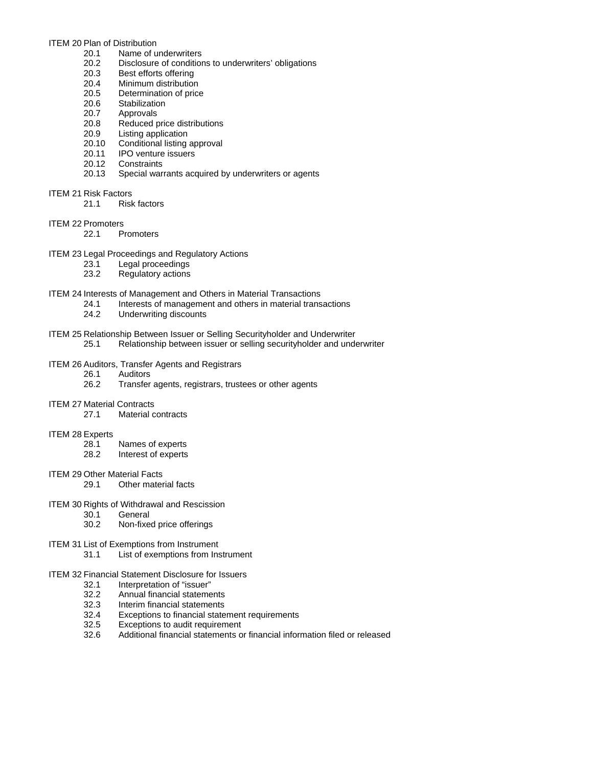ITEM 20 Plan of Distribution

- 20.1 Name of underwriters
- 20.2 Disclosure of conditions to underwriters' obligations
- 20.3 Best efforts offering
- 20.4 Minimum distribution
- 20.5 Determination of price
- 20.6 Stabilization
- 20.7 Approvals
- 20.8 Reduced price distributions
- 20.9 Listing application
- 20.10 Conditional listing approval
- 20.11 IPO venture issuers
- 20.12 Constraints
- 20.13 Special warrants acquired by underwriters or agents

ITEM 21 Risk Factors

- 21.1 Risk factors

ITEM 22 Promoters

- 22.1 Promoters

ITEM 23 Legal Proceedings and Regulatory Actions

- 23.1 Legal proceedings
- 23.2 Regulatory actions

ITEM 24 Interests of Management and Others in Material Transactions

- 24.1 Interests of management and others in material transactions
- 24.2 Underwriting discounts

ITEM 25 Relationship Between Issuer or Selling Securityholder and Underwriter

- 25.1 Relationship between issuer or selling securityholder and underwriter

ITEM 26 Auditors, Transfer Agents and Registrars

- 26.1 Auditors
- 26.2 Transfer agents, registrars, trustees or other agents

ITEM 27 Material Contracts

- 27.1 Material contracts

ITEM 28 Experts

- 28.1 Names of experts
- 28.2 Interest of experts

ITEM 29 Other Material Facts

- 29.1 Other material facts

ITEM 30 Rights of Withdrawal and Rescission

- 30.1 General
- 30.2 Non-fixed price offerings

ITEM 31 List of Exemptions from Instrument

- 31.1 List of exemptions from Instrument

ITEM 32 Financial Statement Disclosure for Issuers

- 32.1 Interpretation of "issuer"
- 32.2 Annual financial statements
- 32.3 Interim financial statements
- 32.4 Exceptions to financial statement requirements
- 32.5 Exceptions to audit requirement
- 32.6 Additional financial statements or financial information filed or released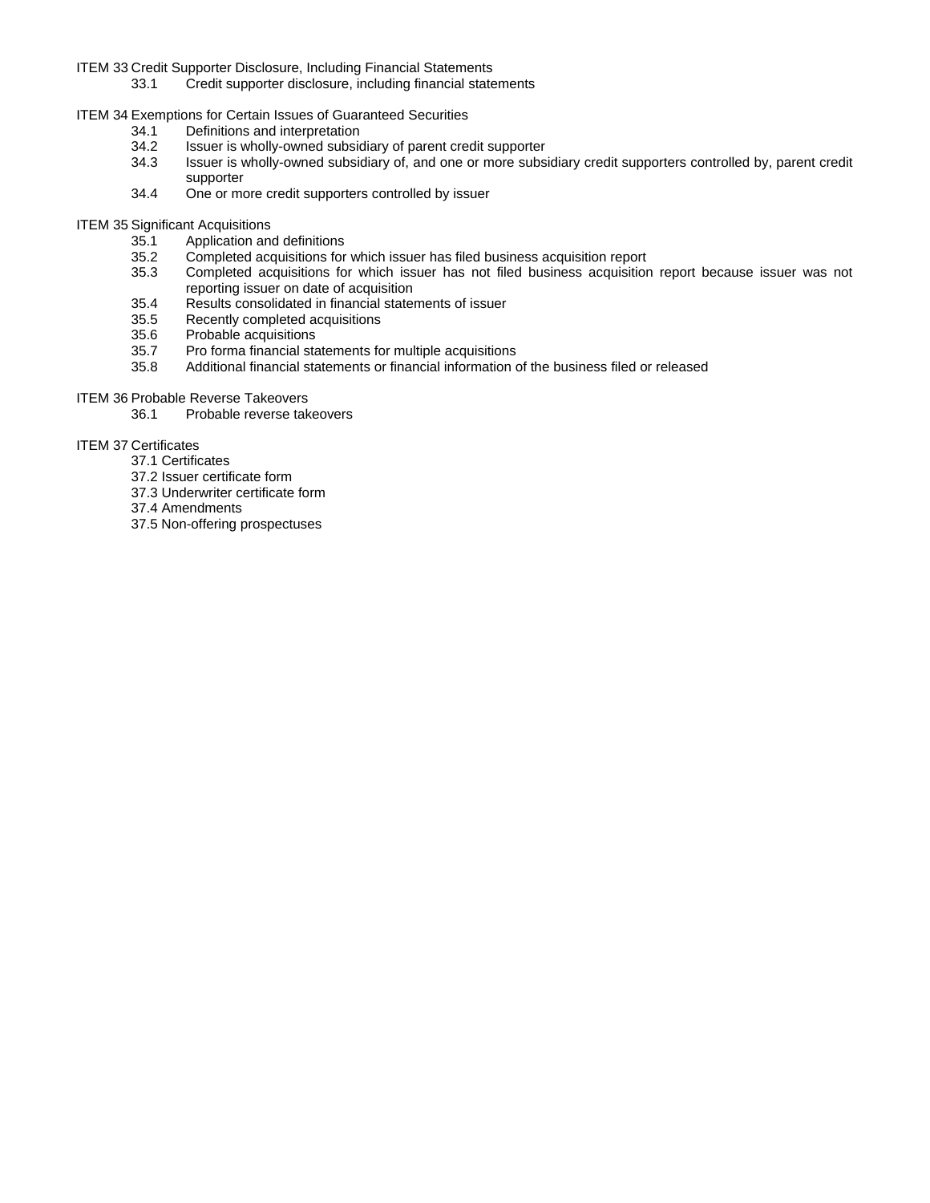ITEM 33 Credit Supporter Disclosure, Including Financial Statements
- 33.1 Credit supporter disclosure, including financial statements

ITEM 34 Exemptions for Certain Issues of Guaranteed Securities
- 34.1 Definitions and interpretation
- 34.2 Issuer is wholly-owned subsidiary of parent credit supporter
- 34.3 Issuer is wholly-owned subsidiary of, and one or more subsidiary credit supporters controlled by, parent credit supporter
- 34.4 One or more credit supporters controlled by issuer

ITEM 35 Significant Acquisitions
- 35.1 Application and definitions
- 35.2 Completed acquisitions for which issuer has filed business acquisition report
- 35.3 Completed acquisitions for which issuer has not filed business acquisition report because issuer was not reporting issuer on date of acquisition
- 35.4 Results consolidated in financial statements of issuer
- 35.5 Recently completed acquisitions
- 35.6 Probable acquisitions
- 35.7 Pro forma financial statements for multiple acquisitions
- 35.8 Additional financial statements or financial information of the business filed or released

ITEM 36 Probable Reverse Takeovers
- 36.1 Probable reverse takeovers

ITEM 37 Certificates
- 37.1 Certificates
- 37.2 Issuer certificate form
- 37.3 Underwriter certificate form
- 37.4 Amendments
- 37.5 Non-offering prospectuses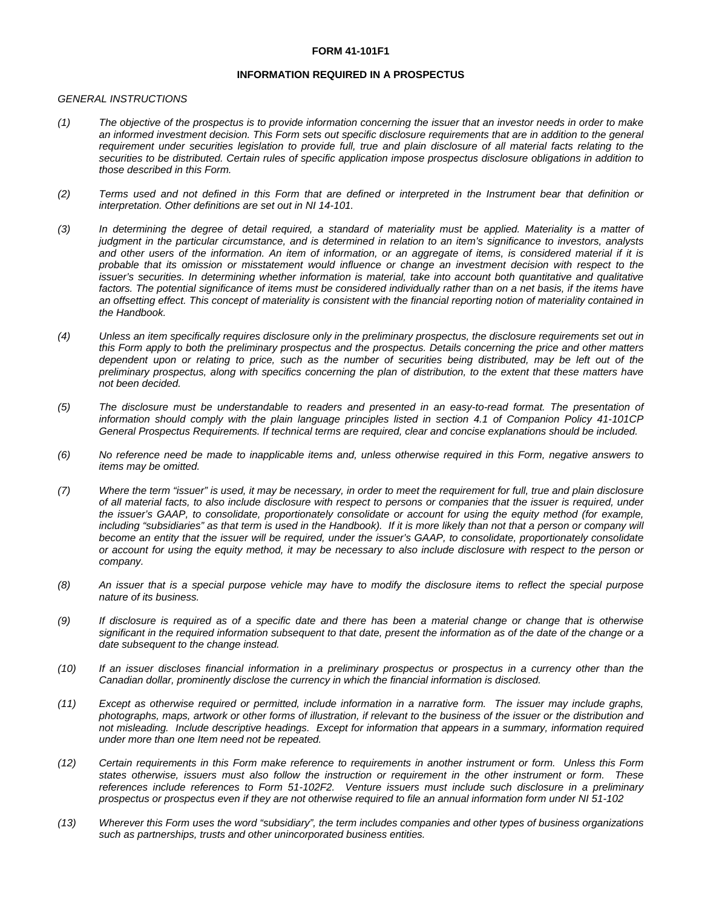**FORM 41-101F1**

**INFORMATION REQUIRED IN A PROSPECTUS**

*GENERAL INSTRUCTIONS*

*(1) The objective of the prospectus is to provide information concerning the issuer that an investor needs in order to make an informed investment decision. This Form sets out specific disclosure requirements that are in addition to the general requirement under securities legislation to provide full, true and plain disclosure of all material facts relating to the securities to be distributed. Certain rules of specific application impose prospectus disclosure obligations in addition to those described in this Form.*

*(2) Terms used and not defined in this Form that are defined or interpreted in the Instrument bear that definition or interpretation. Other definitions are set out in NI 14-101.*

*(3) In determining the degree of detail required, a standard of materiality must be applied. Materiality is a matter of judgment in the particular circumstance, and is determined in relation to an item's significance to investors, analysts and other users of the information. An item of information, or an aggregate of items, is considered material if it is probable that its omission or misstatement would influence or change an investment decision with respect to the issuer's securities. In determining whether information is material, take into account both quantitative and qualitative factors. The potential significance of items must be considered individually rather than on a net basis, if the items have an offsetting effect. This concept of materiality is consistent with the financial reporting notion of materiality contained in the Handbook.*

*(4) Unless an item specifically requires disclosure only in the preliminary prospectus, the disclosure requirements set out in this Form apply to both the preliminary prospectus and the prospectus. Details concerning the price and other matters dependent upon or relating to price, such as the number of securities being distributed, may be left out of the preliminary prospectus, along with specifics concerning the plan of distribution, to the extent that these matters have not been decided.*

*(5) The disclosure must be understandable to readers and presented in an easy-to-read format. The presentation of information should comply with the plain language principles listed in section 4.1 of Companion Policy 41-101CP General Prospectus Requirements. If technical terms are required, clear and concise explanations should be included.*

*(6) No reference need be made to inapplicable items and, unless otherwise required in this Form, negative answers to items may be omitted.*

*(7) Where the term "issuer" is used, it may be necessary, in order to meet the requirement for full, true and plain disclosure of all material facts, to also include disclosure with respect to persons or companies that the issuer is required, under the issuer's GAAP, to consolidate, proportionately consolidate or account for using the equity method (for example, including "subsidiaries" as that term is used in the Handbook). If it is more likely than not that a person or company will become an entity that the issuer will be required, under the issuer's GAAP, to consolidate, proportionately consolidate or account for using the equity method, it may be necessary to also include disclosure with respect to the person or company.*

*(8) An issuer that is a special purpose vehicle may have to modify the disclosure items to reflect the special purpose nature of its business.*

*(9) If disclosure is required as of a specific date and there has been a material change or change that is otherwise significant in the required information subsequent to that date, present the information as of the date of the change or a date subsequent to the change instead.*

*(10) If an issuer discloses financial information in a preliminary prospectus or prospectus in a currency other than the Canadian dollar, prominently disclose the currency in which the financial information is disclosed.*

*(11) Except as otherwise required or permitted, include information in a narrative form. The issuer may include graphs, photographs, maps, artwork or other forms of illustration, if relevant to the business of the issuer or the distribution and not misleading. Include descriptive headings. Except for information that appears in a summary, information required under more than one Item need not be repeated.*

*(12) Certain requirements in this Form make reference to requirements in another instrument or form. Unless this Form states otherwise, issuers must also follow the instruction or requirement in the other instrument or form. These references include references to Form 51-102F2. Venture issuers must include such disclosure in a preliminary prospectus or prospectus even if they are not otherwise required to file an annual information form under NI 51-102*

*(13) Wherever this Form uses the word "subsidiary", the term includes companies and other types of business organizations such as partnerships, trusts and other unincorporated business entities.*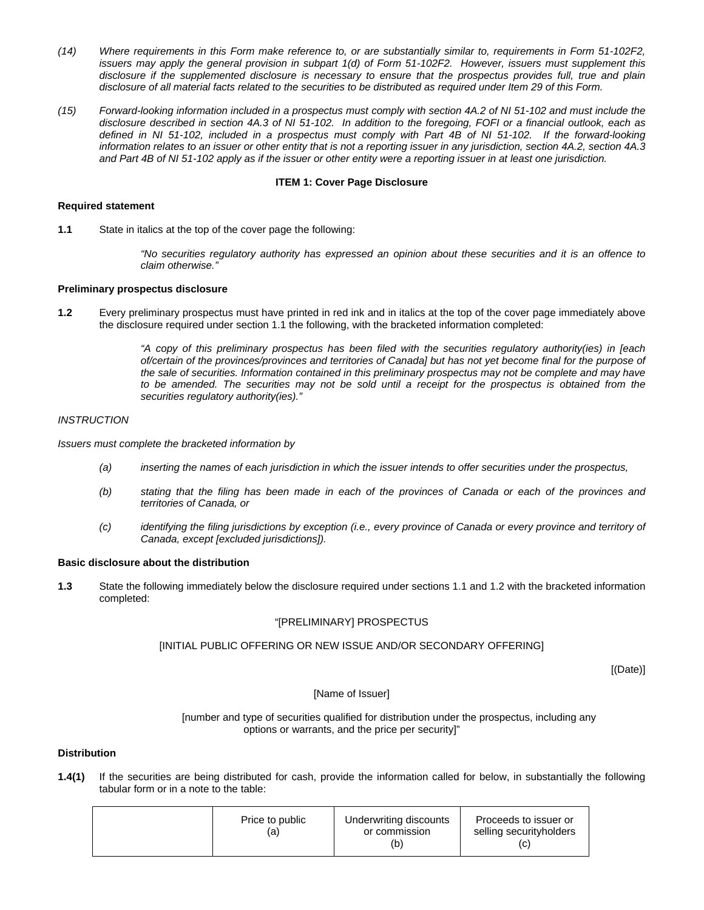*(14) Where requirements in this Form make reference to, or are substantially similar to, requirements in Form 51-102F2, issuers may apply the general provision in subpart 1(d) of Form 51-102F2. However, issuers must supplement this disclosure if the supplemented disclosure is necessary to ensure that the prospectus provides full, true and plain disclosure of all material facts related to the securities to be distributed as required under Item 29 of this Form.*

*(15) Forward-looking information included in a prospectus must comply with section 4A.2 of NI 51-102 and must include the disclosure described in section 4A.3 of NI 51-102. In addition to the foregoing, FOFI or a financial outlook, each as defined in NI 51-102, included in a prospectus must comply with Part 4B of NI 51-102. If the forward-looking information relates to an issuer or other entity that is not a reporting issuer in any jurisdiction, section 4A.2, section 4A.3 and Part 4B of NI 51-102 apply as if the issuer or other entity were a reporting issuer in at least one jurisdiction.*

## ITEM 1: Cover Page Disclosure

**Required statement**

**1.1** State in italics at the top of the cover page the following:

> *"No securities regulatory authority has expressed an opinion about these securities and it is an offence to claim otherwise."*

**Preliminary prospectus disclosure**

**1.2** Every preliminary prospectus must have printed in red ink and in italics at the top of the cover page immediately above the disclosure required under section 1.1 the following, with the bracketed information completed:

> *"A copy of this preliminary prospectus has been filed with the securities regulatory authority(ies) in [each of/certain of the provinces/provinces and territories of Canada] but has not yet become final for the purpose of the sale of securities. Information contained in this preliminary prospectus may not be complete and may have to be amended. The securities may not be sold until a receipt for the prospectus is obtained from the securities regulatory authority(ies)."*

*INSTRUCTION*

*Issuers must complete the bracketed information by*

*(a) inserting the names of each jurisdiction in which the issuer intends to offer securities under the prospectus,*

*(b) stating that the filing has been made in each of the provinces of Canada or each of the provinces and territories of Canada, or*

*(c) identifying the filing jurisdictions by exception (i.e., every province of Canada or every province and territory of Canada, except [excluded jurisdictions]).*

**Basic disclosure about the distribution**

**1.3** State the following immediately below the disclosure required under sections 1.1 and 1.2 with the bracketed information completed:

"[PRELIMINARY] PROSPECTUS

[INITIAL PUBLIC OFFERING OR NEW ISSUE AND/OR SECONDARY OFFERING]

[(Date)]

[Name of Issuer]

[number and type of securities qualified for distribution under the prospectus, including any options or warrants, and the price per security]"

**Distribution**

**1.4(1)** If the securities are being distributed for cash, provide the information called for below, in substantially the following tabular form or in a note to the table:

| | Price to public (a) | Underwriting discounts or commission (b) | Proceeds to issuer or selling securityholders (c) |
|---|---|---|---|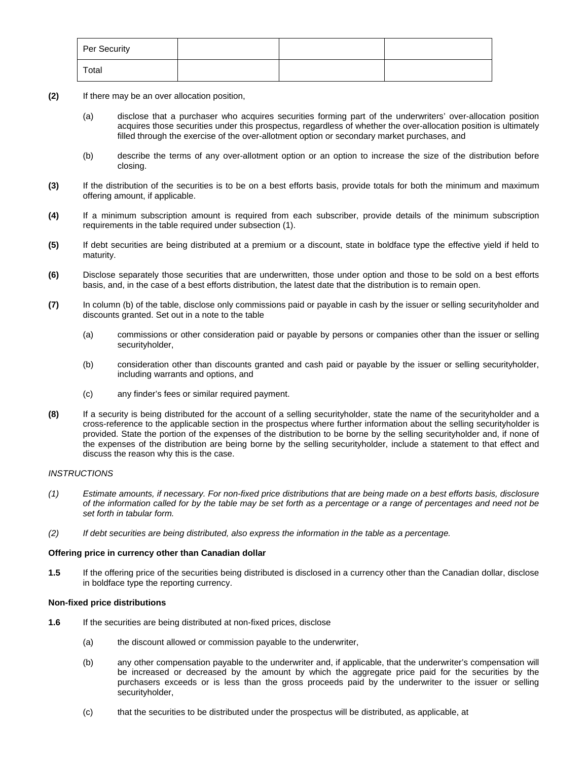| | | | |
|---|---|---|---|
| Per Security | | | |
| Total | | | |

**(2)** If there may be an over allocation position,

(a) disclose that a purchaser who acquires securities forming part of the underwriters' over-allocation position acquires those securities under this prospectus, regardless of whether the over-allocation position is ultimately filled through the exercise of the over-allotment option or secondary market purchases, and

(b) describe the terms of any over-allotment option or an option to increase the size of the distribution before closing.

**(3)** If the distribution of the securities is to be on a best efforts basis, provide totals for both the minimum and maximum offering amount, if applicable.

**(4)** If a minimum subscription amount is required from each subscriber, provide details of the minimum subscription requirements in the table required under subsection (1).

**(5)** If debt securities are being distributed at a premium or a discount, state in boldface type the effective yield if held to maturity.

**(6)** Disclose separately those securities that are underwritten, those under option and those to be sold on a best efforts basis, and, in the case of a best efforts distribution, the latest date that the distribution is to remain open.

**(7)** In column (b) of the table, disclose only commissions paid or payable in cash by the issuer or selling securityholder and discounts granted. Set out in a note to the table

(a) commissions or other consideration paid or payable by persons or companies other than the issuer or selling securityholder,

(b) consideration other than discounts granted and cash paid or payable by the issuer or selling securityholder, including warrants and options, and

(c) any finder's fees or similar required payment.

**(8)** If a security is being distributed for the account of a selling securityholder, state the name of the securityholder and a cross-reference to the applicable section in the prospectus where further information about the selling securityholder is provided. State the portion of the expenses of the distribution to be borne by the selling securityholder and, if none of the expenses of the distribution are being borne by the selling securityholder, include a statement to that effect and discuss the reason why this is the case.

*INSTRUCTIONS*

*(1) Estimate amounts, if necessary. For non-fixed price distributions that are being made on a best efforts basis, disclosure of the information called for by the table may be set forth as a percentage or a range of percentages and need not be set forth in tabular form.*

*(2) If debt securities are being distributed, also express the information in the table as a percentage.*

**Offering price in currency other than Canadian dollar**

**1.5** If the offering price of the securities being distributed is disclosed in a currency other than the Canadian dollar, disclose in boldface type the reporting currency.

**Non-fixed price distributions**

**1.6** If the securities are being distributed at non-fixed prices, disclose

(a) the discount allowed or commission payable to the underwriter,

(b) any other compensation payable to the underwriter and, if applicable, that the underwriter's compensation will be increased or decreased by the amount by which the aggregate price paid for the securities by the purchasers exceeds or is less than the gross proceeds paid by the underwriter to the issuer or selling securityholder,

(c) that the securities to be distributed under the prospectus will be distributed, as applicable, at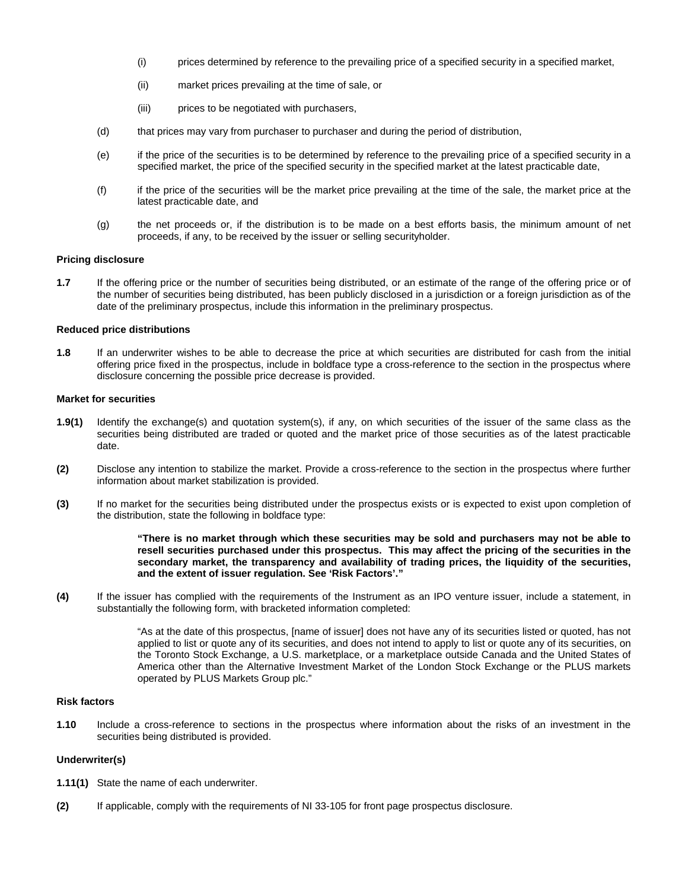(i) prices determined by reference to the prevailing price of a specified security in a specified market,

(ii) market prices prevailing at the time of sale, or

(iii) prices to be negotiated with purchasers,

(d) that prices may vary from purchaser to purchaser and during the period of distribution,

(e) if the price of the securities is to be determined by reference to the prevailing price of a specified security in a specified market, the price of the specified security in the specified market at the latest practicable date,

(f) if the price of the securities will be the market price prevailing at the time of the sale, the market price at the latest practicable date, and

(g) the net proceeds or, if the distribution is to be made on a best efforts basis, the minimum amount of net proceeds, if any, to be received by the issuer or selling securityholder.

**Pricing disclosure**

**1.7** If the offering price or the number of securities being distributed, or an estimate of the range of the offering price or of the number of securities being distributed, has been publicly disclosed in a jurisdiction or a foreign jurisdiction as of the date of the preliminary prospectus, include this information in the preliminary prospectus.

**Reduced price distributions**

**1.8** If an underwriter wishes to be able to decrease the price at which securities are distributed for cash from the initial offering price fixed in the prospectus, include in boldface type a cross-reference to the section in the prospectus where disclosure concerning the possible price decrease is provided.

**Market for securities**

**1.9(1)** Identify the exchange(s) and quotation system(s), if any, on which securities of the issuer of the same class as the securities being distributed are traded or quoted and the market price of those securities as of the latest practicable date.

**(2)** Disclose any intention to stabilize the market. Provide a cross-reference to the section in the prospectus where further information about market stabilization is provided.

**(3)** If no market for the securities being distributed under the prospectus exists or is expected to exist upon completion of the distribution, state the following in boldface type:

> **"There is no market through which these securities may be sold and purchasers may not be able to resell securities purchased under this prospectus. This may affect the pricing of the securities in the secondary market, the transparency and availability of trading prices, the liquidity of the securities, and the extent of issuer regulation. See 'Risk Factors'."**

**(4)** If the issuer has complied with the requirements of the Instrument as an IPO venture issuer, include a statement, in substantially the following form, with bracketed information completed:

> "As at the date of this prospectus, [name of issuer] does not have any of its securities listed or quoted, has not applied to list or quote any of its securities, and does not intend to apply to list or quote any of its securities, on the Toronto Stock Exchange, a U.S. marketplace, or a marketplace outside Canada and the United States of America other than the Alternative Investment Market of the London Stock Exchange or the PLUS markets operated by PLUS Markets Group plc."

**Risk factors**

**1.10** Include a cross-reference to sections in the prospectus where information about the risks of an investment in the securities being distributed is provided.

**Underwriter(s)**

**1.11(1)** State the name of each underwriter.

**(2)** If applicable, comply with the requirements of NI 33-105 for front page prospectus disclosure.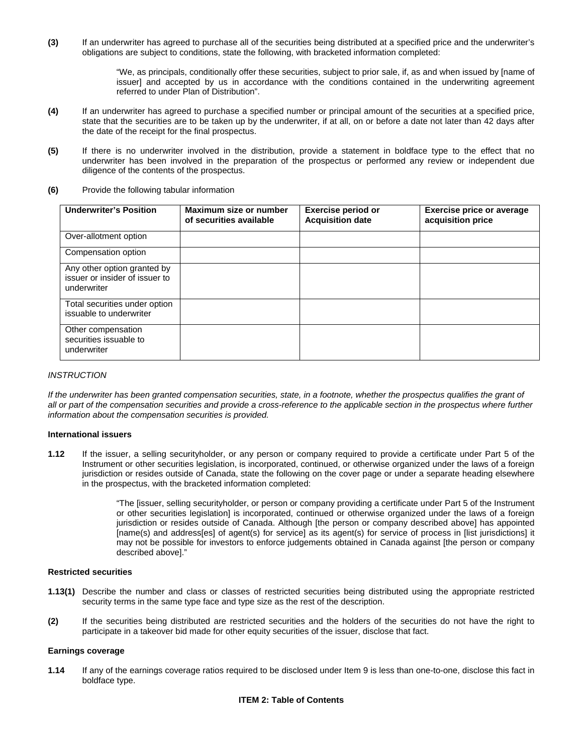**(3)** If an underwriter has agreed to purchase all of the securities being distributed at a specified price and the underwriter's obligations are subject to conditions, state the following, with bracketed information completed:

> "We, as principals, conditionally offer these securities, subject to prior sale, if, as and when issued by [name of issuer] and accepted by us in accordance with the conditions contained in the underwriting agreement referred to under Plan of Distribution".

**(4)** If an underwriter has agreed to purchase a specified number or principal amount of the securities at a specified price, state that the securities are to be taken up by the underwriter, if at all, on or before a date not later than 42 days after the date of the receipt for the final prospectus.

**(5)** If there is no underwriter involved in the distribution, provide a statement in boldface type to the effect that no underwriter has been involved in the preparation of the prospectus or performed any review or independent due diligence of the contents of the prospectus.

**(6)** Provide the following tabular information

| Underwriter's Position | Maximum size or number of securities available | Exercise period or Acquisition date | Exercise price or average acquisition price |
|---|---|---|---|
| Over-allotment option | | | |
| Compensation option | | | |
| Any other option granted by issuer or insider of issuer to underwriter | | | |
| Total securities under option issuable to underwriter | | | |
| Other compensation securities issuable to underwriter | | | |

*INSTRUCTION*

*If the underwriter has been granted compensation securities, state, in a footnote, whether the prospectus qualifies the grant of all or part of the compensation securities and provide a cross-reference to the applicable section in the prospectus where further information about the compensation securities is provided.*

**International issuers**

**1.12** If the issuer, a selling securityholder, or any person or company required to provide a certificate under Part 5 of the Instrument or other securities legislation, is incorporated, continued, or otherwise organized under the laws of a foreign jurisdiction or resides outside of Canada, state the following on the cover page or under a separate heading elsewhere in the prospectus, with the bracketed information completed:

> "The [issuer, selling securityholder, or person or company providing a certificate under Part 5 of the Instrument or other securities legislation] is incorporated, continued or otherwise organized under the laws of a foreign jurisdiction or resides outside of Canada. Although [the person or company described above] has appointed [name(s) and address[es] of agent(s) for service] as its agent(s) for service of process in [list jurisdictions] it may not be possible for investors to enforce judgements obtained in Canada against [the person or company described above]."

**Restricted securities**

**1.13(1)** Describe the number and class or classes of restricted securities being distributed using the appropriate restricted security terms in the same type face and type size as the rest of the description.

**(2)** If the securities being distributed are restricted securities and the holders of the securities do not have the right to participate in a takeover bid made for other equity securities of the issuer, disclose that fact.

**Earnings coverage**

**1.14** If any of the earnings coverage ratios required to be disclosed under Item 9 is less than one-to-one, disclose this fact in boldface type.

## ITEM 2: Table of Contents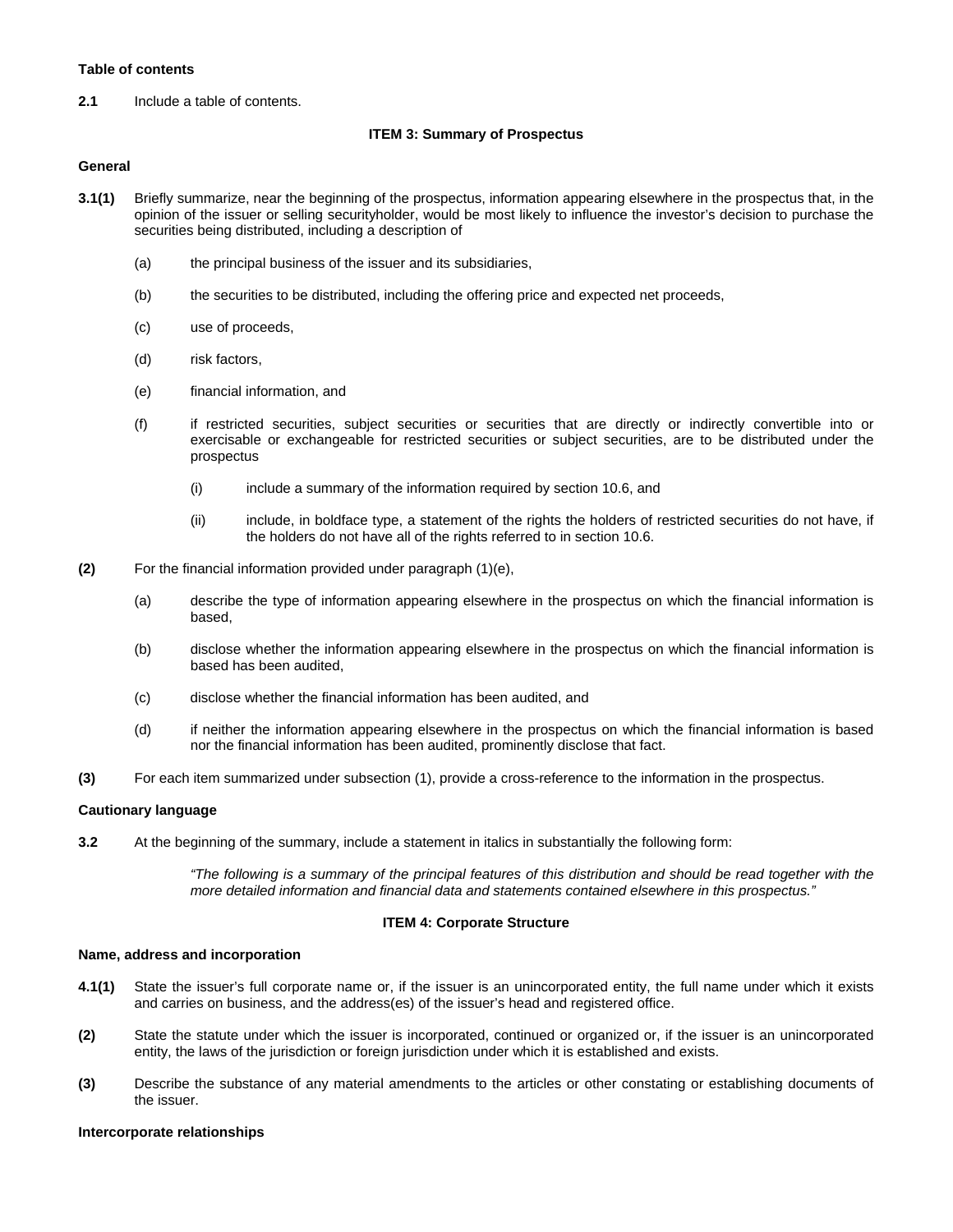**Table of contents**

**2.1** Include a table of contents.

### ITEM 3: Summary of Prospectus

**General**

**3.1(1)** Briefly summarize, near the beginning of the prospectus, information appearing elsewhere in the prospectus that, in the opinion of the issuer or selling securityholder, would be most likely to influence the investor's decision to purchase the securities being distributed, including a description of

(a) the principal business of the issuer and its subsidiaries,

(b) the securities to be distributed, including the offering price and expected net proceeds,

(c) use of proceeds,

(d) risk factors,

(e) financial information, and

(f) if restricted securities, subject securities or securities that are directly or indirectly convertible into or exercisable or exchangeable for restricted securities or subject securities, are to be distributed under the prospectus

(i) include a summary of the information required by section 10.6, and

(ii) include, in boldface type, a statement of the rights the holders of restricted securities do not have, if the holders do not have all of the rights referred to in section 10.6.

**(2)** For the financial information provided under paragraph (1)(e),

(a) describe the type of information appearing elsewhere in the prospectus on which the financial information is based,

(b) disclose whether the information appearing elsewhere in the prospectus on which the financial information is based has been audited,

(c) disclose whether the financial information has been audited, and

(d) if neither the information appearing elsewhere in the prospectus on which the financial information is based nor the financial information has been audited, prominently disclose that fact.

**(3)** For each item summarized under subsection (1), provide a cross-reference to the information in the prospectus.

**Cautionary language**

**3.2** At the beginning of the summary, include a statement in italics in substantially the following form:

*"The following is a summary of the principal features of this distribution and should be read together with the more detailed information and financial data and statements contained elsewhere in this prospectus."*

### ITEM 4: Corporate Structure

**Name, address and incorporation**

**4.1(1)** State the issuer's full corporate name or, if the issuer is an unincorporated entity, the full name under which it exists and carries on business, and the address(es) of the issuer's head and registered office.

**(2)** State the statute under which the issuer is incorporated, continued or organized or, if the issuer is an unincorporated entity, the laws of the jurisdiction or foreign jurisdiction under which it is established and exists.

**(3)** Describe the substance of any material amendments to the articles or other constating or establishing documents of the issuer.

**Intercorporate relationships**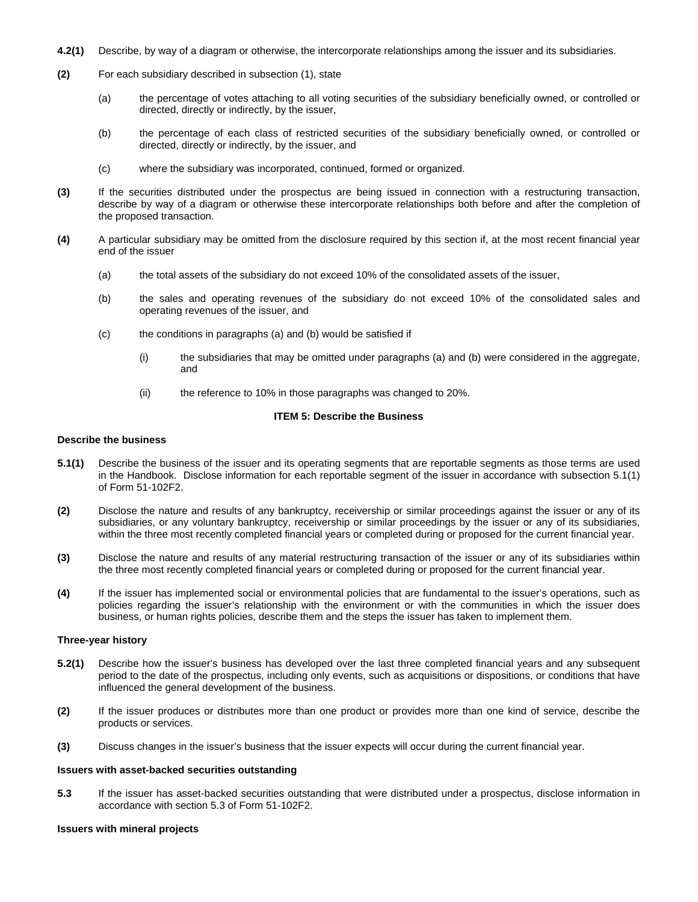**4.2(1)** Describe, by way of a diagram or otherwise, the intercorporate relationships among the issuer and its subsidiaries.

**(2)** For each subsidiary described in subsection (1), state

(a) the percentage of votes attaching to all voting securities of the subsidiary beneficially owned, or controlled or directed, directly or indirectly, by the issuer,

(b) the percentage of each class of restricted securities of the subsidiary beneficially owned, or controlled or directed, directly or indirectly, by the issuer, and

(c) where the subsidiary was incorporated, continued, formed or organized.

**(3)** If the securities distributed under the prospectus are being issued in connection with a restructuring transaction, describe by way of a diagram or otherwise these intercorporate relationships both before and after the completion of the proposed transaction.

**(4)** A particular subsidiary may be omitted from the disclosure required by this section if, at the most recent financial year end of the issuer

(a) the total assets of the subsidiary do not exceed 10% of the consolidated assets of the issuer,

(b) the sales and operating revenues of the subsidiary do not exceed 10% of the consolidated sales and operating revenues of the issuer, and

(c) the conditions in paragraphs (a) and (b) would be satisfied if

(i) the subsidiaries that may be omitted under paragraphs (a) and (b) were considered in the aggregate, and

(ii) the reference to 10% in those paragraphs was changed to 20%.

## ITEM 5: Describe the Business

### Describe the business

**5.1(1)** Describe the business of the issuer and its operating segments that are reportable segments as those terms are used in the Handbook. Disclose information for each reportable segment of the issuer in accordance with subsection 5.1(1) of Form 51-102F2.

**(2)** Disclose the nature and results of any bankruptcy, receivership or similar proceedings against the issuer or any of its subsidiaries, or any voluntary bankruptcy, receivership or similar proceedings by the issuer or any of its subsidiaries, within the three most recently completed financial years or completed during or proposed for the current financial year.

**(3)** Disclose the nature and results of any material restructuring transaction of the issuer or any of its subsidiaries within the three most recently completed financial years or completed during or proposed for the current financial year.

**(4)** If the issuer has implemented social or environmental policies that are fundamental to the issuer's operations, such as policies regarding the issuer's relationship with the environment or with the communities in which the issuer does business, or human rights policies, describe them and the steps the issuer has taken to implement them.

### Three-year history

**5.2(1)** Describe how the issuer's business has developed over the last three completed financial years and any subsequent period to the date of the prospectus, including only events, such as acquisitions or dispositions, or conditions that have influenced the general development of the business.

**(2)** If the issuer produces or distributes more than one product or provides more than one kind of service, describe the products or services.

**(3)** Discuss changes in the issuer's business that the issuer expects will occur during the current financial year.

### Issuers with asset-backed securities outstanding

**5.3** If the issuer has asset-backed securities outstanding that were distributed under a prospectus, disclose information in accordance with section 5.3 of Form 51-102F2.

### Issuers with mineral projects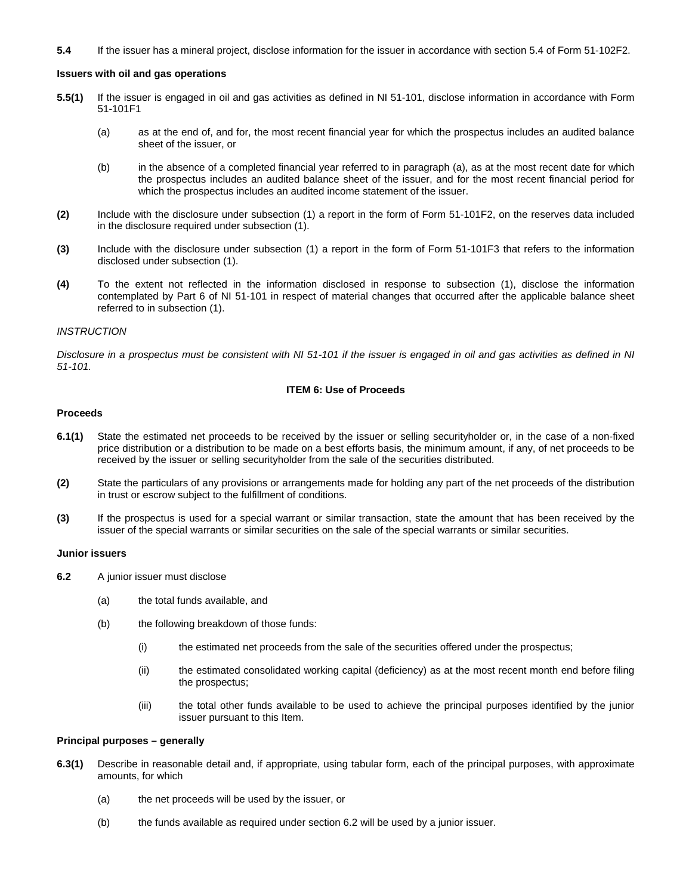**5.4** If the issuer has a mineral project, disclose information for the issuer in accordance with section 5.4 of Form 51-102F2.

**Issuers with oil and gas operations**

**5.5(1)** If the issuer is engaged in oil and gas activities as defined in NI 51-101, disclose information in accordance with Form 51-101F1

(a) as at the end of, and for, the most recent financial year for which the prospectus includes an audited balance sheet of the issuer, or

(b) in the absence of a completed financial year referred to in paragraph (a), as at the most recent date for which the prospectus includes an audited balance sheet of the issuer, and for the most recent financial period for which the prospectus includes an audited income statement of the issuer.

**(2)** Include with the disclosure under subsection (1) a report in the form of Form 51-101F2, on the reserves data included in the disclosure required under subsection (1).

**(3)** Include with the disclosure under subsection (1) a report in the form of Form 51-101F3 that refers to the information disclosed under subsection (1).

**(4)** To the extent not reflected in the information disclosed in response to subsection (1), disclose the information contemplated by Part 6 of NI 51-101 in respect of material changes that occurred after the applicable balance sheet referred to in subsection (1).

*INSTRUCTION*

*Disclosure in a prospectus must be consistent with NI 51-101 if the issuer is engaged in oil and gas activities as defined in NI 51-101.*

## ITEM 6: Use of Proceeds

**Proceeds**

**6.1(1)** State the estimated net proceeds to be received by the issuer or selling securityholder or, in the case of a non-fixed price distribution or a distribution to be made on a best efforts basis, the minimum amount, if any, of net proceeds to be received by the issuer or selling securityholder from the sale of the securities distributed.

**(2)** State the particulars of any provisions or arrangements made for holding any part of the net proceeds of the distribution in trust or escrow subject to the fulfillment of conditions.

**(3)** If the prospectus is used for a special warrant or similar transaction, state the amount that has been received by the issuer of the special warrants or similar securities on the sale of the special warrants or similar securities.

**Junior issuers**

**6.2** A junior issuer must disclose

(a) the total funds available, and

(b) the following breakdown of those funds:

(i) the estimated net proceeds from the sale of the securities offered under the prospectus;

(ii) the estimated consolidated working capital (deficiency) as at the most recent month end before filing the prospectus;

(iii) the total other funds available to be used to achieve the principal purposes identified by the junior issuer pursuant to this Item.

**Principal purposes – generally**

**6.3(1)** Describe in reasonable detail and, if appropriate, using tabular form, each of the principal purposes, with approximate amounts, for which

(a) the net proceeds will be used by the issuer, or

(b) the funds available as required under section 6.2 will be used by a junior issuer.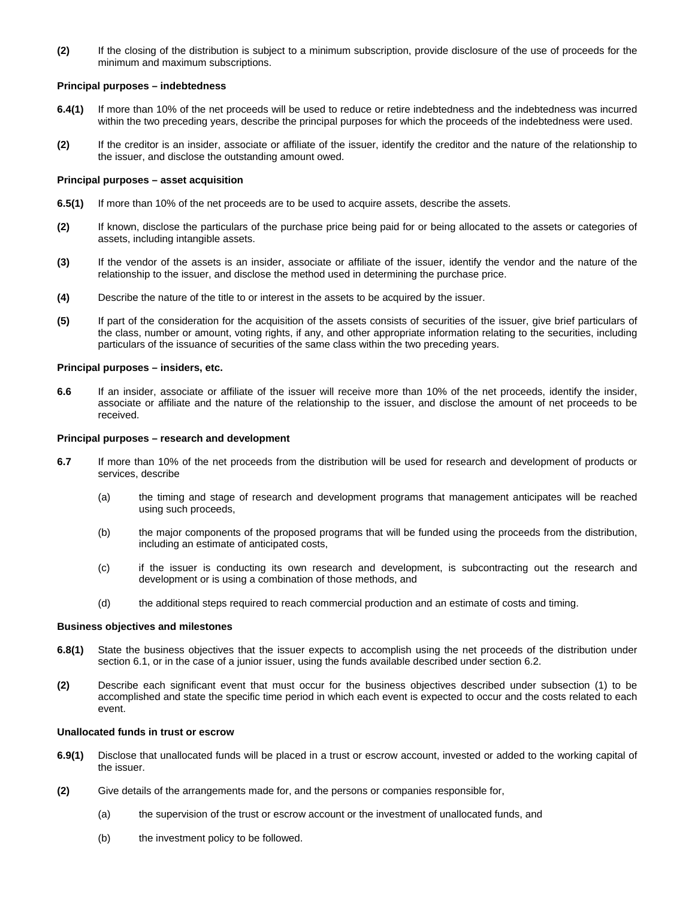**(2)** If the closing of the distribution is subject to a minimum subscription, provide disclosure of the use of proceeds for the minimum and maximum subscriptions.

**Principal purposes – indebtedness**

**6.4(1)** If more than 10% of the net proceeds will be used to reduce or retire indebtedness and the indebtedness was incurred within the two preceding years, describe the principal purposes for which the proceeds of the indebtedness were used.

**(2)** If the creditor is an insider, associate or affiliate of the issuer, identify the creditor and the nature of the relationship to the issuer, and disclose the outstanding amount owed.

**Principal purposes – asset acquisition**

**6.5(1)** If more than 10% of the net proceeds are to be used to acquire assets, describe the assets.

**(2)** If known, disclose the particulars of the purchase price being paid for or being allocated to the assets or categories of assets, including intangible assets.

**(3)** If the vendor of the assets is an insider, associate or affiliate of the issuer, identify the vendor and the nature of the relationship to the issuer, and disclose the method used in determining the purchase price.

**(4)** Describe the nature of the title to or interest in the assets to be acquired by the issuer.

**(5)** If part of the consideration for the acquisition of the assets consists of securities of the issuer, give brief particulars of the class, number or amount, voting rights, if any, and other appropriate information relating to the securities, including particulars of the issuance of securities of the same class within the two preceding years.

**Principal purposes – insiders, etc.**

**6.6** If an insider, associate or affiliate of the issuer will receive more than 10% of the net proceeds, identify the insider, associate or affiliate and the nature of the relationship to the issuer, and disclose the amount of net proceeds to be received.

**Principal purposes – research and development**

**6.7** If more than 10% of the net proceeds from the distribution will be used for research and development of products or services, describe

(a) the timing and stage of research and development programs that management anticipates will be reached using such proceeds,

(b) the major components of the proposed programs that will be funded using the proceeds from the distribution, including an estimate of anticipated costs,

(c) if the issuer is conducting its own research and development, is subcontracting out the research and development or is using a combination of those methods, and

(d) the additional steps required to reach commercial production and an estimate of costs and timing.

**Business objectives and milestones**

**6.8(1)** State the business objectives that the issuer expects to accomplish using the net proceeds of the distribution under section 6.1, or in the case of a junior issuer, using the funds available described under section 6.2.

**(2)** Describe each significant event that must occur for the business objectives described under subsection (1) to be accomplished and state the specific time period in which each event is expected to occur and the costs related to each event.

**Unallocated funds in trust or escrow**

**6.9(1)** Disclose that unallocated funds will be placed in a trust or escrow account, invested or added to the working capital of the issuer.

**(2)** Give details of the arrangements made for, and the persons or companies responsible for,

(a) the supervision of the trust or escrow account or the investment of unallocated funds, and

(b) the investment policy to be followed.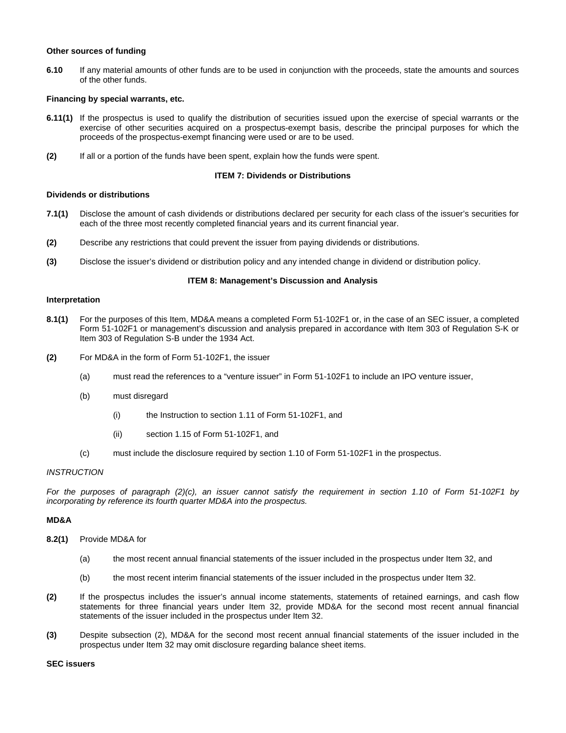**Other sources of funding**

**6.10** If any material amounts of other funds are to be used in conjunction with the proceeds, state the amounts and sources of the other funds.

**Financing by special warrants, etc.**

**6.11(1)** If the prospectus is used to qualify the distribution of securities issued upon the exercise of special warrants or the exercise of other securities acquired on a prospectus-exempt basis, describe the principal purposes for which the proceeds of the prospectus-exempt financing were used or are to be used.

**(2)** If all or a portion of the funds have been spent, explain how the funds were spent.

## ITEM 7: Dividends or Distributions

**Dividends or distributions**

**7.1(1)** Disclose the amount of cash dividends or distributions declared per security for each class of the issuer's securities for each of the three most recently completed financial years and its current financial year.

**(2)** Describe any restrictions that could prevent the issuer from paying dividends or distributions.

**(3)** Disclose the issuer's dividend or distribution policy and any intended change in dividend or distribution policy.

## ITEM 8: Management's Discussion and Analysis

**Interpretation**

**8.1(1)** For the purposes of this Item, MD&A means a completed Form 51-102F1 or, in the case of an SEC issuer, a completed Form 51-102F1 or management's discussion and analysis prepared in accordance with Item 303 of Regulation S-K or Item 303 of Regulation S-B under the 1934 Act.

**(2)** For MD&A in the form of Form 51-102F1, the issuer

(a) must read the references to a "venture issuer" in Form 51-102F1 to include an IPO venture issuer,

(b) must disregard

(i) the Instruction to section 1.11 of Form 51-102F1, and

(ii) section 1.15 of Form 51-102F1, and

(c) must include the disclosure required by section 1.10 of Form 51-102F1 in the prospectus.

*INSTRUCTION*

*For the purposes of paragraph (2)(c), an issuer cannot satisfy the requirement in section 1.10 of Form 51-102F1 by incorporating by reference its fourth quarter MD&A into the prospectus.*

**MD&A**

**8.2(1)** Provide MD&A for

(a) the most recent annual financial statements of the issuer included in the prospectus under Item 32, and

(b) the most recent interim financial statements of the issuer included in the prospectus under Item 32.

**(2)** If the prospectus includes the issuer's annual income statements, statements of retained earnings, and cash flow statements for three financial years under Item 32, provide MD&A for the second most recent annual financial statements of the issuer included in the prospectus under Item 32.

**(3)** Despite subsection (2), MD&A for the second most recent annual financial statements of the issuer included in the prospectus under Item 32 may omit disclosure regarding balance sheet items.

**SEC issuers**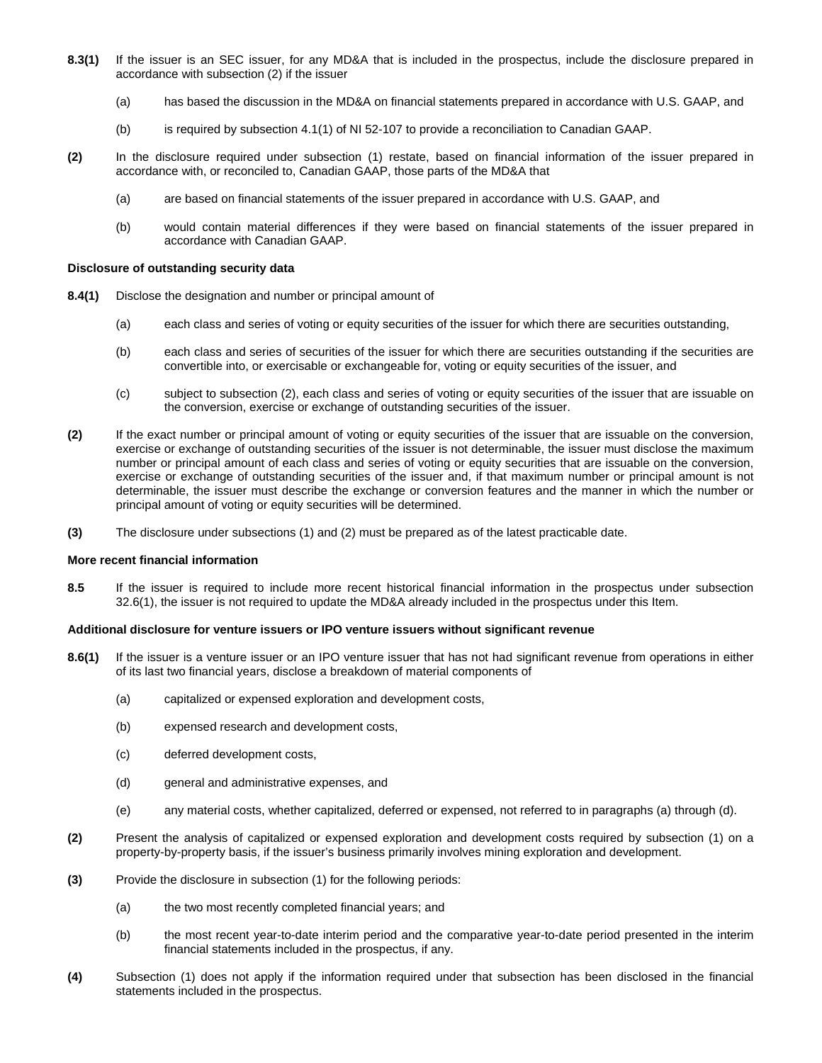**8.3(1)** If the issuer is an SEC issuer, for any MD&A that is included in the prospectus, include the disclosure prepared in accordance with subsection (2) if the issuer

(a) has based the discussion in the MD&A on financial statements prepared in accordance with U.S. GAAP, and

(b) is required by subsection 4.1(1) of NI 52-107 to provide a reconciliation to Canadian GAAP.

**(2)** In the disclosure required under subsection (1) restate, based on financial information of the issuer prepared in accordance with, or reconciled to, Canadian GAAP, those parts of the MD&A that

(a) are based on financial statements of the issuer prepared in accordance with U.S. GAAP, and

(b) would contain material differences if they were based on financial statements of the issuer prepared in accordance with Canadian GAAP.

**Disclosure of outstanding security data**

**8.4(1)** Disclose the designation and number or principal amount of

(a) each class and series of voting or equity securities of the issuer for which there are securities outstanding,

(b) each class and series of securities of the issuer for which there are securities outstanding if the securities are convertible into, or exercisable or exchangeable for, voting or equity securities of the issuer, and

(c) subject to subsection (2), each class and series of voting or equity securities of the issuer that are issuable on the conversion, exercise or exchange of outstanding securities of the issuer.

**(2)** If the exact number or principal amount of voting or equity securities of the issuer that are issuable on the conversion, exercise or exchange of outstanding securities of the issuer is not determinable, the issuer must disclose the maximum number or principal amount of each class and series of voting or equity securities that are issuable on the conversion, exercise or exchange of outstanding securities of the issuer and, if that maximum number or principal amount is not determinable, the issuer must describe the exchange or conversion features and the manner in which the number or principal amount of voting or equity securities will be determined.

**(3)** The disclosure under subsections (1) and (2) must be prepared as of the latest practicable date.

**More recent financial information**

**8.5** If the issuer is required to include more recent historical financial information in the prospectus under subsection 32.6(1), the issuer is not required to update the MD&A already included in the prospectus under this Item.

**Additional disclosure for venture issuers or IPO venture issuers without significant revenue**

**8.6(1)** If the issuer is a venture issuer or an IPO venture issuer that has not had significant revenue from operations in either of its last two financial years, disclose a breakdown of material components of

(a) capitalized or expensed exploration and development costs,

(b) expensed research and development costs,

(c) deferred development costs,

(d) general and administrative expenses, and

(e) any material costs, whether capitalized, deferred or expensed, not referred to in paragraphs (a) through (d).

**(2)** Present the analysis of capitalized or expensed exploration and development costs required by subsection (1) on a property-by-property basis, if the issuer's business primarily involves mining exploration and development.

**(3)** Provide the disclosure in subsection (1) for the following periods:

(a) the two most recently completed financial years; and

(b) the most recent year-to-date interim period and the comparative year-to-date period presented in the interim financial statements included in the prospectus, if any.

**(4)** Subsection (1) does not apply if the information required under that subsection has been disclosed in the financial statements included in the prospectus.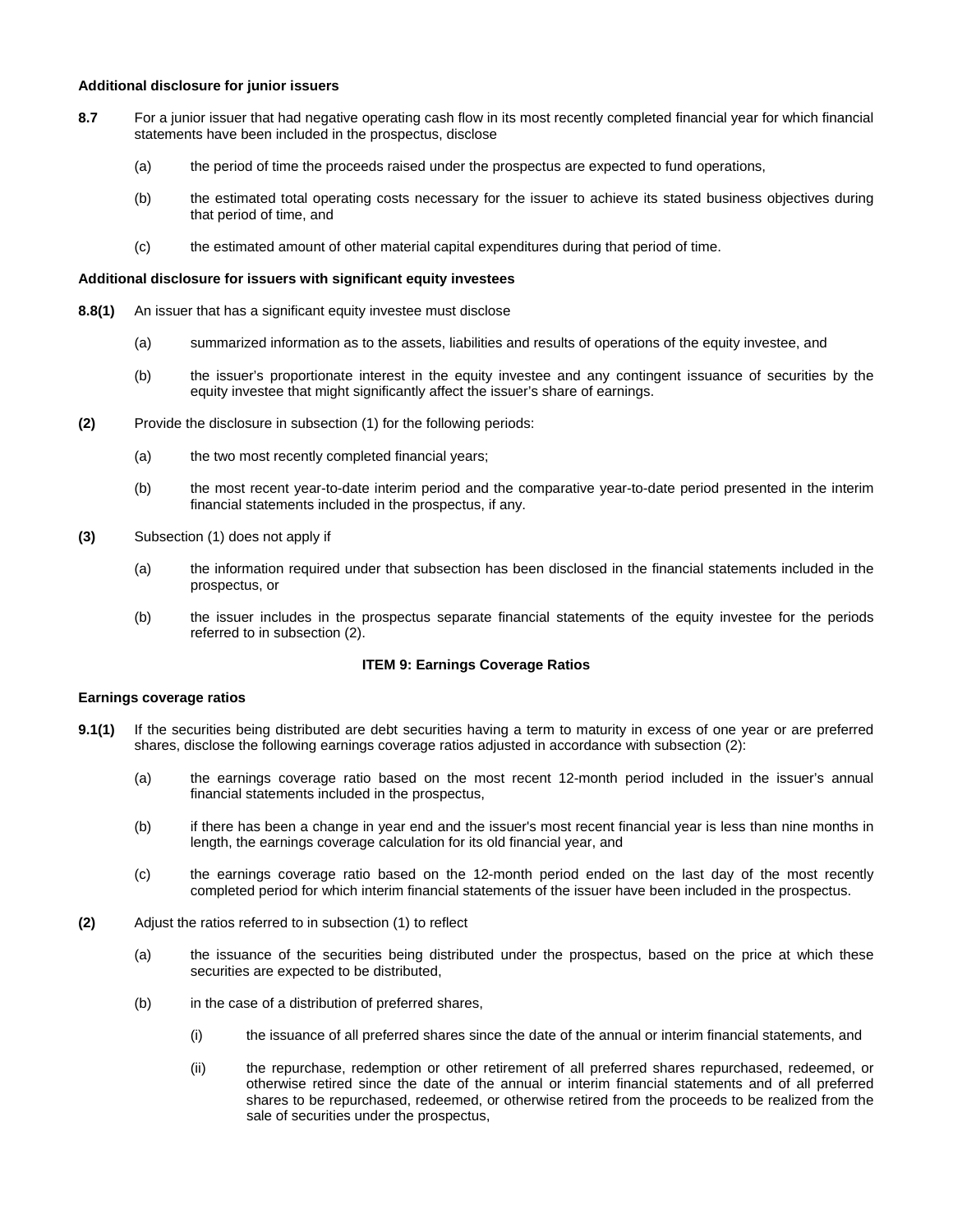**Additional disclosure for junior issuers**

**8.7** For a junior issuer that had negative operating cash flow in its most recently completed financial year for which financial statements have been included in the prospectus, disclose

(a) the period of time the proceeds raised under the prospectus are expected to fund operations,

(b) the estimated total operating costs necessary for the issuer to achieve its stated business objectives during that period of time, and

(c) the estimated amount of other material capital expenditures during that period of time.

**Additional disclosure for issuers with significant equity investees**

**8.8(1)** An issuer that has a significant equity investee must disclose

(a) summarized information as to the assets, liabilities and results of operations of the equity investee, and

(b) the issuer's proportionate interest in the equity investee and any contingent issuance of securities by the equity investee that might significantly affect the issuer's share of earnings.

**(2)** Provide the disclosure in subsection (1) for the following periods:

(a) the two most recently completed financial years;

(b) the most recent year-to-date interim period and the comparative year-to-date period presented in the interim financial statements included in the prospectus, if any.

**(3)** Subsection (1) does not apply if

(a) the information required under that subsection has been disclosed in the financial statements included in the prospectus, or

(b) the issuer includes in the prospectus separate financial statements of the equity investee for the periods referred to in subsection (2).

**ITEM 9: Earnings Coverage Ratios**

**Earnings coverage ratios**

**9.1(1)** If the securities being distributed are debt securities having a term to maturity in excess of one year or are preferred shares, disclose the following earnings coverage ratios adjusted in accordance with subsection (2):

(a) the earnings coverage ratio based on the most recent 12-month period included in the issuer's annual financial statements included in the prospectus,

(b) if there has been a change in year end and the issuer's most recent financial year is less than nine months in length, the earnings coverage calculation for its old financial year, and

(c) the earnings coverage ratio based on the 12-month period ended on the last day of the most recently completed period for which interim financial statements of the issuer have been included in the prospectus.

**(2)** Adjust the ratios referred to in subsection (1) to reflect

(a) the issuance of the securities being distributed under the prospectus, based on the price at which these securities are expected to be distributed,

(b) in the case of a distribution of preferred shares,

(i) the issuance of all preferred shares since the date of the annual or interim financial statements, and

(ii) the repurchase, redemption or other retirement of all preferred shares repurchased, redeemed, or otherwise retired since the date of the annual or interim financial statements and of all preferred shares to be repurchased, redeemed, or otherwise retired from the proceeds to be realized from the sale of securities under the prospectus,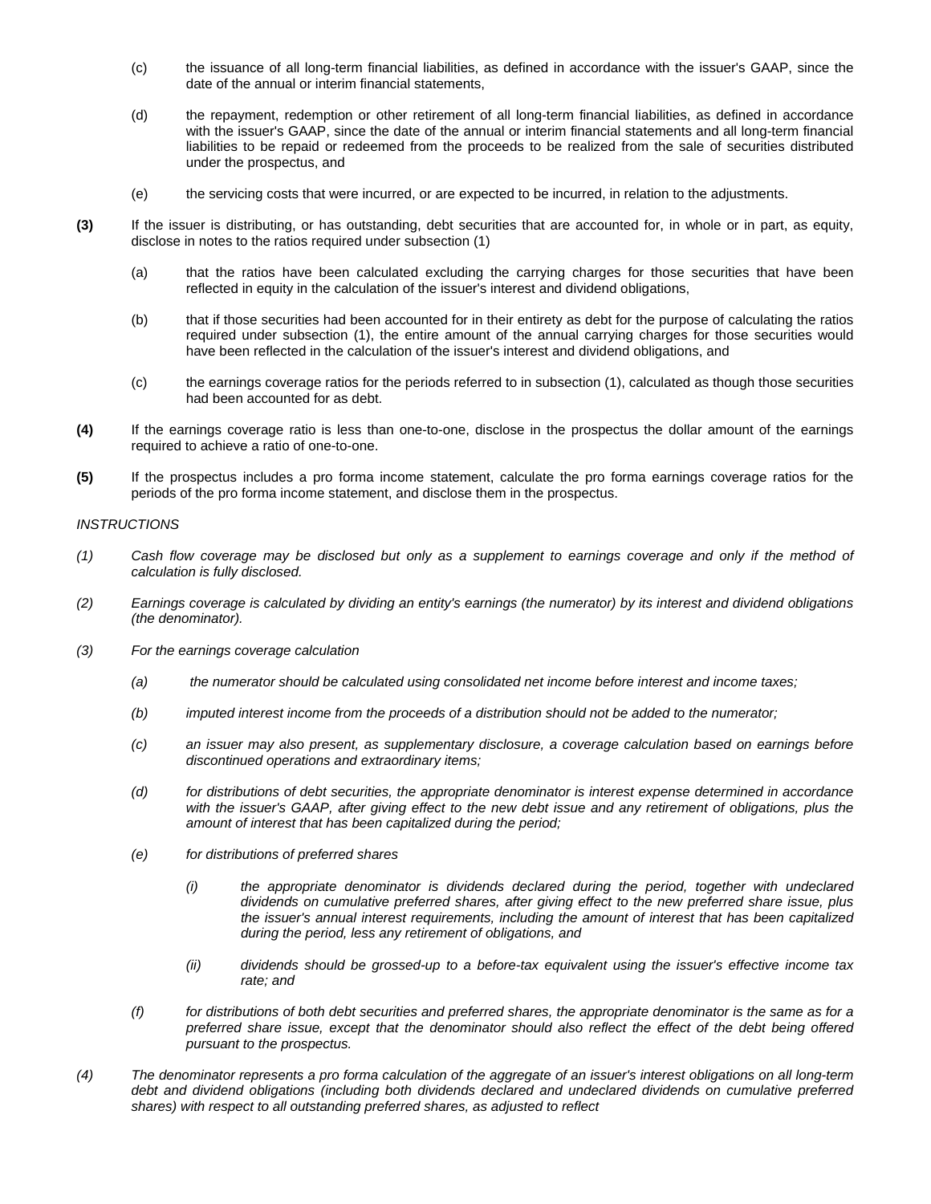(c) the issuance of all long-term financial liabilities, as defined in accordance with the issuer's GAAP, since the date of the annual or interim financial statements,

(d) the repayment, redemption or other retirement of all long-term financial liabilities, as defined in accordance with the issuer's GAAP, since the date of the annual or interim financial statements and all long-term financial liabilities to be repaid or redeemed from the proceeds to be realized from the sale of securities distributed under the prospectus, and

(e) the servicing costs that were incurred, or are expected to be incurred, in relation to the adjustments.

**(3)** If the issuer is distributing, or has outstanding, debt securities that are accounted for, in whole or in part, as equity, disclose in notes to the ratios required under subsection (1)

(a) that the ratios have been calculated excluding the carrying charges for those securities that have been reflected in equity in the calculation of the issuer's interest and dividend obligations,

(b) that if those securities had been accounted for in their entirety as debt for the purpose of calculating the ratios required under subsection (1), the entire amount of the annual carrying charges for those securities would have been reflected in the calculation of the issuer's interest and dividend obligations, and

(c) the earnings coverage ratios for the periods referred to in subsection (1), calculated as though those securities had been accounted for as debt.

**(4)** If the earnings coverage ratio is less than one-to-one, disclose in the prospectus the dollar amount of the earnings required to achieve a ratio of one-to-one.

**(5)** If the prospectus includes a pro forma income statement, calculate the pro forma earnings coverage ratios for the periods of the pro forma income statement, and disclose them in the prospectus.

*INSTRUCTIONS*

*(1) Cash flow coverage may be disclosed but only as a supplement to earnings coverage and only if the method of calculation is fully disclosed.*

*(2) Earnings coverage is calculated by dividing an entity's earnings (the numerator) by its interest and dividend obligations (the denominator).*

*(3) For the earnings coverage calculation*

*(a) the numerator should be calculated using consolidated net income before interest and income taxes;*

*(b) imputed interest income from the proceeds of a distribution should not be added to the numerator;*

*(c) an issuer may also present, as supplementary disclosure, a coverage calculation based on earnings before discontinued operations and extraordinary items;*

*(d) for distributions of debt securities, the appropriate denominator is interest expense determined in accordance with the issuer's GAAP, after giving effect to the new debt issue and any retirement of obligations, plus the amount of interest that has been capitalized during the period;*

*(e) for distributions of preferred shares*

*(i) the appropriate denominator is dividends declared during the period, together with undeclared dividends on cumulative preferred shares, after giving effect to the new preferred share issue, plus the issuer's annual interest requirements, including the amount of interest that has been capitalized during the period, less any retirement of obligations, and*

*(ii) dividends should be grossed-up to a before-tax equivalent using the issuer's effective income tax rate; and*

*(f) for distributions of both debt securities and preferred shares, the appropriate denominator is the same as for a preferred share issue, except that the denominator should also reflect the effect of the debt being offered pursuant to the prospectus.*

*(4) The denominator represents a pro forma calculation of the aggregate of an issuer's interest obligations on all long-term debt and dividend obligations (including both dividends declared and undeclared dividends on cumulative preferred shares) with respect to all outstanding preferred shares, as adjusted to reflect*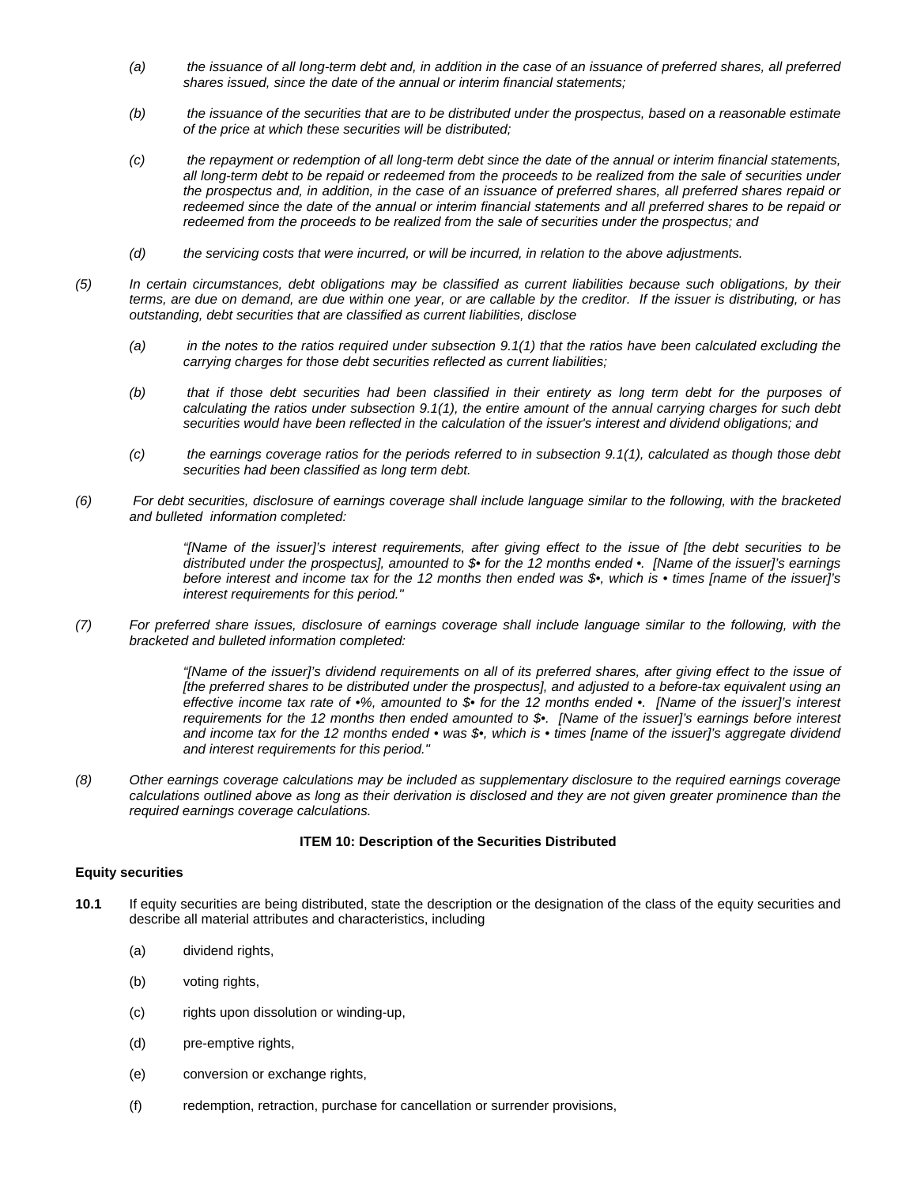*(a) the issuance of all long-term debt and, in addition in the case of an issuance of preferred shares, all preferred shares issued, since the date of the annual or interim financial statements;*

*(b) the issuance of the securities that are to be distributed under the prospectus, based on a reasonable estimate of the price at which these securities will be distributed;*

*(c) the repayment or redemption of all long-term debt since the date of the annual or interim financial statements, all long-term debt to be repaid or redeemed from the proceeds to be realized from the sale of securities under the prospectus and, in addition, in the case of an issuance of preferred shares, all preferred shares repaid or redeemed since the date of the annual or interim financial statements and all preferred shares to be repaid or redeemed from the proceeds to be realized from the sale of securities under the prospectus; and*

*(d) the servicing costs that were incurred, or will be incurred, in relation to the above adjustments.*

*(5) In certain circumstances, debt obligations may be classified as current liabilities because such obligations, by their terms, are due on demand, are due within one year, or are callable by the creditor. If the issuer is distributing, or has outstanding, debt securities that are classified as current liabilities, disclose*

*(a) in the notes to the ratios required under subsection 9.1(1) that the ratios have been calculated excluding the carrying charges for those debt securities reflected as current liabilities;*

*(b) that if those debt securities had been classified in their entirety as long term debt for the purposes of calculating the ratios under subsection 9.1(1), the entire amount of the annual carrying charges for such debt securities would have been reflected in the calculation of the issuer's interest and dividend obligations; and*

*(c) the earnings coverage ratios for the periods referred to in subsection 9.1(1), calculated as though those debt securities had been classified as long term debt.*

*(6) For debt securities, disclosure of earnings coverage shall include language similar to the following, with the bracketed and bulleted information completed:*

> *"[Name of the issuer]'s interest requirements, after giving effect to the issue of [the debt securities to be distributed under the prospectus], amounted to $• for the 12 months ended •. [Name of the issuer]'s earnings before interest and income tax for the 12 months then ended was $•, which is • times [name of the issuer]'s interest requirements for this period."*

*(7) For preferred share issues, disclosure of earnings coverage shall include language similar to the following, with the bracketed and bulleted information completed:*

> *"[Name of the issuer]'s dividend requirements on all of its preferred shares, after giving effect to the issue of [the preferred shares to be distributed under the prospectus], and adjusted to a before-tax equivalent using an effective income tax rate of •%, amounted to $• for the 12 months ended •. [Name of the issuer]'s interest requirements for the 12 months then ended amounted to $•. [Name of the issuer]'s earnings before interest and income tax for the 12 months ended • was $•, which is • times [name of the issuer]'s aggregate dividend and interest requirements for this period."*

*(8) Other earnings coverage calculations may be included as supplementary disclosure to the required earnings coverage calculations outlined above as long as their derivation is disclosed and they are not given greater prominence than the required earnings coverage calculations.*

## ITEM 10: Description of the Securities Distributed

**Equity securities**

**10.1** If equity securities are being distributed, state the description or the designation of the class of the equity securities and describe all material attributes and characteristics, including

(a) dividend rights,

(b) voting rights,

(c) rights upon dissolution or winding-up,

(d) pre-emptive rights,

(e) conversion or exchange rights,

(f) redemption, retraction, purchase for cancellation or surrender provisions,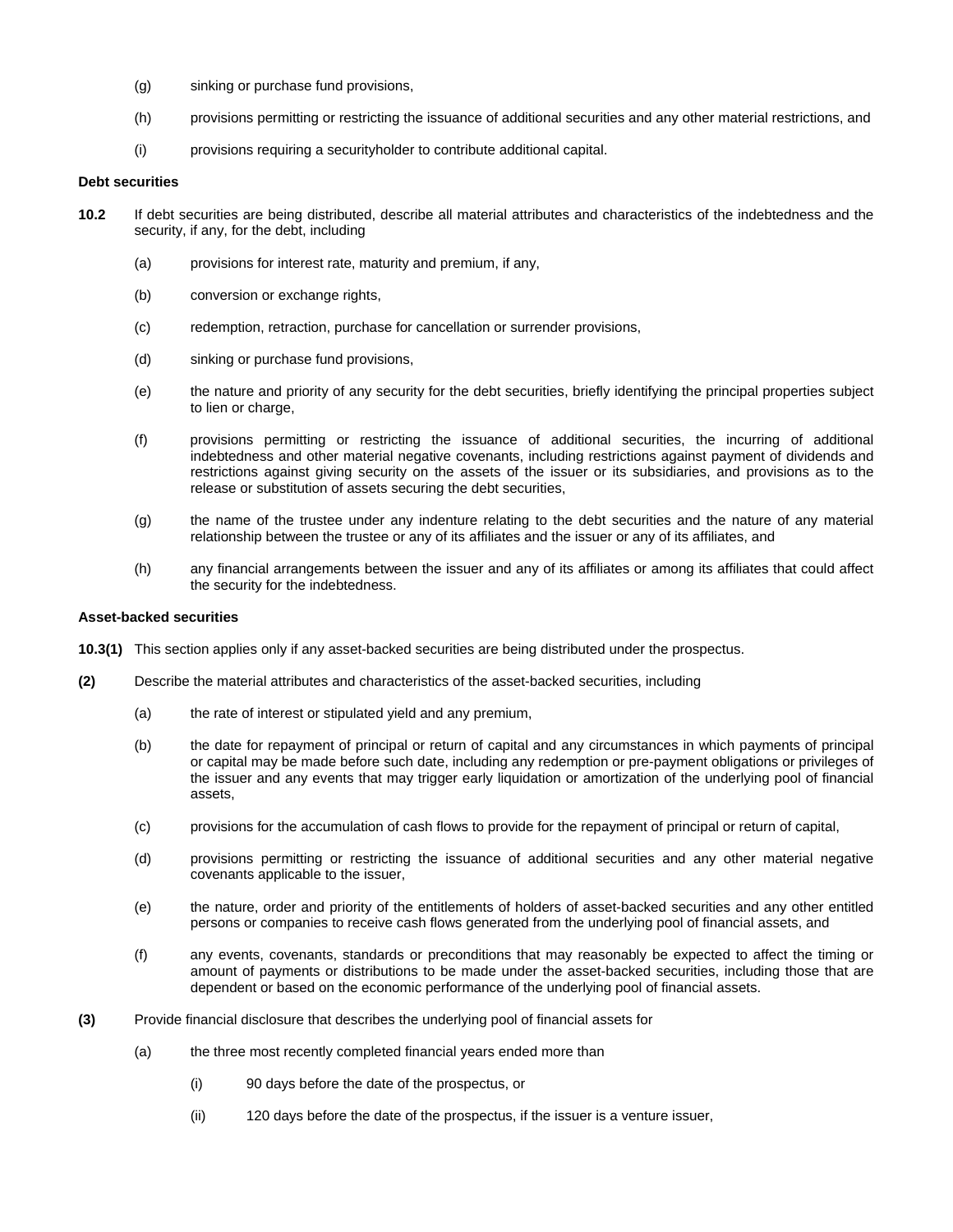(g) sinking or purchase fund provisions,

(h) provisions permitting or restricting the issuance of additional securities and any other material restrictions, and

(i) provisions requiring a securityholder to contribute additional capital.

**Debt securities**

**10.2** If debt securities are being distributed, describe all material attributes and characteristics of the indebtedness and the security, if any, for the debt, including

(a) provisions for interest rate, maturity and premium, if any,

(b) conversion or exchange rights,

(c) redemption, retraction, purchase for cancellation or surrender provisions,

(d) sinking or purchase fund provisions,

(e) the nature and priority of any security for the debt securities, briefly identifying the principal properties subject to lien or charge,

(f) provisions permitting or restricting the issuance of additional securities, the incurring of additional indebtedness and other material negative covenants, including restrictions against payment of dividends and restrictions against giving security on the assets of the issuer or its subsidiaries, and provisions as to the release or substitution of assets securing the debt securities,

(g) the name of the trustee under any indenture relating to the debt securities and the nature of any material relationship between the trustee or any of its affiliates and the issuer or any of its affiliates, and

(h) any financial arrangements between the issuer and any of its affiliates or among its affiliates that could affect the security for the indebtedness.

**Asset-backed securities**

**10.3(1)** This section applies only if any asset-backed securities are being distributed under the prospectus.

**(2)** Describe the material attributes and characteristics of the asset-backed securities, including

(a) the rate of interest or stipulated yield and any premium,

(b) the date for repayment of principal or return of capital and any circumstances in which payments of principal or capital may be made before such date, including any redemption or pre-payment obligations or privileges of the issuer and any events that may trigger early liquidation or amortization of the underlying pool of financial assets,

(c) provisions for the accumulation of cash flows to provide for the repayment of principal or return of capital,

(d) provisions permitting or restricting the issuance of additional securities and any other material negative covenants applicable to the issuer,

(e) the nature, order and priority of the entitlements of holders of asset-backed securities and any other entitled persons or companies to receive cash flows generated from the underlying pool of financial assets, and

(f) any events, covenants, standards or preconditions that may reasonably be expected to affect the timing or amount of payments or distributions to be made under the asset-backed securities, including those that are dependent or based on the economic performance of the underlying pool of financial assets.

**(3)** Provide financial disclosure that describes the underlying pool of financial assets for

(a) the three most recently completed financial years ended more than

(i) 90 days before the date of the prospectus, or

(ii) 120 days before the date of the prospectus, if the issuer is a venture issuer,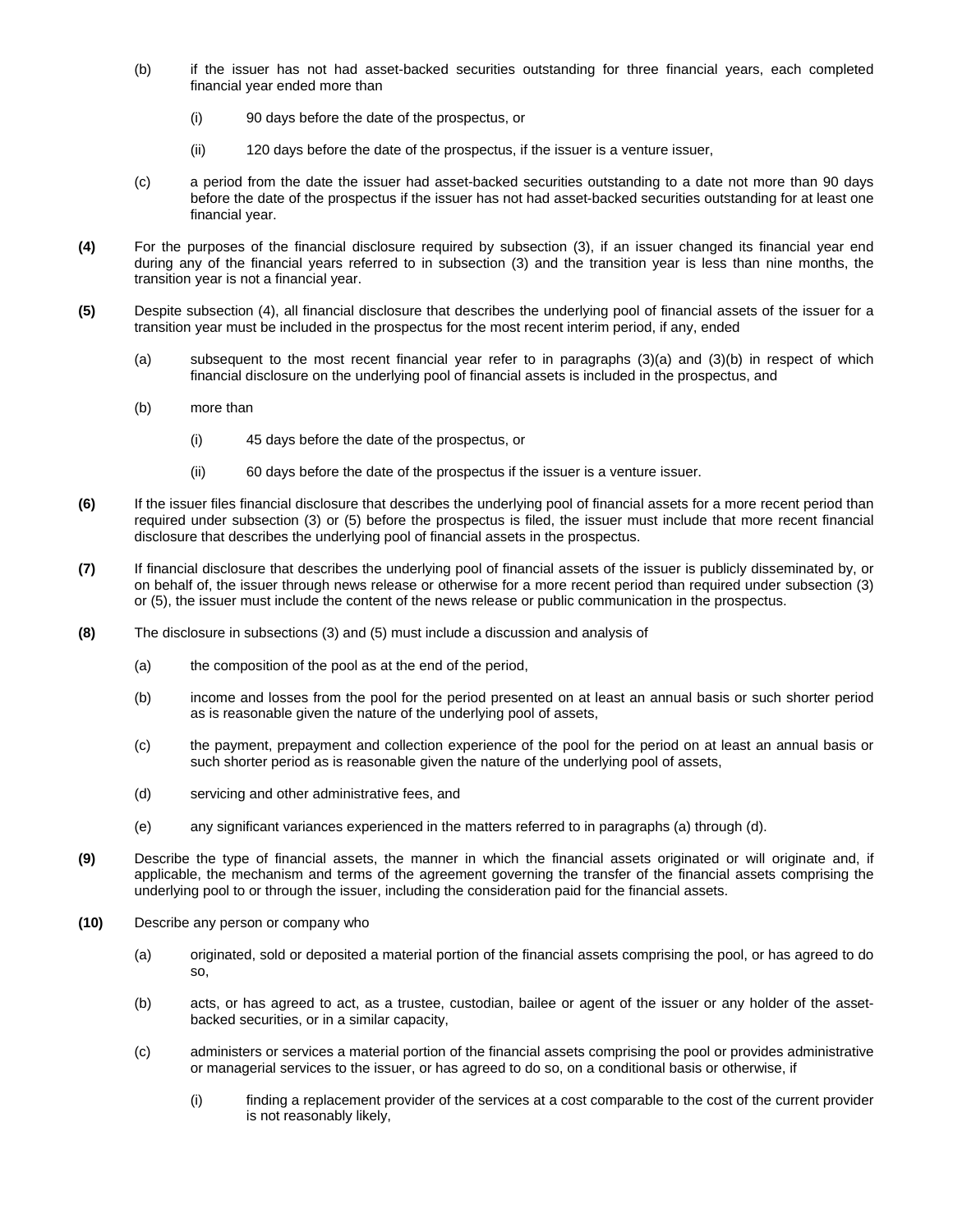(b) if the issuer has not had asset-backed securities outstanding for three financial years, each completed financial year ended more than

  (i) 90 days before the date of the prospectus, or

  (ii) 120 days before the date of the prospectus, if the issuer is a venture issuer,

(c) a period from the date the issuer had asset-backed securities outstanding to a date not more than 90 days before the date of the prospectus if the issuer has not had asset-backed securities outstanding for at least one financial year.

**(4)** For the purposes of the financial disclosure required by subsection (3), if an issuer changed its financial year end during any of the financial years referred to in subsection (3) and the transition year is less than nine months, the transition year is not a financial year.

**(5)** Despite subsection (4), all financial disclosure that describes the underlying pool of financial assets of the issuer for a transition year must be included in the prospectus for the most recent interim period, if any, ended

(a) subsequent to the most recent financial year refer to in paragraphs (3)(a) and (3)(b) in respect of which financial disclosure on the underlying pool of financial assets is included in the prospectus, and

(b) more than

  (i) 45 days before the date of the prospectus, or

  (ii) 60 days before the date of the prospectus if the issuer is a venture issuer.

**(6)** If the issuer files financial disclosure that describes the underlying pool of financial assets for a more recent period than required under subsection (3) or (5) before the prospectus is filed, the issuer must include that more recent financial disclosure that describes the underlying pool of financial assets in the prospectus.

**(7)** If financial disclosure that describes the underlying pool of financial assets of the issuer is publicly disseminated by, or on behalf of, the issuer through news release or otherwise for a more recent period than required under subsection (3) or (5), the issuer must include the content of the news release or public communication in the prospectus.

**(8)** The disclosure in subsections (3) and (5) must include a discussion and analysis of

(a) the composition of the pool as at the end of the period,

(b) income and losses from the pool for the period presented on at least an annual basis or such shorter period as is reasonable given the nature of the underlying pool of assets,

(c) the payment, prepayment and collection experience of the pool for the period on at least an annual basis or such shorter period as is reasonable given the nature of the underlying pool of assets,

(d) servicing and other administrative fees, and

(e) any significant variances experienced in the matters referred to in paragraphs (a) through (d).

**(9)** Describe the type of financial assets, the manner in which the financial assets originated or will originate and, if applicable, the mechanism and terms of the agreement governing the transfer of the financial assets comprising the underlying pool to or through the issuer, including the consideration paid for the financial assets.

**(10)** Describe any person or company who

(a) originated, sold or deposited a material portion of the financial assets comprising the pool, or has agreed to do so,

(b) acts, or has agreed to act, as a trustee, custodian, bailee or agent of the issuer or any holder of the asset-backed securities, or in a similar capacity,

(c) administers or services a material portion of the financial assets comprising the pool or provides administrative or managerial services to the issuer, or has agreed to do so, on a conditional basis or otherwise, if

  (i) finding a replacement provider of the services at a cost comparable to the cost of the current provider is not reasonably likely,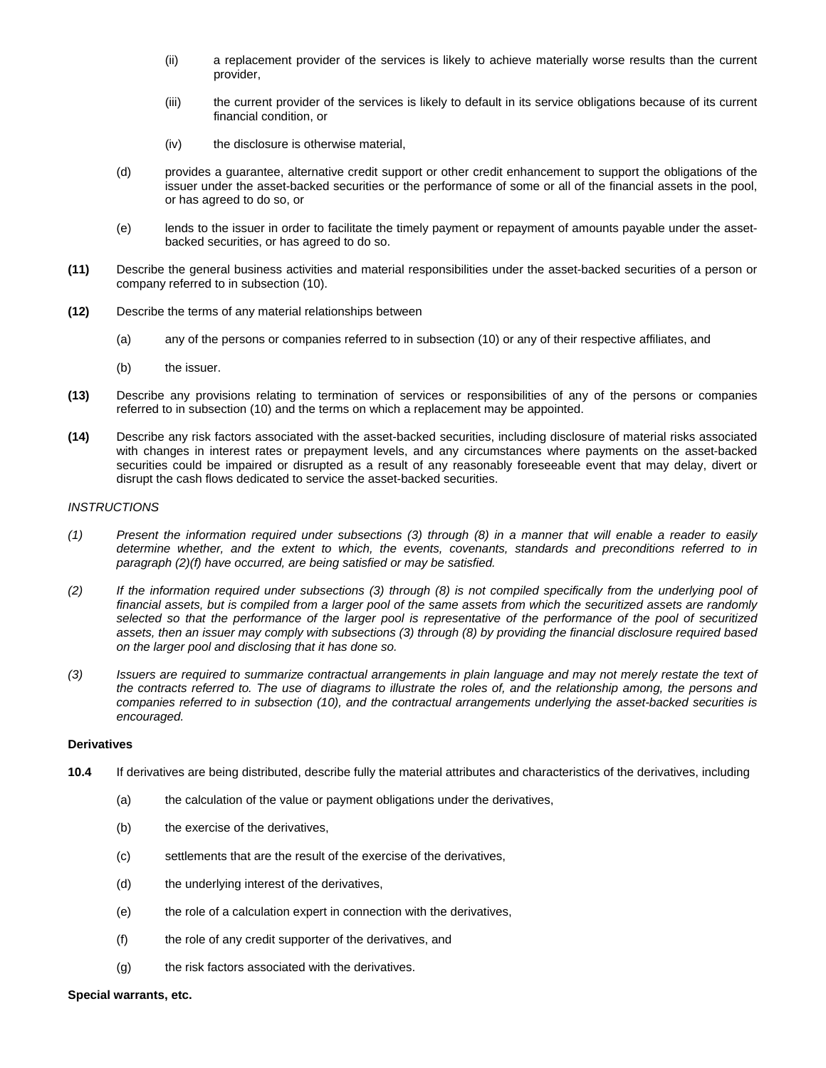(ii) a replacement provider of the services is likely to achieve materially worse results than the current provider,

(iii) the current provider of the services is likely to default in its service obligations because of its current financial condition, or

(iv) the disclosure is otherwise material,

(d) provides a guarantee, alternative credit support or other credit enhancement to support the obligations of the issuer under the asset-backed securities or the performance of some or all of the financial assets in the pool, or has agreed to do so, or

(e) lends to the issuer in order to facilitate the timely payment or repayment of amounts payable under the asset-backed securities, or has agreed to do so.

**(11)** Describe the general business activities and material responsibilities under the asset-backed securities of a person or company referred to in subsection (10).

**(12)** Describe the terms of any material relationships between

(a) any of the persons or companies referred to in subsection (10) or any of their respective affiliates, and

(b) the issuer.

**(13)** Describe any provisions relating to termination of services or responsibilities of any of the persons or companies referred to in subsection (10) and the terms on which a replacement may be appointed.

**(14)** Describe any risk factors associated with the asset-backed securities, including disclosure of material risks associated with changes in interest rates or prepayment levels, and any circumstances where payments on the asset-backed securities could be impaired or disrupted as a result of any reasonably foreseeable event that may delay, divert or disrupt the cash flows dedicated to service the asset-backed securities.

*INSTRUCTIONS*

*(1) Present the information required under subsections (3) through (8) in a manner that will enable a reader to easily determine whether, and the extent to which, the events, covenants, standards and preconditions referred to in paragraph (2)(f) have occurred, are being satisfied or may be satisfied.*

*(2) If the information required under subsections (3) through (8) is not compiled specifically from the underlying pool of financial assets, but is compiled from a larger pool of the same assets from which the securitized assets are randomly selected so that the performance of the larger pool is representative of the performance of the pool of securitized assets, then an issuer may comply with subsections (3) through (8) by providing the financial disclosure required based on the larger pool and disclosing that it has done so.*

*(3) Issuers are required to summarize contractual arrangements in plain language and may not merely restate the text of the contracts referred to. The use of diagrams to illustrate the roles of, and the relationship among, the persons and companies referred to in subsection (10), and the contractual arrangements underlying the asset-backed securities is encouraged.*

**Derivatives**

**10.4** If derivatives are being distributed, describe fully the material attributes and characteristics of the derivatives, including

(a) the calculation of the value or payment obligations under the derivatives,

(b) the exercise of the derivatives,

(c) settlements that are the result of the exercise of the derivatives,

(d) the underlying interest of the derivatives,

(e) the role of a calculation expert in connection with the derivatives,

(f) the role of any credit supporter of the derivatives, and

(g) the risk factors associated with the derivatives.

**Special warrants, etc.**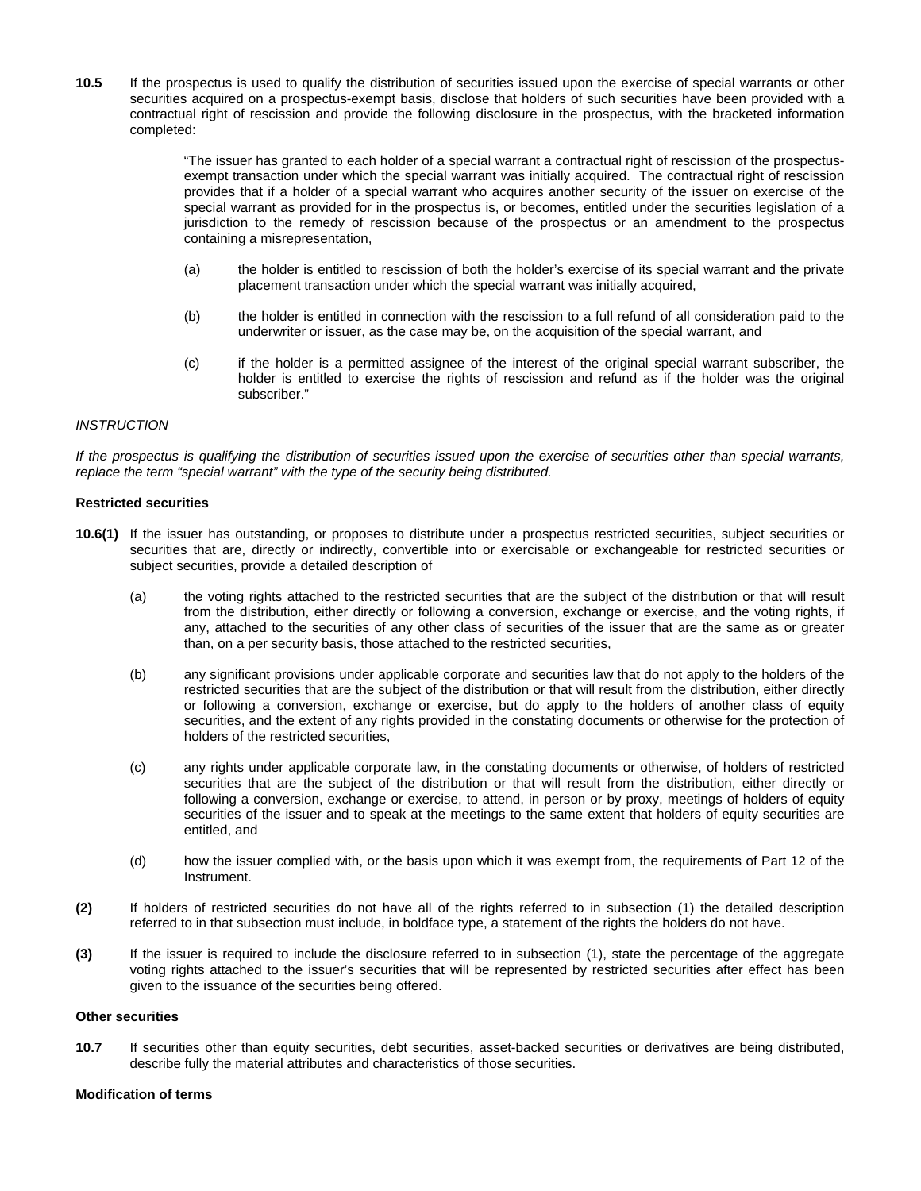**10.5** If the prospectus is used to qualify the distribution of securities issued upon the exercise of special warrants or other securities acquired on a prospectus-exempt basis, disclose that holders of such securities have been provided with a contractual right of rescission and provide the following disclosure in the prospectus, with the bracketed information completed:

> "The issuer has granted to each holder of a special warrant a contractual right of rescission of the prospectus-exempt transaction under which the special warrant was initially acquired. The contractual right of rescission provides that if a holder of a special warrant who acquires another security of the issuer on exercise of the special warrant as provided for in the prospectus is, or becomes, entitled under the securities legislation of a jurisdiction to the remedy of rescission because of the prospectus or an amendment to the prospectus containing a misrepresentation,
>
> (a) the holder is entitled to rescission of both the holder's exercise of its special warrant and the private placement transaction under which the special warrant was initially acquired,
>
> (b) the holder is entitled in connection with the rescission to a full refund of all consideration paid to the underwriter or issuer, as the case may be, on the acquisition of the special warrant, and
>
> (c) if the holder is a permitted assignee of the interest of the original special warrant subscriber, the holder is entitled to exercise the rights of rescission and refund as if the holder was the original subscriber."

*INSTRUCTION*

*If the prospectus is qualifying the distribution of securities issued upon the exercise of securities other than special warrants, replace the term "special warrant" with the type of the security being distributed.*

**Restricted securities**

**10.6(1)** If the issuer has outstanding, or proposes to distribute under a prospectus restricted securities, subject securities or securities that are, directly or indirectly, convertible into or exercisable or exchangeable for restricted securities or subject securities, provide a detailed description of

(a) the voting rights attached to the restricted securities that are the subject of the distribution or that will result from the distribution, either directly or following a conversion, exchange or exercise, and the voting rights, if any, attached to the securities of any other class of securities of the issuer that are the same as or greater than, on a per security basis, those attached to the restricted securities,

(b) any significant provisions under applicable corporate and securities law that do not apply to the holders of the restricted securities that are the subject of the distribution or that will result from the distribution, either directly or following a conversion, exchange or exercise, but do apply to the holders of another class of equity securities, and the extent of any rights provided in the constating documents or otherwise for the protection of holders of the restricted securities,

(c) any rights under applicable corporate law, in the constating documents or otherwise, of holders of restricted securities that are the subject of the distribution or that will result from the distribution, either directly or following a conversion, exchange or exercise, to attend, in person or by proxy, meetings of holders of equity securities of the issuer and to speak at the meetings to the same extent that holders of equity securities are entitled, and

(d) how the issuer complied with, or the basis upon which it was exempt from, the requirements of Part 12 of the Instrument.

**(2)** If holders of restricted securities do not have all of the rights referred to in subsection (1) the detailed description referred to in that subsection must include, in boldface type, a statement of the rights the holders do not have.

**(3)** If the issuer is required to include the disclosure referred to in subsection (1), state the percentage of the aggregate voting rights attached to the issuer's securities that will be represented by restricted securities after effect has been given to the issuance of the securities being offered.

**Other securities**

**10.7** If securities other than equity securities, debt securities, asset-backed securities or derivatives are being distributed, describe fully the material attributes and characteristics of those securities.

**Modification of terms**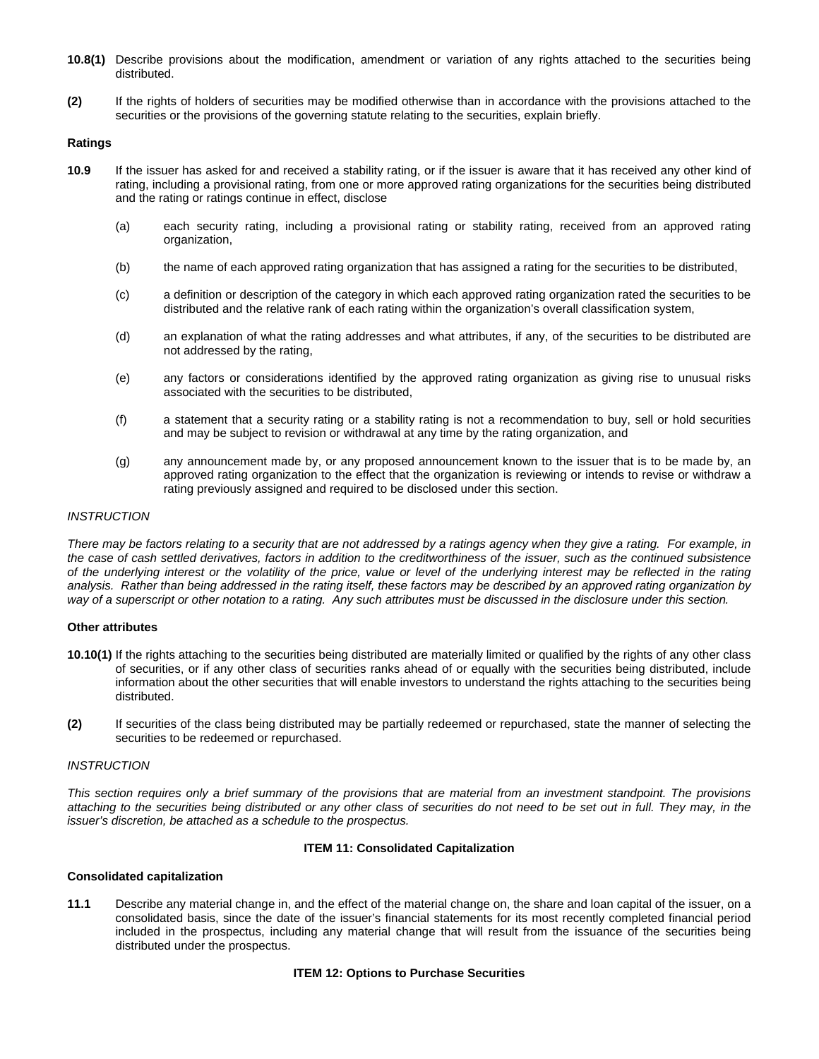**10.8(1)** Describe provisions about the modification, amendment or variation of any rights attached to the securities being distributed.

**(2)** If the rights of holders of securities may be modified otherwise than in accordance with the provisions attached to the securities or the provisions of the governing statute relating to the securities, explain briefly.

**Ratings**

**10.9** If the issuer has asked for and received a stability rating, or if the issuer is aware that it has received any other kind of rating, including a provisional rating, from one or more approved rating organizations for the securities being distributed and the rating or ratings continue in effect, disclose

(a) each security rating, including a provisional rating or stability rating, received from an approved rating organization,

(b) the name of each approved rating organization that has assigned a rating for the securities to be distributed,

(c) a definition or description of the category in which each approved rating organization rated the securities to be distributed and the relative rank of each rating within the organization's overall classification system,

(d) an explanation of what the rating addresses and what attributes, if any, of the securities to be distributed are not addressed by the rating,

(e) any factors or considerations identified by the approved rating organization as giving rise to unusual risks associated with the securities to be distributed,

(f) a statement that a security rating or a stability rating is not a recommendation to buy, sell or hold securities and may be subject to revision or withdrawal at any time by the rating organization, and

(g) any announcement made by, or any proposed announcement known to the issuer that is to be made by, an approved rating organization to the effect that the organization is reviewing or intends to revise or withdraw a rating previously assigned and required to be disclosed under this section.

*INSTRUCTION*

*There may be factors relating to a security that are not addressed by a ratings agency when they give a rating. For example, in the case of cash settled derivatives, factors in addition to the creditworthiness of the issuer, such as the continued subsistence of the underlying interest or the volatility of the price, value or level of the underlying interest may be reflected in the rating analysis. Rather than being addressed in the rating itself, these factors may be described by an approved rating organization by way of a superscript or other notation to a rating. Any such attributes must be discussed in the disclosure under this section.*

**Other attributes**

**10.10(1)** If the rights attaching to the securities being distributed are materially limited or qualified by the rights of any other class of securities, or if any other class of securities ranks ahead of or equally with the securities being distributed, include information about the other securities that will enable investors to understand the rights attaching to the securities being distributed.

**(2)** If securities of the class being distributed may be partially redeemed or repurchased, state the manner of selecting the securities to be redeemed or repurchased.

*INSTRUCTION*

*This section requires only a brief summary of the provisions that are material from an investment standpoint. The provisions attaching to the securities being distributed or any other class of securities do not need to be set out in full. They may, in the issuer's discretion, be attached as a schedule to the prospectus.*

## ITEM 11: Consolidated Capitalization

**Consolidated capitalization**

**11.1** Describe any material change in, and the effect of the material change on, the share and loan capital of the issuer, on a consolidated basis, since the date of the issuer's financial statements for its most recently completed financial period included in the prospectus, including any material change that will result from the issuance of the securities being distributed under the prospectus.

## ITEM 12: Options to Purchase Securities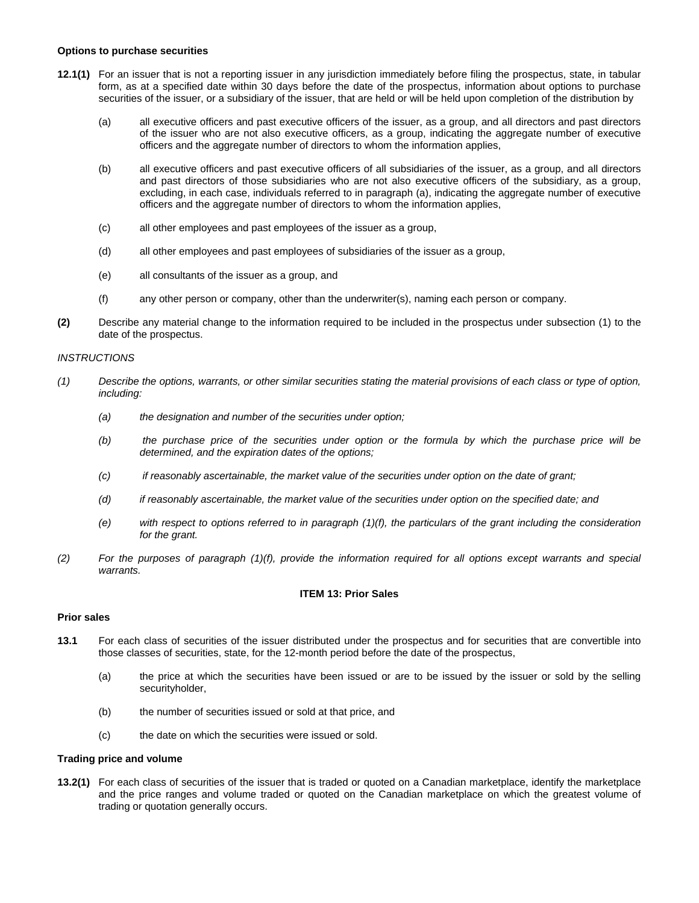**Options to purchase securities**

**12.1(1)** For an issuer that is not a reporting issuer in any jurisdiction immediately before filing the prospectus, state, in tabular form, as at a specified date within 30 days before the date of the prospectus, information about options to purchase securities of the issuer, or a subsidiary of the issuer, that are held or will be held upon completion of the distribution by

(a) all executive officers and past executive officers of the issuer, as a group, and all directors and past directors of the issuer who are not also executive officers, as a group, indicating the aggregate number of executive officers and the aggregate number of directors to whom the information applies,

(b) all executive officers and past executive officers of all subsidiaries of the issuer, as a group, and all directors and past directors of those subsidiaries who are not also executive officers of the subsidiary, as a group, excluding, in each case, individuals referred to in paragraph (a), indicating the aggregate number of executive officers and the aggregate number of directors to whom the information applies,

(c) all other employees and past employees of the issuer as a group,

(d) all other employees and past employees of subsidiaries of the issuer as a group,

(e) all consultants of the issuer as a group, and

(f) any other person or company, other than the underwriter(s), naming each person or company.

**(2)** Describe any material change to the information required to be included in the prospectus under subsection (1) to the date of the prospectus.

*INSTRUCTIONS*

*(1) Describe the options, warrants, or other similar securities stating the material provisions of each class or type of option, including:*

*(a) the designation and number of the securities under option;*

*(b) the purchase price of the securities under option or the formula by which the purchase price will be determined, and the expiration dates of the options;*

*(c) if reasonably ascertainable, the market value of the securities under option on the date of grant;*

*(d) if reasonably ascertainable, the market value of the securities under option on the specified date; and*

*(e) with respect to options referred to in paragraph (1)(f), the particulars of the grant including the consideration for the grant.*

*(2) For the purposes of paragraph (1)(f), provide the information required for all options except warrants and special warrants.*

## ITEM 13: Prior Sales

**Prior sales**

**13.1** For each class of securities of the issuer distributed under the prospectus and for securities that are convertible into those classes of securities, state, for the 12-month period before the date of the prospectus,

(a) the price at which the securities have been issued or are to be issued by the issuer or sold by the selling securityholder,

(b) the number of securities issued or sold at that price, and

(c) the date on which the securities were issued or sold.

**Trading price and volume**

**13.2(1)** For each class of securities of the issuer that is traded or quoted on a Canadian marketplace, identify the marketplace and the price ranges and volume traded or quoted on the Canadian marketplace on which the greatest volume of trading or quotation generally occurs.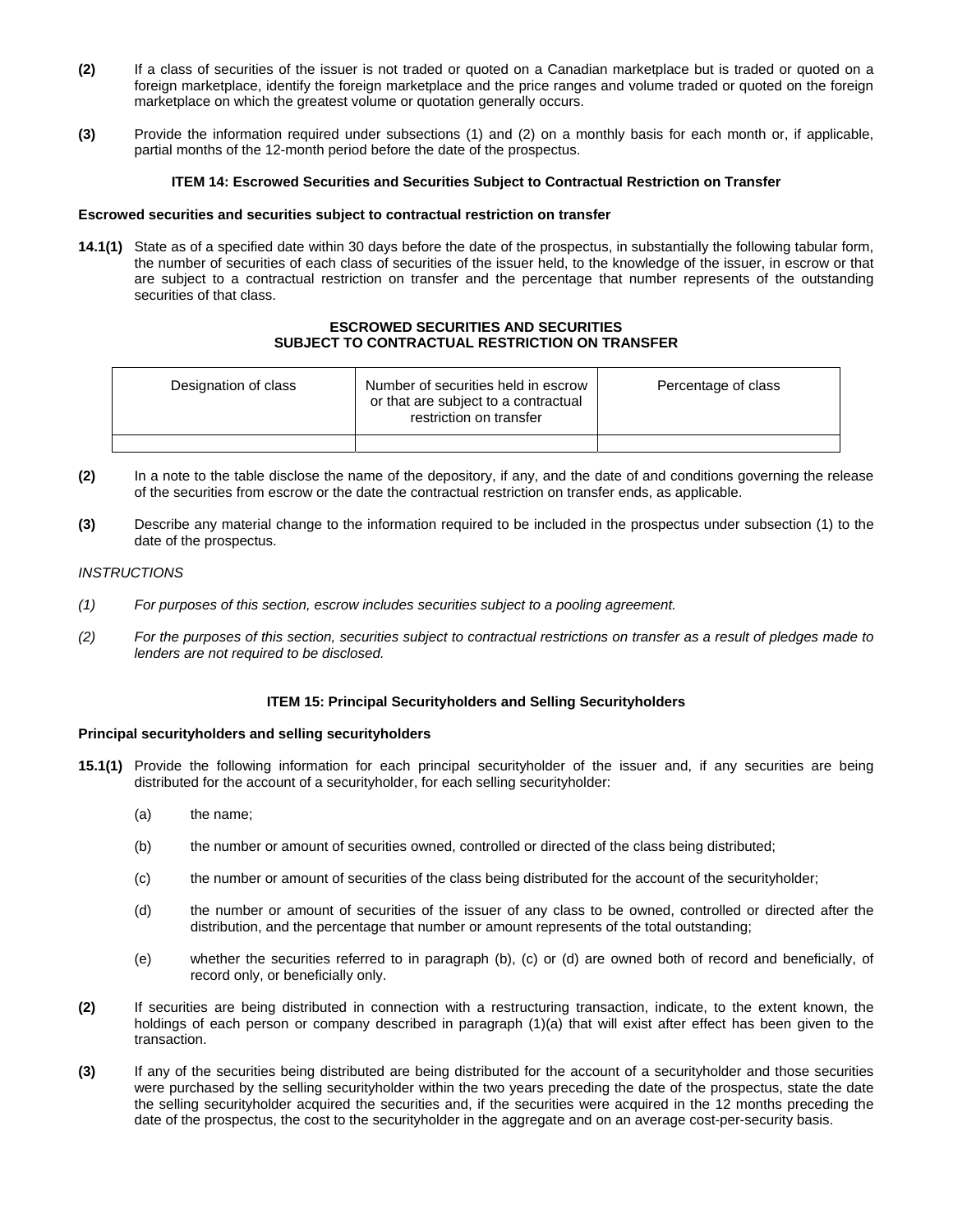**(2)** If a class of securities of the issuer is not traded or quoted on a Canadian marketplace but is traded or quoted on a foreign marketplace, identify the foreign marketplace and the price ranges and volume traded or quoted on the foreign marketplace on which the greatest volume or quotation generally occurs.

**(3)** Provide the information required under subsections (1) and (2) on a monthly basis for each month or, if applicable, partial months of the 12-month period before the date of the prospectus.

### ITEM 14: Escrowed Securities and Securities Subject to Contractual Restriction on Transfer

**Escrowed securities and securities subject to contractual restriction on transfer**

**14.1(1)** State as of a specified date within 30 days before the date of the prospectus, in substantially the following tabular form, the number of securities of each class of securities of the issuer held, to the knowledge of the issuer, in escrow or that are subject to a contractual restriction on transfer and the percentage that number represents of the outstanding securities of that class.

**ESCROWED SECURITIES AND SECURITIES SUBJECT TO CONTRACTUAL RESTRICTION ON TRANSFER**

| Designation of class | Number of securities held in escrow or that are subject to a contractual restriction on transfer | Percentage of class |
|---|---|---|
| | | |

**(2)** In a note to the table disclose the name of the depository, if any, and the date of and conditions governing the release of the securities from escrow or the date the contractual restriction on transfer ends, as applicable.

**(3)** Describe any material change to the information required to be included in the prospectus under subsection (1) to the date of the prospectus.

*INSTRUCTIONS*

*(1) For purposes of this section, escrow includes securities subject to a pooling agreement.*

*(2) For the purposes of this section, securities subject to contractual restrictions on transfer as a result of pledges made to lenders are not required to be disclosed.*

### ITEM 15: Principal Securityholders and Selling Securityholders

**Principal securityholders and selling securityholders**

**15.1(1)** Provide the following information for each principal securityholder of the issuer and, if any securities are being distributed for the account of a securityholder, for each selling securityholder:

(a) the name;

(b) the number or amount of securities owned, controlled or directed of the class being distributed;

(c) the number or amount of securities of the class being distributed for the account of the securityholder;

(d) the number or amount of securities of the issuer of any class to be owned, controlled or directed after the distribution, and the percentage that number or amount represents of the total outstanding;

(e) whether the securities referred to in paragraph (b), (c) or (d) are owned both of record and beneficially, of record only, or beneficially only.

**(2)** If securities are being distributed in connection with a restructuring transaction, indicate, to the extent known, the holdings of each person or company described in paragraph (1)(a) that will exist after effect has been given to the transaction.

**(3)** If any of the securities being distributed are being distributed for the account of a securityholder and those securities were purchased by the selling securityholder within the two years preceding the date of the prospectus, state the date the selling securityholder acquired the securities and, if the securities were acquired in the 12 months preceding the date of the prospectus, the cost to the securityholder in the aggregate and on an average cost-per-security basis.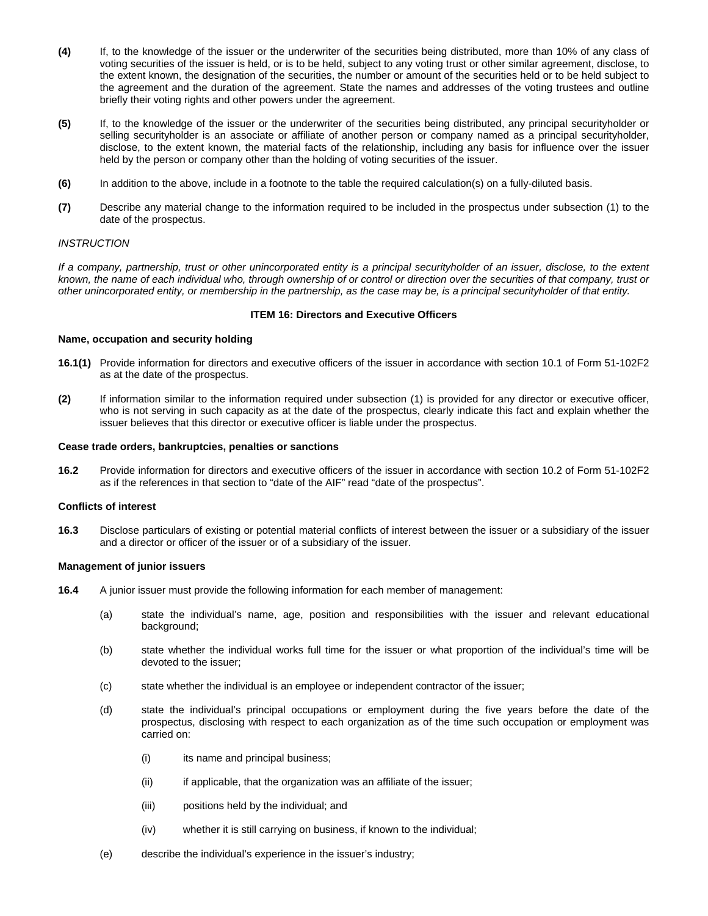**(4)** If, to the knowledge of the issuer or the underwriter of the securities being distributed, more than 10% of any class of voting securities of the issuer is held, or is to be held, subject to any voting trust or other similar agreement, disclose, to the extent known, the designation of the securities, the number or amount of the securities held or to be held subject to the agreement and the duration of the agreement. State the names and addresses of the voting trustees and outline briefly their voting rights and other powers under the agreement.

**(5)** If, to the knowledge of the issuer or the underwriter of the securities being distributed, any principal securityholder or selling securityholder is an associate or affiliate of another person or company named as a principal securityholder, disclose, to the extent known, the material facts of the relationship, including any basis for influence over the issuer held by the person or company other than the holding of voting securities of the issuer.

**(6)** In addition to the above, include in a footnote to the table the required calculation(s) on a fully-diluted basis.

**(7)** Describe any material change to the information required to be included in the prospectus under subsection (1) to the date of the prospectus.

*INSTRUCTION*

*If a company, partnership, trust or other unincorporated entity is a principal securityholder of an issuer, disclose, to the extent known, the name of each individual who, through ownership of or control or direction over the securities of that company, trust or other unincorporated entity, or membership in the partnership, as the case may be, is a principal securityholder of that entity.*

### ITEM 16: Directors and Executive Officers

**Name, occupation and security holding**

**16.1(1)** Provide information for directors and executive officers of the issuer in accordance with section 10.1 of Form 51-102F2 as at the date of the prospectus.

**(2)** If information similar to the information required under subsection (1) is provided for any director or executive officer, who is not serving in such capacity as at the date of the prospectus, clearly indicate this fact and explain whether the issuer believes that this director or executive officer is liable under the prospectus.

**Cease trade orders, bankruptcies, penalties or sanctions**

**16.2** Provide information for directors and executive officers of the issuer in accordance with section 10.2 of Form 51-102F2 as if the references in that section to "date of the AIF" read "date of the prospectus".

**Conflicts of interest**

**16.3** Disclose particulars of existing or potential material conflicts of interest between the issuer or a subsidiary of the issuer and a director or officer of the issuer or of a subsidiary of the issuer.

**Management of junior issuers**

**16.4** A junior issuer must provide the following information for each member of management:

(a) state the individual's name, age, position and responsibilities with the issuer and relevant educational background;

(b) state whether the individual works full time for the issuer or what proportion of the individual's time will be devoted to the issuer;

(c) state whether the individual is an employee or independent contractor of the issuer;

(d) state the individual's principal occupations or employment during the five years before the date of the prospectus, disclosing with respect to each organization as of the time such occupation or employment was carried on:

  (i) its name and principal business;

  (ii) if applicable, that the organization was an affiliate of the issuer;

  (iii) positions held by the individual; and

  (iv) whether it is still carrying on business, if known to the individual;

(e) describe the individual's experience in the issuer's industry;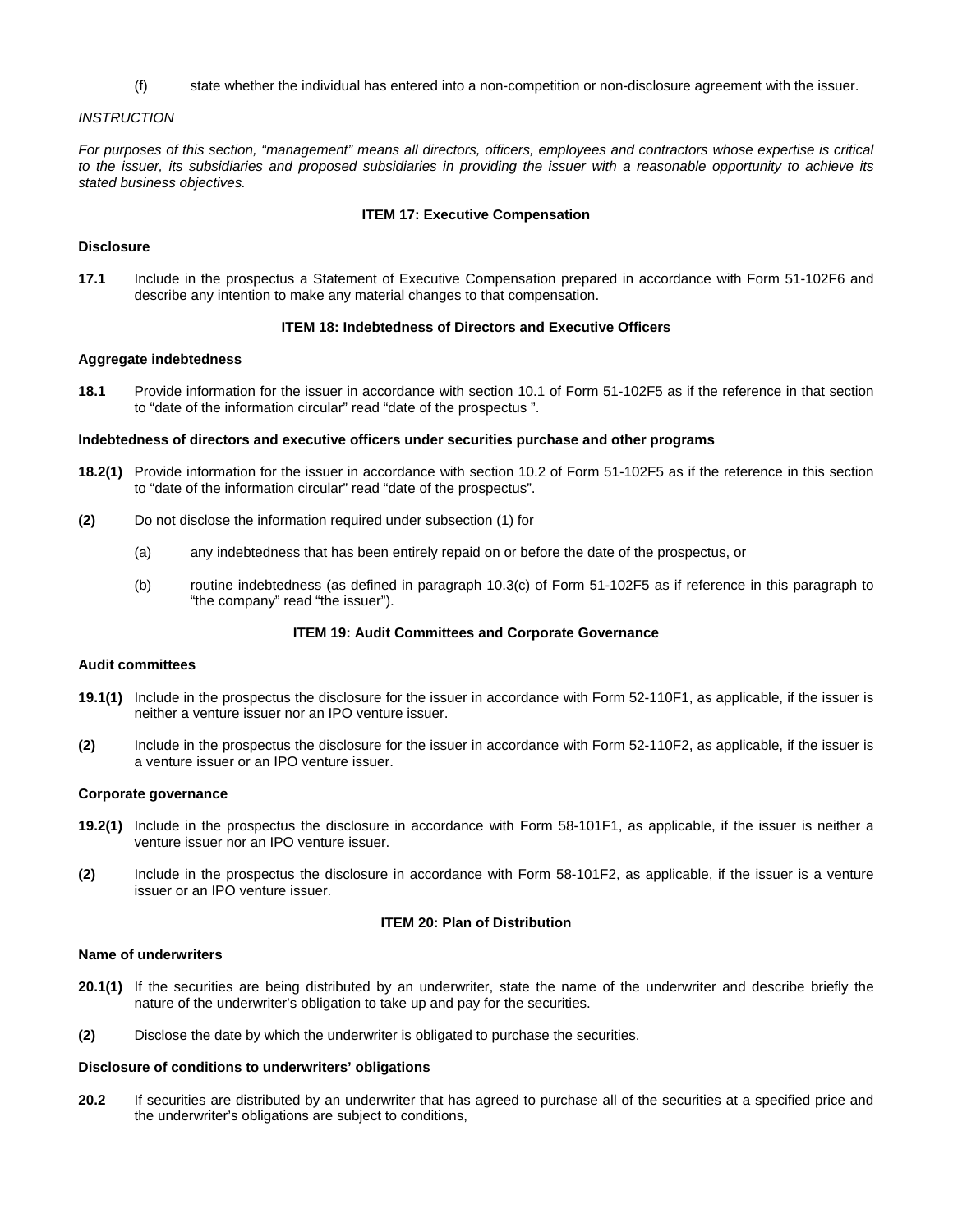(f) state whether the individual has entered into a non-competition or non-disclosure agreement with the issuer.

*INSTRUCTION*

*For purposes of this section, "management" means all directors, officers, employees and contractors whose expertise is critical to the issuer, its subsidiaries and proposed subsidiaries in providing the issuer with a reasonable opportunity to achieve its stated business objectives.*

## ITEM 17: Executive Compensation

**Disclosure**

**17.1** Include in the prospectus a Statement of Executive Compensation prepared in accordance with Form 51-102F6 and describe any intention to make any material changes to that compensation.

## ITEM 18: Indebtedness of Directors and Executive Officers

**Aggregate indebtedness**

**18.1** Provide information for the issuer in accordance with section 10.1 of Form 51-102F5 as if the reference in that section to "date of the information circular" read "date of the prospectus ".

**Indebtedness of directors and executive officers under securities purchase and other programs**

**18.2(1)** Provide information for the issuer in accordance with section 10.2 of Form 51-102F5 as if the reference in this section to "date of the information circular" read "date of the prospectus".

**(2)** Do not disclose the information required under subsection (1) for

(a) any indebtedness that has been entirely repaid on or before the date of the prospectus, or

(b) routine indebtedness (as defined in paragraph 10.3(c) of Form 51-102F5 as if reference in this paragraph to "the company" read "the issuer").

## ITEM 19: Audit Committees and Corporate Governance

**Audit committees**

**19.1(1)** Include in the prospectus the disclosure for the issuer in accordance with Form 52-110F1, as applicable, if the issuer is neither a venture issuer nor an IPO venture issuer.

**(2)** Include in the prospectus the disclosure for the issuer in accordance with Form 52-110F2, as applicable, if the issuer is a venture issuer or an IPO venture issuer.

**Corporate governance**

**19.2(1)** Include in the prospectus the disclosure in accordance with Form 58-101F1, as applicable, if the issuer is neither a venture issuer nor an IPO venture issuer.

**(2)** Include in the prospectus the disclosure in accordance with Form 58-101F2, as applicable, if the issuer is a venture issuer or an IPO venture issuer.

## ITEM 20: Plan of Distribution

**Name of underwriters**

**20.1(1)** If the securities are being distributed by an underwriter, state the name of the underwriter and describe briefly the nature of the underwriter's obligation to take up and pay for the securities.

**(2)** Disclose the date by which the underwriter is obligated to purchase the securities.

**Disclosure of conditions to underwriters' obligations**

**20.2** If securities are distributed by an underwriter that has agreed to purchase all of the securities at a specified price and the underwriter's obligations are subject to conditions,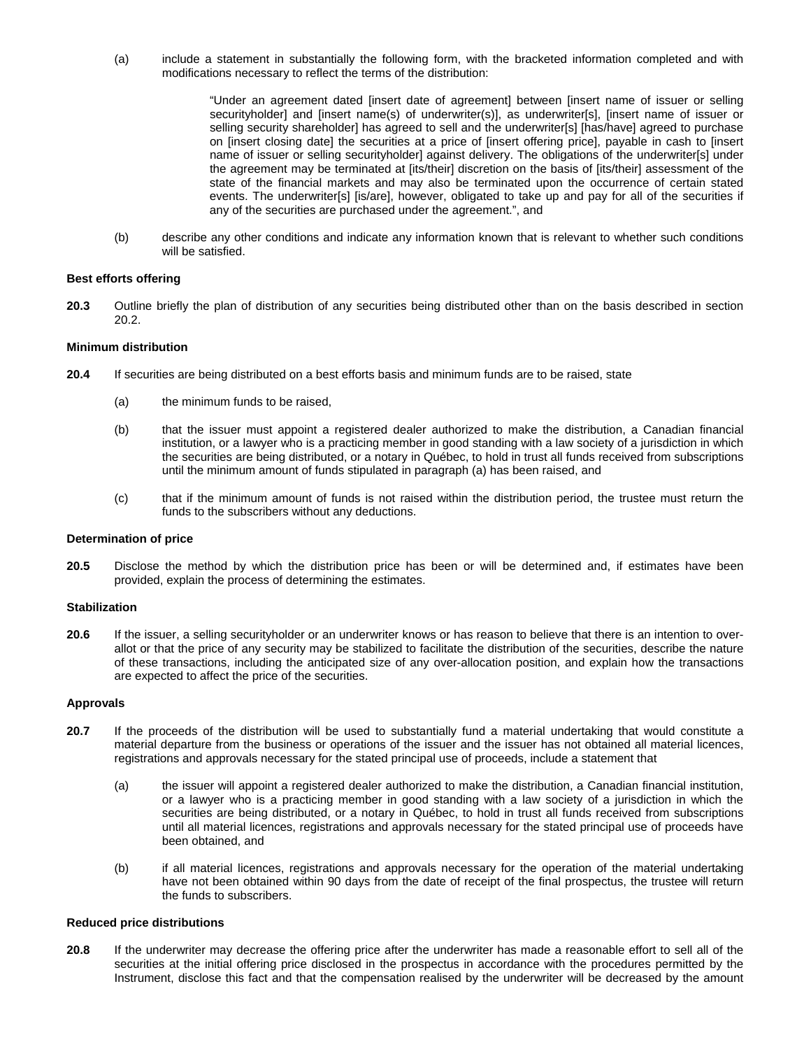(a) include a statement in substantially the following form, with the bracketed information completed and with modifications necessary to reflect the terms of the distribution:

> "Under an agreement dated [insert date of agreement] between [insert name of issuer or selling securityholder] and [insert name(s) of underwriter(s)], as underwriter[s], [insert name of issuer or selling security shareholder] has agreed to sell and the underwriter[s] [has/have] agreed to purchase on [insert closing date] the securities at a price of [insert offering price], payable in cash to [insert name of issuer or selling securityholder] against delivery. The obligations of the underwriter[s] under the agreement may be terminated at [its/their] discretion on the basis of [its/their] assessment of the state of the financial markets and may also be terminated upon the occurrence of certain stated events. The underwriter[s] [is/are], however, obligated to take up and pay for all of the securities if any of the securities are purchased under the agreement.", and

(b) describe any other conditions and indicate any information known that is relevant to whether such conditions will be satisfied.

**Best efforts offering**

**20.3** Outline briefly the plan of distribution of any securities being distributed other than on the basis described in section 20.2.

**Minimum distribution**

**20.4** If securities are being distributed on a best efforts basis and minimum funds are to be raised, state

(a) the minimum funds to be raised,

(b) that the issuer must appoint a registered dealer authorized to make the distribution, a Canadian financial institution, or a lawyer who is a practicing member in good standing with a law society of a jurisdiction in which the securities are being distributed, or a notary in Québec, to hold in trust all funds received from subscriptions until the minimum amount of funds stipulated in paragraph (a) has been raised, and

(c) that if the minimum amount of funds is not raised within the distribution period, the trustee must return the funds to the subscribers without any deductions.

**Determination of price**

**20.5** Disclose the method by which the distribution price has been or will be determined and, if estimates have been provided, explain the process of determining the estimates.

**Stabilization**

**20.6** If the issuer, a selling securityholder or an underwriter knows or has reason to believe that there is an intention to over-allot or that the price of any security may be stabilized to facilitate the distribution of the securities, describe the nature of these transactions, including the anticipated size of any over-allocation position, and explain how the transactions are expected to affect the price of the securities.

**Approvals**

**20.7** If the proceeds of the distribution will be used to substantially fund a material undertaking that would constitute a material departure from the business or operations of the issuer and the issuer has not obtained all material licences, registrations and approvals necessary for the stated principal use of proceeds, include a statement that

(a) the issuer will appoint a registered dealer authorized to make the distribution, a Canadian financial institution, or a lawyer who is a practicing member in good standing with a law society of a jurisdiction in which the securities are being distributed, or a notary in Québec, to hold in trust all funds received from subscriptions until all material licences, registrations and approvals necessary for the stated principal use of proceeds have been obtained, and

(b) if all material licences, registrations and approvals necessary for the operation of the material undertaking have not been obtained within 90 days from the date of receipt of the final prospectus, the trustee will return the funds to subscribers.

**Reduced price distributions**

**20.8** If the underwriter may decrease the offering price after the underwriter has made a reasonable effort to sell all of the securities at the initial offering price disclosed in the prospectus in accordance with the procedures permitted by the Instrument, disclose this fact and that the compensation realised by the underwriter will be decreased by the amount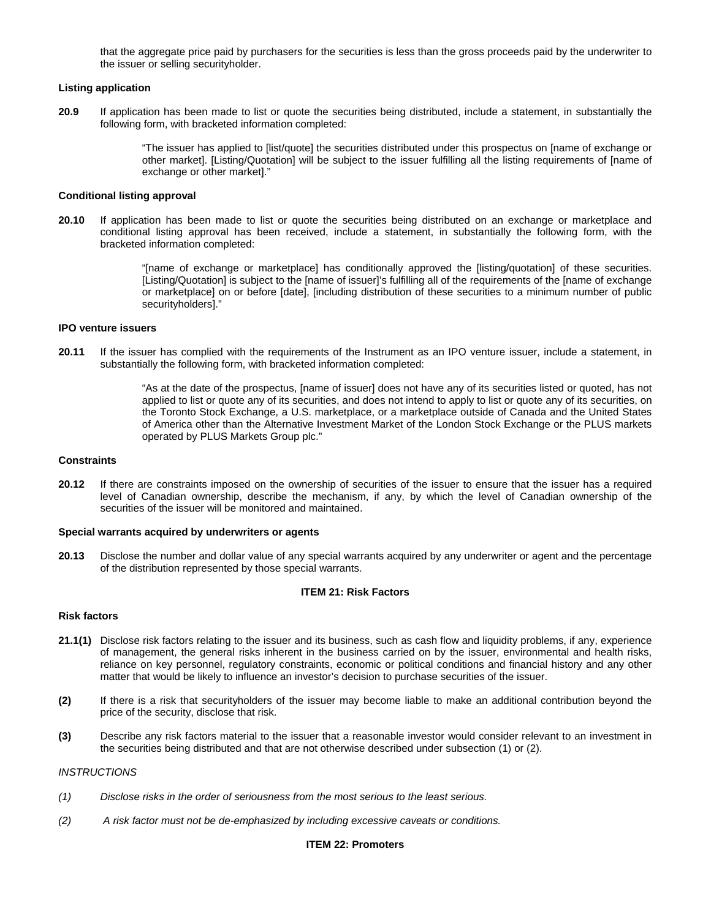that the aggregate price paid by purchasers for the securities is less than the gross proceeds paid by the underwriter to the issuer or selling securityholder.

**Listing application**

**20.9** If application has been made to list or quote the securities being distributed, include a statement, in substantially the following form, with bracketed information completed:

> "The issuer has applied to [list/quote] the securities distributed under this prospectus on [name of exchange or other market]. [Listing/Quotation] will be subject to the issuer fulfilling all the listing requirements of [name of exchange or other market]."

**Conditional listing approval**

**20.10** If application has been made to list or quote the securities being distributed on an exchange or marketplace and conditional listing approval has been received, include a statement, in substantially the following form, with the bracketed information completed:

> "[name of exchange or marketplace] has conditionally approved the [listing/quotation] of these securities. [Listing/Quotation] is subject to the [name of issuer]'s fulfilling all of the requirements of the [name of exchange or marketplace] on or before [date], [including distribution of these securities to a minimum number of public securityholders]."

**IPO venture issuers**

**20.11** If the issuer has complied with the requirements of the Instrument as an IPO venture issuer, include a statement, in substantially the following form, with bracketed information completed:

> "As at the date of the prospectus, [name of issuer] does not have any of its securities listed or quoted, has not applied to list or quote any of its securities, and does not intend to apply to list or quote any of its securities, on the Toronto Stock Exchange, a U.S. marketplace, or a marketplace outside of Canada and the United States of America other than the Alternative Investment Market of the London Stock Exchange or the PLUS markets operated by PLUS Markets Group plc."

**Constraints**

**20.12** If there are constraints imposed on the ownership of securities of the issuer to ensure that the issuer has a required level of Canadian ownership, describe the mechanism, if any, by which the level of Canadian ownership of the securities of the issuer will be monitored and maintained.

**Special warrants acquired by underwriters or agents**

**20.13** Disclose the number and dollar value of any special warrants acquired by any underwriter or agent and the percentage of the distribution represented by those special warrants.

## ITEM 21: Risk Factors

**Risk factors**

**21.1(1)** Disclose risk factors relating to the issuer and its business, such as cash flow and liquidity problems, if any, experience of management, the general risks inherent in the business carried on by the issuer, environmental and health risks, reliance on key personnel, regulatory constraints, economic or political conditions and financial history and any other matter that would be likely to influence an investor's decision to purchase securities of the issuer.

**(2)** If there is a risk that securityholders of the issuer may become liable to make an additional contribution beyond the price of the security, disclose that risk.

**(3)** Describe any risk factors material to the issuer that a reasonable investor would consider relevant to an investment in the securities being distributed and that are not otherwise described under subsection (1) or (2).

*INSTRUCTIONS*

*(1) Disclose risks in the order of seriousness from the most serious to the least serious.*

*(2) A risk factor must not be de-emphasized by including excessive caveats or conditions.*

## ITEM 22: Promoters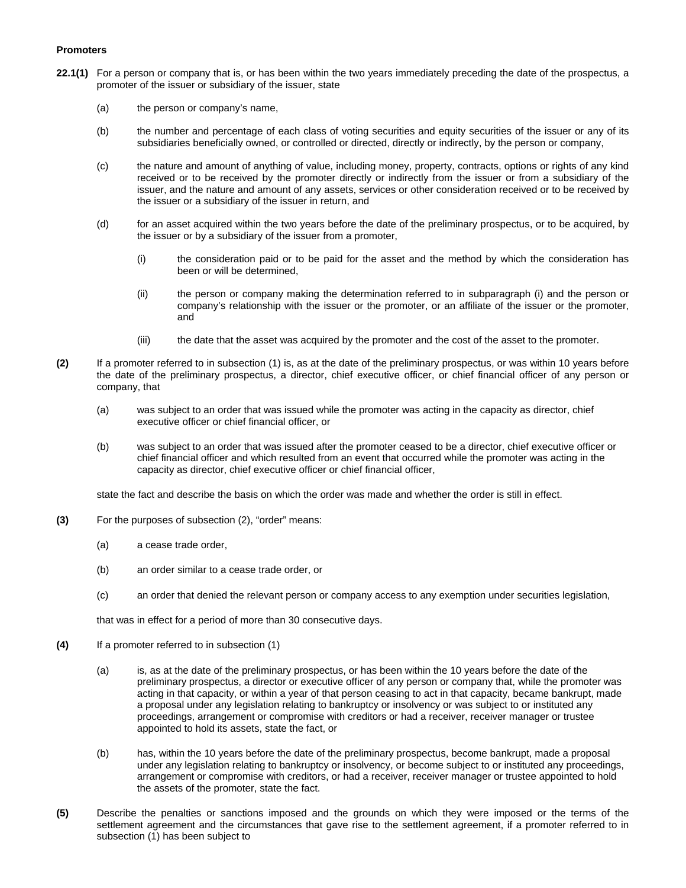**Promoters**

**22.1(1)** For a person or company that is, or has been within the two years immediately preceding the date of the prospectus, a promoter of the issuer or subsidiary of the issuer, state

(a) the person or company's name,

(b) the number and percentage of each class of voting securities and equity securities of the issuer or any of its subsidiaries beneficially owned, or controlled or directed, directly or indirectly, by the person or company,

(c) the nature and amount of anything of value, including money, property, contracts, options or rights of any kind received or to be received by the promoter directly or indirectly from the issuer or from a subsidiary of the issuer, and the nature and amount of any assets, services or other consideration received or to be received by the issuer or a subsidiary of the issuer in return, and

(d) for an asset acquired within the two years before the date of the preliminary prospectus, or to be acquired, by the issuer or by a subsidiary of the issuer from a promoter,

(i) the consideration paid or to be paid for the asset and the method by which the consideration has been or will be determined,

(ii) the person or company making the determination referred to in subparagraph (i) and the person or company's relationship with the issuer or the promoter, or an affiliate of the issuer or the promoter, and

(iii) the date that the asset was acquired by the promoter and the cost of the asset to the promoter.

**(2)** If a promoter referred to in subsection (1) is, as at the date of the preliminary prospectus, or was within 10 years before the date of the preliminary prospectus, a director, chief executive officer, or chief financial officer of any person or company, that

(a) was subject to an order that was issued while the promoter was acting in the capacity as director, chief executive officer or chief financial officer, or

(b) was subject to an order that was issued after the promoter ceased to be a director, chief executive officer or chief financial officer and which resulted from an event that occurred while the promoter was acting in the capacity as director, chief executive officer or chief financial officer,

state the fact and describe the basis on which the order was made and whether the order is still in effect.

**(3)** For the purposes of subsection (2), "order" means:

(a) a cease trade order,

(b) an order similar to a cease trade order, or

(c) an order that denied the relevant person or company access to any exemption under securities legislation,

that was in effect for a period of more than 30 consecutive days.

**(4)** If a promoter referred to in subsection (1)

(a) is, as at the date of the preliminary prospectus, or has been within the 10 years before the date of the preliminary prospectus, a director or executive officer of any person or company that, while the promoter was acting in that capacity, or within a year of that person ceasing to act in that capacity, became bankrupt, made a proposal under any legislation relating to bankruptcy or insolvency or was subject to or instituted any proceedings, arrangement or compromise with creditors or had a receiver, receiver manager or trustee appointed to hold its assets, state the fact, or

(b) has, within the 10 years before the date of the preliminary prospectus, become bankrupt, made a proposal under any legislation relating to bankruptcy or insolvency, or become subject to or instituted any proceedings, arrangement or compromise with creditors, or had a receiver, receiver manager or trustee appointed to hold the assets of the promoter, state the fact.

**(5)** Describe the penalties or sanctions imposed and the grounds on which they were imposed or the terms of the settlement agreement and the circumstances that gave rise to the settlement agreement, if a promoter referred to in subsection (1) has been subject to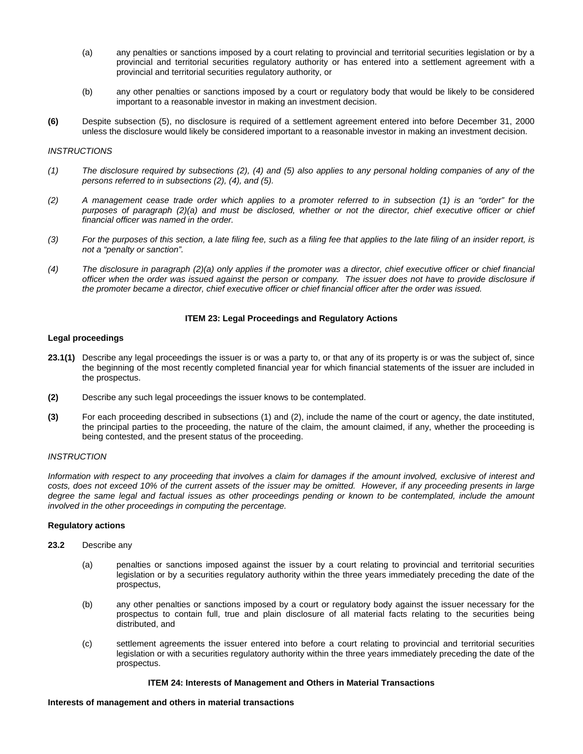(a) any penalties or sanctions imposed by a court relating to provincial and territorial securities legislation or by a provincial and territorial securities regulatory authority or has entered into a settlement agreement with a provincial and territorial securities regulatory authority, or

(b) any other penalties or sanctions imposed by a court or regulatory body that would be likely to be considered important to a reasonable investor in making an investment decision.

**(6)** Despite subsection (5), no disclosure is required of a settlement agreement entered into before December 31, 2000 unless the disclosure would likely be considered important to a reasonable investor in making an investment decision.

*INSTRUCTIONS*

*(1) The disclosure required by subsections (2), (4) and (5) also applies to any personal holding companies of any of the persons referred to in subsections (2), (4), and (5).*

*(2) A management cease trade order which applies to a promoter referred to in subsection (1) is an "order" for the purposes of paragraph (2)(a) and must be disclosed, whether or not the director, chief executive officer or chief financial officer was named in the order.*

*(3) For the purposes of this section, a late filing fee, such as a filing fee that applies to the late filing of an insider report, is not a "penalty or sanction".*

*(4) The disclosure in paragraph (2)(a) only applies if the promoter was a director, chief executive officer or chief financial officer when the order was issued against the person or company. The issuer does not have to provide disclosure if the promoter became a director, chief executive officer or chief financial officer after the order was issued.*

## ITEM 23: Legal Proceedings and Regulatory Actions

**Legal proceedings**

**23.1(1)** Describe any legal proceedings the issuer is or was a party to, or that any of its property is or was the subject of, since the beginning of the most recently completed financial year for which financial statements of the issuer are included in the prospectus.

**(2)** Describe any such legal proceedings the issuer knows to be contemplated.

**(3)** For each proceeding described in subsections (1) and (2), include the name of the court or agency, the date instituted, the principal parties to the proceeding, the nature of the claim, the amount claimed, if any, whether the proceeding is being contested, and the present status of the proceeding.

*INSTRUCTION*

*Information with respect to any proceeding that involves a claim for damages if the amount involved, exclusive of interest and costs, does not exceed 10% of the current assets of the issuer may be omitted. However, if any proceeding presents in large degree the same legal and factual issues as other proceedings pending or known to be contemplated, include the amount involved in the other proceedings in computing the percentage.*

**Regulatory actions**

**23.2** Describe any

(a) penalties or sanctions imposed against the issuer by a court relating to provincial and territorial securities legislation or by a securities regulatory authority within the three years immediately preceding the date of the prospectus,

(b) any other penalties or sanctions imposed by a court or regulatory body against the issuer necessary for the prospectus to contain full, true and plain disclosure of all material facts relating to the securities being distributed, and

(c) settlement agreements the issuer entered into before a court relating to provincial and territorial securities legislation or with a securities regulatory authority within the three years immediately preceding the date of the prospectus.

## ITEM 24: Interests of Management and Others in Material Transactions

**Interests of management and others in material transactions**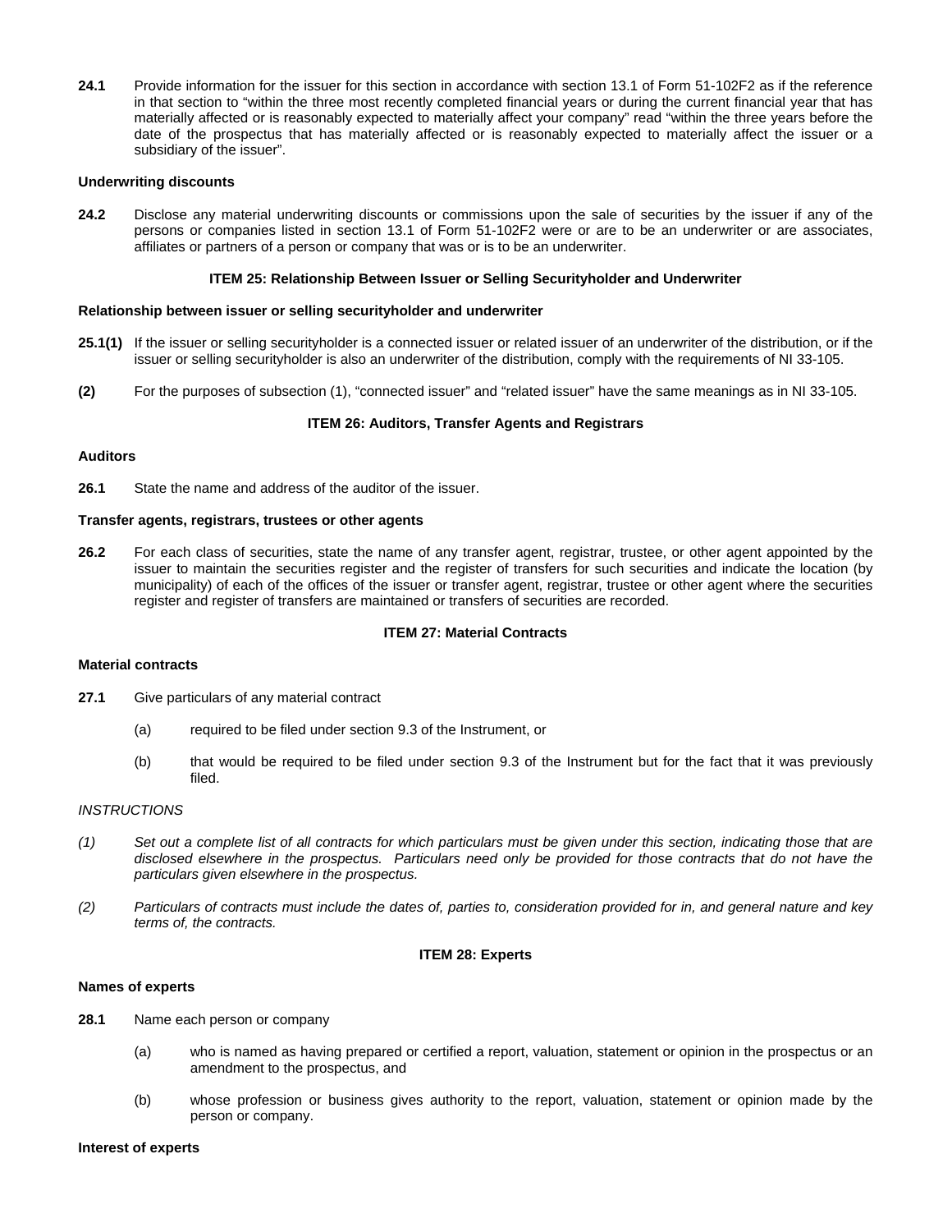**24.1** Provide information for the issuer for this section in accordance with section 13.1 of Form 51-102F2 as if the reference in that section to "within the three most recently completed financial years or during the current financial year that has materially affected or is reasonably expected to materially affect your company" read "within the three years before the date of the prospectus that has materially affected or is reasonably expected to materially affect the issuer or a subsidiary of the issuer".

**Underwriting discounts**

**24.2** Disclose any material underwriting discounts or commissions upon the sale of securities by the issuer if any of the persons or companies listed in section 13.1 of Form 51-102F2 were or are to be an underwriter or are associates, affiliates or partners of a person or company that was or is to be an underwriter.

### ITEM 25: Relationship Between Issuer or Selling Securityholder and Underwriter

**Relationship between issuer or selling securityholder and underwriter**

**25.1(1)** If the issuer or selling securityholder is a connected issuer or related issuer of an underwriter of the distribution, or if the issuer or selling securityholder is also an underwriter of the distribution, comply with the requirements of NI 33-105.

**(2)** For the purposes of subsection (1), "connected issuer" and "related issuer" have the same meanings as in NI 33-105.

### ITEM 26: Auditors, Transfer Agents and Registrars

**Auditors**

**26.1** State the name and address of the auditor of the issuer.

**Transfer agents, registrars, trustees or other agents**

**26.2** For each class of securities, state the name of any transfer agent, registrar, trustee, or other agent appointed by the issuer to maintain the securities register and the register of transfers for such securities and indicate the location (by municipality) of each of the offices of the issuer or transfer agent, registrar, trustee or other agent where the securities register and register of transfers are maintained or transfers of securities are recorded.

### ITEM 27: Material Contracts

**Material contracts**

**27.1** Give particulars of any material contract

(a) required to be filed under section 9.3 of the Instrument, or

(b) that would be required to be filed under section 9.3 of the Instrument but for the fact that it was previously filed.

*INSTRUCTIONS*

*(1) Set out a complete list of all contracts for which particulars must be given under this section, indicating those that are disclosed elsewhere in the prospectus. Particulars need only be provided for those contracts that do not have the particulars given elsewhere in the prospectus.*

*(2) Particulars of contracts must include the dates of, parties to, consideration provided for in, and general nature and key terms of, the contracts.*

### ITEM 28: Experts

**Names of experts**

**28.1** Name each person or company

(a) who is named as having prepared or certified a report, valuation, statement or opinion in the prospectus or an amendment to the prospectus, and

(b) whose profession or business gives authority to the report, valuation, statement or opinion made by the person or company.

**Interest of experts**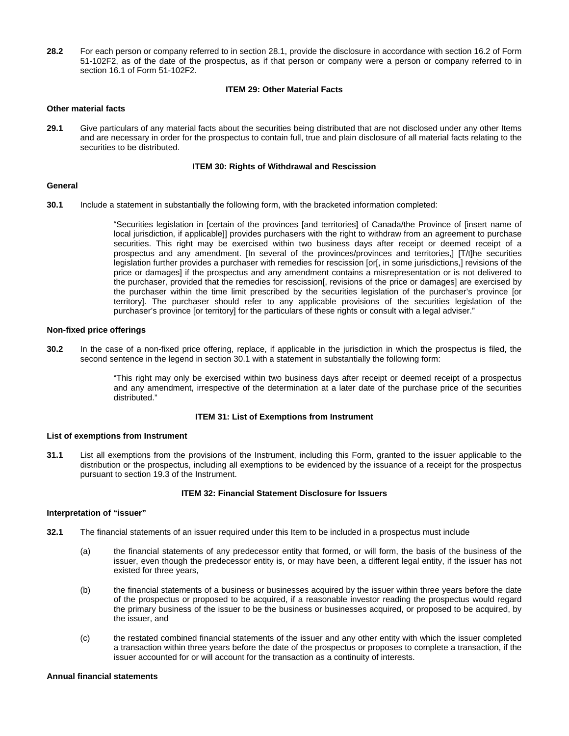**28.2** For each person or company referred to in section 28.1, provide the disclosure in accordance with section 16.2 of Form 51-102F2, as of the date of the prospectus, as if that person or company were a person or company referred to in section 16.1 of Form 51-102F2.

### ITEM 29: Other Material Facts

**Other material facts**

**29.1** Give particulars of any material facts about the securities being distributed that are not disclosed under any other Items and are necessary in order for the prospectus to contain full, true and plain disclosure of all material facts relating to the securities to be distributed.

### ITEM 30: Rights of Withdrawal and Rescission

**General**

**30.1** Include a statement in substantially the following form, with the bracketed information completed:

> "Securities legislation in [certain of the provinces [and territories] of Canada/the Province of [insert name of local jurisdiction, if applicable]] provides purchasers with the right to withdraw from an agreement to purchase securities. This right may be exercised within two business days after receipt or deemed receipt of a prospectus and any amendment. [In several of the provinces/provinces and territories,] [T/t]he securities legislation further provides a purchaser with remedies for rescission [or[, in some jurisdictions,] revisions of the price or damages] if the prospectus and any amendment contains a misrepresentation or is not delivered to the purchaser, provided that the remedies for rescission[, revisions of the price or damages] are exercised by the purchaser within the time limit prescribed by the securities legislation of the purchaser's province [or territory]. The purchaser should refer to any applicable provisions of the securities legislation of the purchaser's province [or territory] for the particulars of these rights or consult with a legal adviser."

**Non-fixed price offerings**

**30.2** In the case of a non-fixed price offering, replace, if applicable in the jurisdiction in which the prospectus is filed, the second sentence in the legend in section 30.1 with a statement in substantially the following form:

> "This right may only be exercised within two business days after receipt or deemed receipt of a prospectus and any amendment, irrespective of the determination at a later date of the purchase price of the securities distributed."

### ITEM 31: List of Exemptions from Instrument

**List of exemptions from Instrument**

**31.1** List all exemptions from the provisions of the Instrument, including this Form, granted to the issuer applicable to the distribution or the prospectus, including all exemptions to be evidenced by the issuance of a receipt for the prospectus pursuant to section 19.3 of the Instrument.

### ITEM 32: Financial Statement Disclosure for Issuers

**Interpretation of "issuer"**

**32.1** The financial statements of an issuer required under this Item to be included in a prospectus must include

(a) the financial statements of any predecessor entity that formed, or will form, the basis of the business of the issuer, even though the predecessor entity is, or may have been, a different legal entity, if the issuer has not existed for three years,

(b) the financial statements of a business or businesses acquired by the issuer within three years before the date of the prospectus or proposed to be acquired, if a reasonable investor reading the prospectus would regard the primary business of the issuer to be the business or businesses acquired, or proposed to be acquired, by the issuer, and

(c) the restated combined financial statements of the issuer and any other entity with which the issuer completed a transaction within three years before the date of the prospectus or proposes to complete a transaction, if the issuer accounted for or will account for the transaction as a continuity of interests.

**Annual financial statements**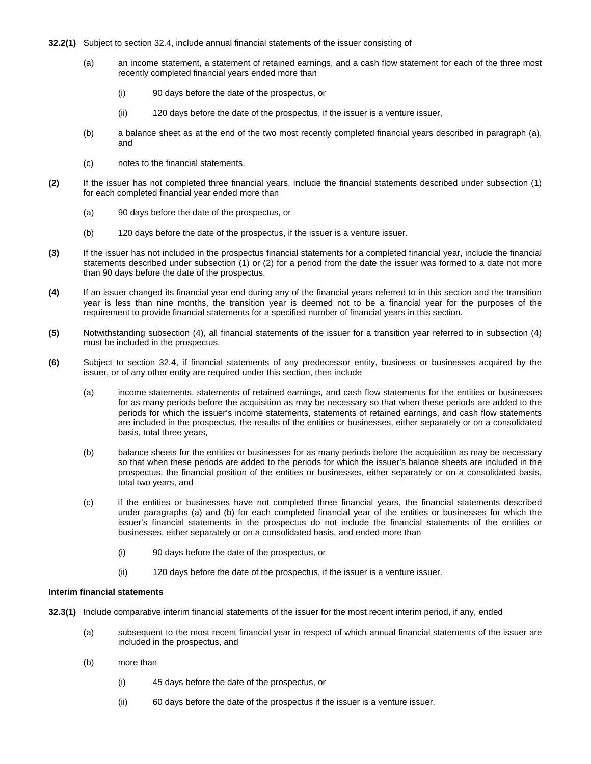**32.2(1)** Subject to section 32.4, include annual financial statements of the issuer consisting of

(a) an income statement, a statement of retained earnings, and a cash flow statement for each of the three most recently completed financial years ended more than

(i) 90 days before the date of the prospectus, or

(ii) 120 days before the date of the prospectus, if the issuer is a venture issuer,

(b) a balance sheet as at the end of the two most recently completed financial years described in paragraph (a), and

(c) notes to the financial statements.

**(2)** If the issuer has not completed three financial years, include the financial statements described under subsection (1) for each completed financial year ended more than

(a) 90 days before the date of the prospectus, or

(b) 120 days before the date of the prospectus, if the issuer is a venture issuer.

**(3)** If the issuer has not included in the prospectus financial statements for a completed financial year, include the financial statements described under subsection (1) or (2) for a period from the date the issuer was formed to a date not more than 90 days before the date of the prospectus.

**(4)** If an issuer changed its financial year end during any of the financial years referred to in this section and the transition year is less than nine months, the transition year is deemed not to be a financial year for the purposes of the requirement to provide financial statements for a specified number of financial years in this section.

**(5)** Notwithstanding subsection (4), all financial statements of the issuer for a transition year referred to in subsection (4) must be included in the prospectus.

**(6)** Subject to section 32.4, if financial statements of any predecessor entity, business or businesses acquired by the issuer, or of any other entity are required under this section, then include

(a) income statements, statements of retained earnings, and cash flow statements for the entities or businesses for as many periods before the acquisition as may be necessary so that when these periods are added to the periods for which the issuer's income statements, statements of retained earnings, and cash flow statements are included in the prospectus, the results of the entities or businesses, either separately or on a consolidated basis, total three years,

(b) balance sheets for the entities or businesses for as many periods before the acquisition as may be necessary so that when these periods are added to the periods for which the issuer's balance sheets are included in the prospectus, the financial position of the entities or businesses, either separately or on a consolidated basis, total two years, and

(c) if the entities or businesses have not completed three financial years, the financial statements described under paragraphs (a) and (b) for each completed financial year of the entities or businesses for which the issuer's financial statements in the prospectus do not include the financial statements of the entities or businesses, either separately or on a consolidated basis, and ended more than

(i) 90 days before the date of the prospectus, or

(ii) 120 days before the date of the prospectus, if the issuer is a venture issuer.

**Interim financial statements**

**32.3(1)** Include comparative interim financial statements of the issuer for the most recent interim period, if any, ended

(a) subsequent to the most recent financial year in respect of which annual financial statements of the issuer are included in the prospectus, and

(b) more than

(i) 45 days before the date of the prospectus, or

(ii) 60 days before the date of the prospectus if the issuer is a venture issuer.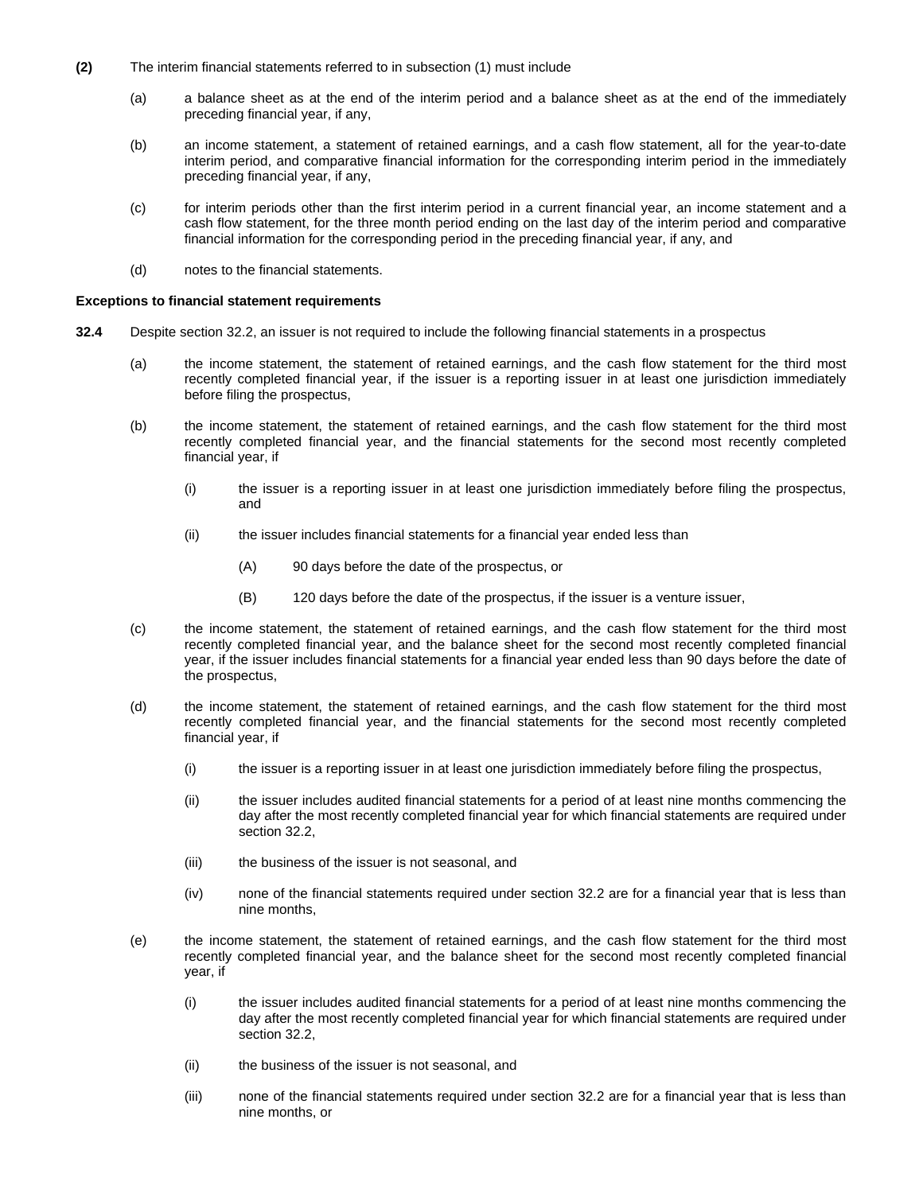**(2)** The interim financial statements referred to in subsection (1) must include

(a) a balance sheet as at the end of the interim period and a balance sheet as at the end of the immediately preceding financial year, if any,

(b) an income statement, a statement of retained earnings, and a cash flow statement, all for the year-to-date interim period, and comparative financial information for the corresponding interim period in the immediately preceding financial year, if any,

(c) for interim periods other than the first interim period in a current financial year, an income statement and a cash flow statement, for the three month period ending on the last day of the interim period and comparative financial information for the corresponding period in the preceding financial year, if any, and

(d) notes to the financial statements.

**Exceptions to financial statement requirements**

**32.4** Despite section 32.2, an issuer is not required to include the following financial statements in a prospectus

(a) the income statement, the statement of retained earnings, and the cash flow statement for the third most recently completed financial year, if the issuer is a reporting issuer in at least one jurisdiction immediately before filing the prospectus,

(b) the income statement, the statement of retained earnings, and the cash flow statement for the third most recently completed financial year, and the financial statements for the second most recently completed financial year, if

(i) the issuer is a reporting issuer in at least one jurisdiction immediately before filing the prospectus, and

(ii) the issuer includes financial statements for a financial year ended less than

(A) 90 days before the date of the prospectus, or

(B) 120 days before the date of the prospectus, if the issuer is a venture issuer,

(c) the income statement, the statement of retained earnings, and the cash flow statement for the third most recently completed financial year, and the balance sheet for the second most recently completed financial year, if the issuer includes financial statements for a financial year ended less than 90 days before the date of the prospectus,

(d) the income statement, the statement of retained earnings, and the cash flow statement for the third most recently completed financial year, and the financial statements for the second most recently completed financial year, if

(i) the issuer is a reporting issuer in at least one jurisdiction immediately before filing the prospectus,

(ii) the issuer includes audited financial statements for a period of at least nine months commencing the day after the most recently completed financial year for which financial statements are required under section 32.2,

(iii) the business of the issuer is not seasonal, and

(iv) none of the financial statements required under section 32.2 are for a financial year that is less than nine months,

(e) the income statement, the statement of retained earnings, and the cash flow statement for the third most recently completed financial year, and the balance sheet for the second most recently completed financial year, if

(i) the issuer includes audited financial statements for a period of at least nine months commencing the day after the most recently completed financial year for which financial statements are required under section 32.2,

(ii) the business of the issuer is not seasonal, and

(iii) none of the financial statements required under section 32.2 are for a financial year that is less than nine months, or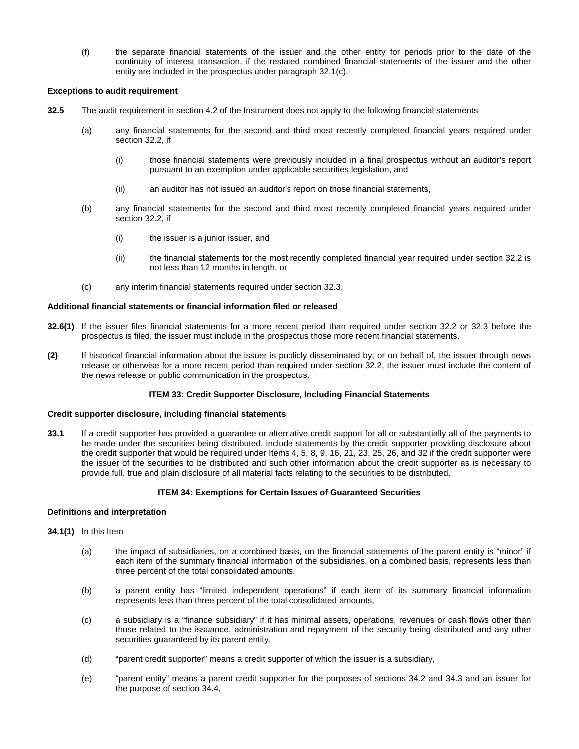(f) the separate financial statements of the issuer and the other entity for periods prior to the date of the continuity of interest transaction, if the restated combined financial statements of the issuer and the other entity are included in the prospectus under paragraph 32.1(c).

**Exceptions to audit requirement**

**32.5** The audit requirement in section 4.2 of the Instrument does not apply to the following financial statements

(a) any financial statements for the second and third most recently completed financial years required under section 32.2, if

(i) those financial statements were previously included in a final prospectus without an auditor's report pursuant to an exemption under applicable securities legislation, and

(ii) an auditor has not issued an auditor's report on those financial statements,

(b) any financial statements for the second and third most recently completed financial years required under section 32.2, if

(i) the issuer is a junior issuer, and

(ii) the financial statements for the most recently completed financial year required under section 32.2 is not less than 12 months in length, or

(c) any interim financial statements required under section 32.3.

**Additional financial statements or financial information filed or released**

**32.6(1)** If the issuer files financial statements for a more recent period than required under section 32.2 or 32.3 before the prospectus is filed, the issuer must include in the prospectus those more recent financial statements.

**(2)** If historical financial information about the issuer is publicly disseminated by, or on behalf of, the issuer through news release or otherwise for a more recent period than required under section 32.2, the issuer must include the content of the news release or public communication in the prospectus.

### ITEM 33: Credit Supporter Disclosure, Including Financial Statements

**Credit supporter disclosure, including financial statements**

**33.1** If a credit supporter has provided a guarantee or alternative credit support for all or substantially all of the payments to be made under the securities being distributed, include statements by the credit supporter providing disclosure about the credit supporter that would be required under Items 4, 5, 8, 9, 16, 21, 23, 25, 26, and 32 if the credit supporter were the issuer of the securities to be distributed and such other information about the credit supporter as is necessary to provide full, true and plain disclosure of all material facts relating to the securities to be distributed.

### ITEM 34: Exemptions for Certain Issues of Guaranteed Securities

**Definitions and interpretation**

**34.1(1)** In this Item

(a) the impact of subsidiaries, on a combined basis, on the financial statements of the parent entity is "minor" if each item of the summary financial information of the subsidiaries, on a combined basis, represents less than three percent of the total consolidated amounts,

(b) a parent entity has "limited independent operations" if each item of its summary financial information represents less than three percent of the total consolidated amounts,

(c) a subsidiary is a "finance subsidiary" if it has minimal assets, operations, revenues or cash flows other than those related to the issuance, administration and repayment of the security being distributed and any other securities guaranteed by its parent entity,

(d) "parent credit supporter" means a credit supporter of which the issuer is a subsidiary,

(e) "parent entity" means a parent credit supporter for the purposes of sections 34.2 and 34.3 and an issuer for the purpose of section 34.4,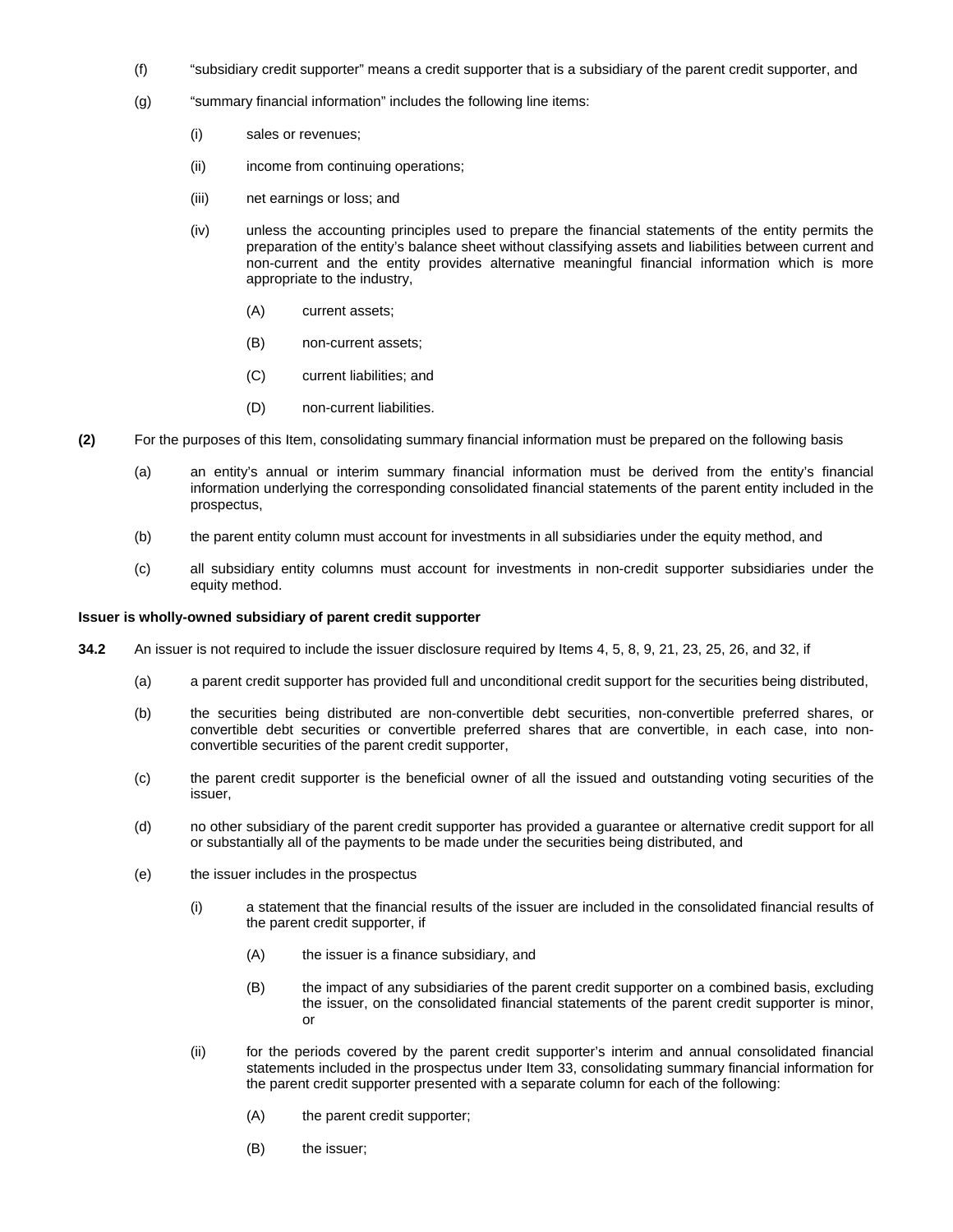(f) "subsidiary credit supporter" means a credit supporter that is a subsidiary of the parent credit supporter, and

(g) "summary financial information" includes the following line items:

(i) sales or revenues;

(ii) income from continuing operations;

(iii) net earnings or loss; and

(iv) unless the accounting principles used to prepare the financial statements of the entity permits the preparation of the entity's balance sheet without classifying assets and liabilities between current and non-current and the entity provides alternative meaningful financial information which is more appropriate to the industry,

(A) current assets;

(B) non-current assets;

(C) current liabilities; and

(D) non-current liabilities.

**(2)** For the purposes of this Item, consolidating summary financial information must be prepared on the following basis

(a) an entity's annual or interim summary financial information must be derived from the entity's financial information underlying the corresponding consolidated financial statements of the parent entity included in the prospectus,

(b) the parent entity column must account for investments in all subsidiaries under the equity method, and

(c) all subsidiary entity columns must account for investments in non-credit supporter subsidiaries under the equity method.

**Issuer is wholly-owned subsidiary of parent credit supporter**

**34.2** An issuer is not required to include the issuer disclosure required by Items 4, 5, 8, 9, 21, 23, 25, 26, and 32, if

(a) a parent credit supporter has provided full and unconditional credit support for the securities being distributed,

(b) the securities being distributed are non-convertible debt securities, non-convertible preferred shares, or convertible debt securities or convertible preferred shares that are convertible, in each case, into non-convertible securities of the parent credit supporter,

(c) the parent credit supporter is the beneficial owner of all the issued and outstanding voting securities of the issuer,

(d) no other subsidiary of the parent credit supporter has provided a guarantee or alternative credit support for all or substantially all of the payments to be made under the securities being distributed, and

(e) the issuer includes in the prospectus

(i) a statement that the financial results of the issuer are included in the consolidated financial results of the parent credit supporter, if

(A) the issuer is a finance subsidiary, and

(B) the impact of any subsidiaries of the parent credit supporter on a combined basis, excluding the issuer, on the consolidated financial statements of the parent credit supporter is minor, or

(ii) for the periods covered by the parent credit supporter's interim and annual consolidated financial statements included in the prospectus under Item 33, consolidating summary financial information for the parent credit supporter presented with a separate column for each of the following:

(A) the parent credit supporter;

(B) the issuer;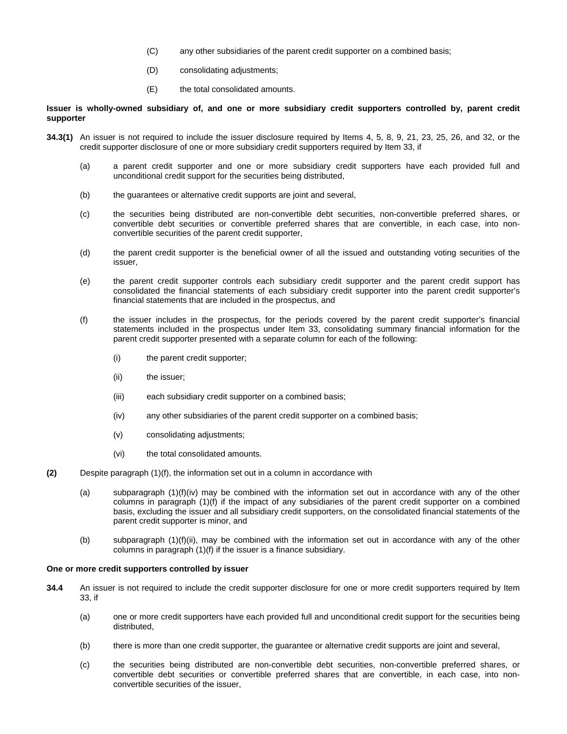(C) any other subsidiaries of the parent credit supporter on a combined basis;

(D) consolidating adjustments;

(E) the total consolidated amounts.

**Issuer is wholly-owned subsidiary of, and one or more subsidiary credit supporters controlled by, parent credit supporter**

**34.3(1)** An issuer is not required to include the issuer disclosure required by Items 4, 5, 8, 9, 21, 23, 25, 26, and 32, or the credit supporter disclosure of one or more subsidiary credit supporters required by Item 33, if

(a) a parent credit supporter and one or more subsidiary credit supporters have each provided full and unconditional credit support for the securities being distributed,

(b) the guarantees or alternative credit supports are joint and several,

(c) the securities being distributed are non-convertible debt securities, non-convertible preferred shares, or convertible debt securities or convertible preferred shares that are convertible, in each case, into non-convertible securities of the parent credit supporter,

(d) the parent credit supporter is the beneficial owner of all the issued and outstanding voting securities of the issuer,

(e) the parent credit supporter controls each subsidiary credit supporter and the parent credit support has consolidated the financial statements of each subsidiary credit supporter into the parent credit supporter's financial statements that are included in the prospectus, and

(f) the issuer includes in the prospectus, for the periods covered by the parent credit supporter's financial statements included in the prospectus under Item 33, consolidating summary financial information for the parent credit supporter presented with a separate column for each of the following:

(i) the parent credit supporter;

(ii) the issuer;

(iii) each subsidiary credit supporter on a combined basis;

(iv) any other subsidiaries of the parent credit supporter on a combined basis;

(v) consolidating adjustments;

(vi) the total consolidated amounts.

**(2)** Despite paragraph (1)(f), the information set out in a column in accordance with

(a) subparagraph (1)(f)(iv) may be combined with the information set out in accordance with any of the other columns in paragraph (1)(f) if the impact of any subsidiaries of the parent credit supporter on a combined basis, excluding the issuer and all subsidiary credit supporters, on the consolidated financial statements of the parent credit supporter is minor, and

(b) subparagraph (1)(f)(ii), may be combined with the information set out in accordance with any of the other columns in paragraph (1)(f) if the issuer is a finance subsidiary.

**One or more credit supporters controlled by issuer**

**34.4** An issuer is not required to include the credit supporter disclosure for one or more credit supporters required by Item 33, if

(a) one or more credit supporters have each provided full and unconditional credit support for the securities being distributed,

(b) there is more than one credit supporter, the guarantee or alternative credit supports are joint and several,

(c) the securities being distributed are non-convertible debt securities, non-convertible preferred shares, or convertible debt securities or convertible preferred shares that are convertible, in each case, into non-convertible securities of the issuer,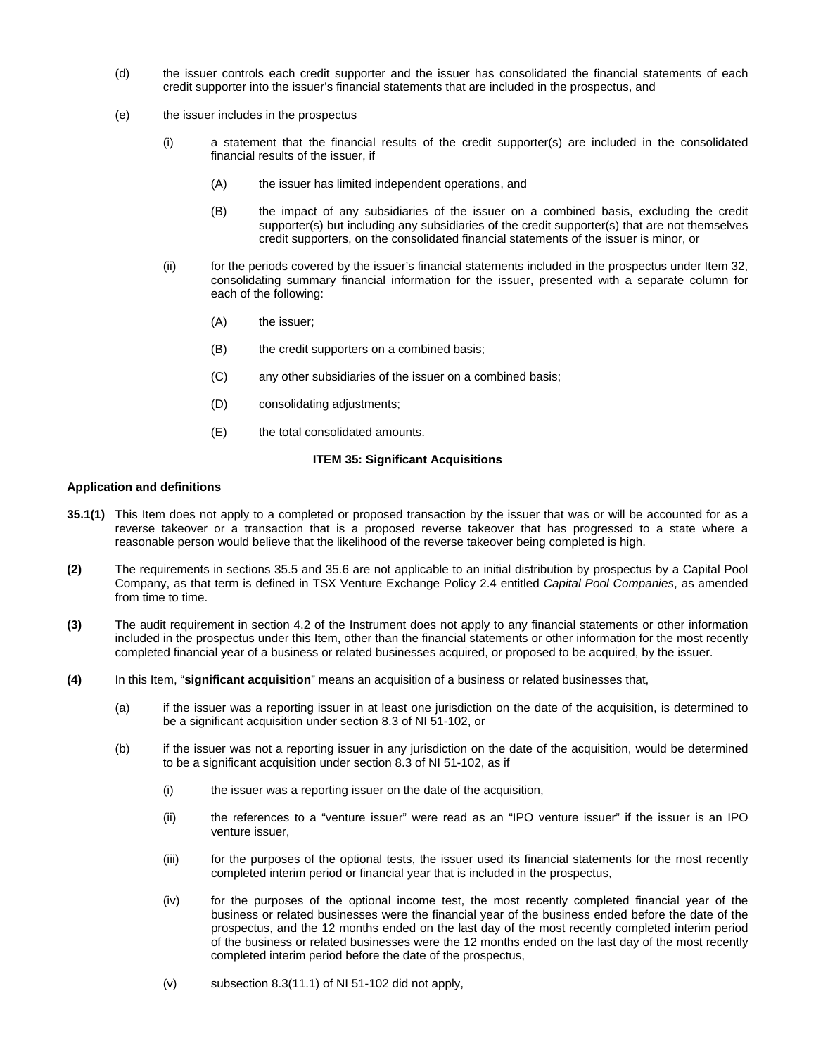(d) the issuer controls each credit supporter and the issuer has consolidated the financial statements of each credit supporter into the issuer's financial statements that are included in the prospectus, and

(e) the issuer includes in the prospectus

(i) a statement that the financial results of the credit supporter(s) are included in the consolidated financial results of the issuer, if

(A) the issuer has limited independent operations, and

(B) the impact of any subsidiaries of the issuer on a combined basis, excluding the credit supporter(s) but including any subsidiaries of the credit supporter(s) that are not themselves credit supporters, on the consolidated financial statements of the issuer is minor, or

(ii) for the periods covered by the issuer's financial statements included in the prospectus under Item 32, consolidating summary financial information for the issuer, presented with a separate column for each of the following:

(A) the issuer;

(B) the credit supporters on a combined basis;

(C) any other subsidiaries of the issuer on a combined basis;

(D) consolidating adjustments;

(E) the total consolidated amounts.

## ITEM 35: Significant Acquisitions

### Application and definitions

**35.1(1)** This Item does not apply to a completed or proposed transaction by the issuer that was or will be accounted for as a reverse takeover or a transaction that is a proposed reverse takeover that has progressed to a state where a reasonable person would believe that the likelihood of the reverse takeover being completed is high.

**(2)** The requirements in sections 35.5 and 35.6 are not applicable to an initial distribution by prospectus by a Capital Pool Company, as that term is defined in TSX Venture Exchange Policy 2.4 entitled *Capital Pool Companies*, as amended from time to time.

**(3)** The audit requirement in section 4.2 of the Instrument does not apply to any financial statements or other information included in the prospectus under this Item, other than the financial statements or other information for the most recently completed financial year of a business or related businesses acquired, or proposed to be acquired, by the issuer.

**(4)** In this Item, "**significant acquisition**" means an acquisition of a business or related businesses that,

(a) if the issuer was a reporting issuer in at least one jurisdiction on the date of the acquisition, is determined to be a significant acquisition under section 8.3 of NI 51-102, or

(b) if the issuer was not a reporting issuer in any jurisdiction on the date of the acquisition, would be determined to be a significant acquisition under section 8.3 of NI 51-102, as if

(i) the issuer was a reporting issuer on the date of the acquisition,

(ii) the references to a "venture issuer" were read as an "IPO venture issuer" if the issuer is an IPO venture issuer,

(iii) for the purposes of the optional tests, the issuer used its financial statements for the most recently completed interim period or financial year that is included in the prospectus,

(iv) for the purposes of the optional income test, the most recently completed financial year of the business or related businesses were the financial year of the business ended before the date of the prospectus, and the 12 months ended on the last day of the most recently completed interim period of the business or related businesses were the 12 months ended on the last day of the most recently completed interim period before the date of the prospectus,

(v) subsection 8.3(11.1) of NI 51-102 did not apply,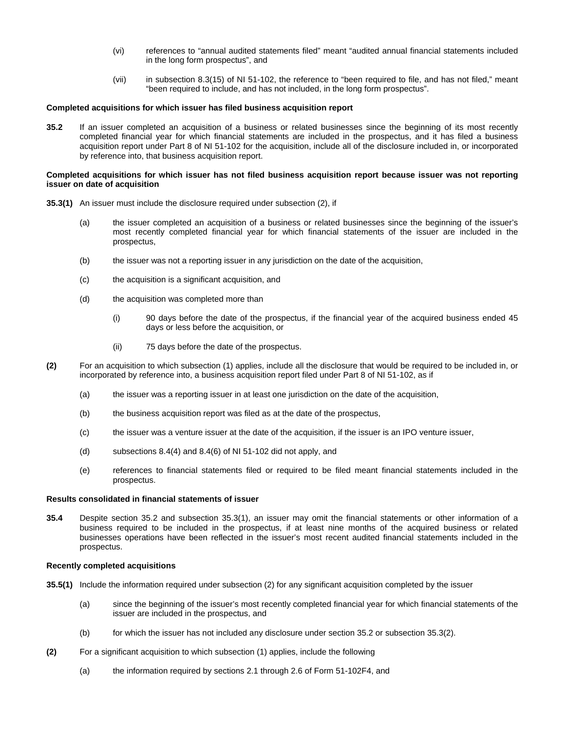(vi) references to "annual audited statements filed" meant "audited annual financial statements included in the long form prospectus", and

(vii) in subsection 8.3(15) of NI 51-102, the reference to "been required to file, and has not filed," meant "been required to include, and has not included, in the long form prospectus".

**Completed acquisitions for which issuer has filed business acquisition report**

**35.2** If an issuer completed an acquisition of a business or related businesses since the beginning of its most recently completed financial year for which financial statements are included in the prospectus, and it has filed a business acquisition report under Part 8 of NI 51-102 for the acquisition, include all of the disclosure included in, or incorporated by reference into, that business acquisition report.

**Completed acquisitions for which issuer has not filed business acquisition report because issuer was not reporting issuer on date of acquisition**

**35.3(1)** An issuer must include the disclosure required under subsection (2), if

(a) the issuer completed an acquisition of a business or related businesses since the beginning of the issuer's most recently completed financial year for which financial statements of the issuer are included in the prospectus,

(b) the issuer was not a reporting issuer in any jurisdiction on the date of the acquisition,

(c) the acquisition is a significant acquisition, and

(d) the acquisition was completed more than

(i) 90 days before the date of the prospectus, if the financial year of the acquired business ended 45 days or less before the acquisition, or

(ii) 75 days before the date of the prospectus.

**(2)** For an acquisition to which subsection (1) applies, include all the disclosure that would be required to be included in, or incorporated by reference into, a business acquisition report filed under Part 8 of NI 51-102, as if

(a) the issuer was a reporting issuer in at least one jurisdiction on the date of the acquisition,

(b) the business acquisition report was filed as at the date of the prospectus,

(c) the issuer was a venture issuer at the date of the acquisition, if the issuer is an IPO venture issuer,

(d) subsections 8.4(4) and 8.4(6) of NI 51-102 did not apply, and

(e) references to financial statements filed or required to be filed meant financial statements included in the prospectus.

**Results consolidated in financial statements of issuer**

**35.4** Despite section 35.2 and subsection 35.3(1), an issuer may omit the financial statements or other information of a business required to be included in the prospectus, if at least nine months of the acquired business or related businesses operations have been reflected in the issuer's most recent audited financial statements included in the prospectus.

**Recently completed acquisitions**

**35.5(1)** Include the information required under subsection (2) for any significant acquisition completed by the issuer

(a) since the beginning of the issuer's most recently completed financial year for which financial statements of the issuer are included in the prospectus, and

(b) for which the issuer has not included any disclosure under section 35.2 or subsection 35.3(2).

**(2)** For a significant acquisition to which subsection (1) applies, include the following

(a) the information required by sections 2.1 through 2.6 of Form 51-102F4, and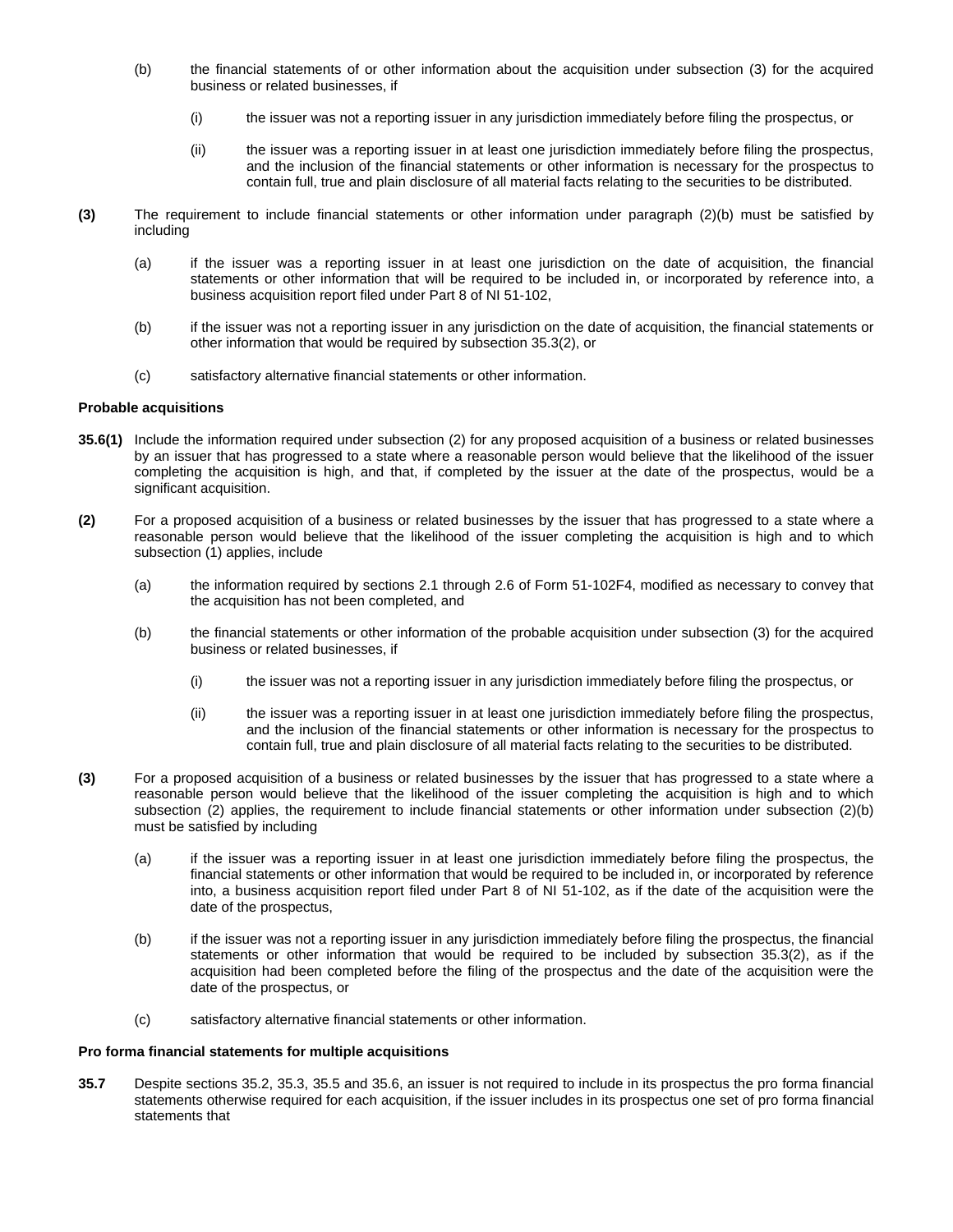(b) the financial statements of or other information about the acquisition under subsection (3) for the acquired business or related businesses, if

(i) the issuer was not a reporting issuer in any jurisdiction immediately before filing the prospectus, or

(ii) the issuer was a reporting issuer in at least one jurisdiction immediately before filing the prospectus, and the inclusion of the financial statements or other information is necessary for the prospectus to contain full, true and plain disclosure of all material facts relating to the securities to be distributed.

**(3)** The requirement to include financial statements or other information under paragraph (2)(b) must be satisfied by including

(a) if the issuer was a reporting issuer in at least one jurisdiction on the date of acquisition, the financial statements or other information that will be required to be included in, or incorporated by reference into, a business acquisition report filed under Part 8 of NI 51-102,

(b) if the issuer was not a reporting issuer in any jurisdiction on the date of acquisition, the financial statements or other information that would be required by subsection 35.3(2), or

(c) satisfactory alternative financial statements or other information.

**Probable acquisitions**

**35.6(1)** Include the information required under subsection (2) for any proposed acquisition of a business or related businesses by an issuer that has progressed to a state where a reasonable person would believe that the likelihood of the issuer completing the acquisition is high, and that, if completed by the issuer at the date of the prospectus, would be a significant acquisition.

**(2)** For a proposed acquisition of a business or related businesses by the issuer that has progressed to a state where a reasonable person would believe that the likelihood of the issuer completing the acquisition is high and to which subsection (1) applies, include

(a) the information required by sections 2.1 through 2.6 of Form 51-102F4, modified as necessary to convey that the acquisition has not been completed, and

(b) the financial statements or other information of the probable acquisition under subsection (3) for the acquired business or related businesses, if

(i) the issuer was not a reporting issuer in any jurisdiction immediately before filing the prospectus, or

(ii) the issuer was a reporting issuer in at least one jurisdiction immediately before filing the prospectus, and the inclusion of the financial statements or other information is necessary for the prospectus to contain full, true and plain disclosure of all material facts relating to the securities to be distributed.

**(3)** For a proposed acquisition of a business or related businesses by the issuer that has progressed to a state where a reasonable person would believe that the likelihood of the issuer completing the acquisition is high and to which subsection (2) applies, the requirement to include financial statements or other information under subsection (2)(b) must be satisfied by including

(a) if the issuer was a reporting issuer in at least one jurisdiction immediately before filing the prospectus, the financial statements or other information that would be required to be included in, or incorporated by reference into, a business acquisition report filed under Part 8 of NI 51-102, as if the date of the acquisition were the date of the prospectus,

(b) if the issuer was not a reporting issuer in any jurisdiction immediately before filing the prospectus, the financial statements or other information that would be required to be included by subsection 35.3(2), as if the acquisition had been completed before the filing of the prospectus and the date of the acquisition were the date of the prospectus, or

(c) satisfactory alternative financial statements or other information.

**Pro forma financial statements for multiple acquisitions**

**35.7** Despite sections 35.2, 35.3, 35.5 and 35.6, an issuer is not required to include in its prospectus the pro forma financial statements otherwise required for each acquisition, if the issuer includes in its prospectus one set of pro forma financial statements that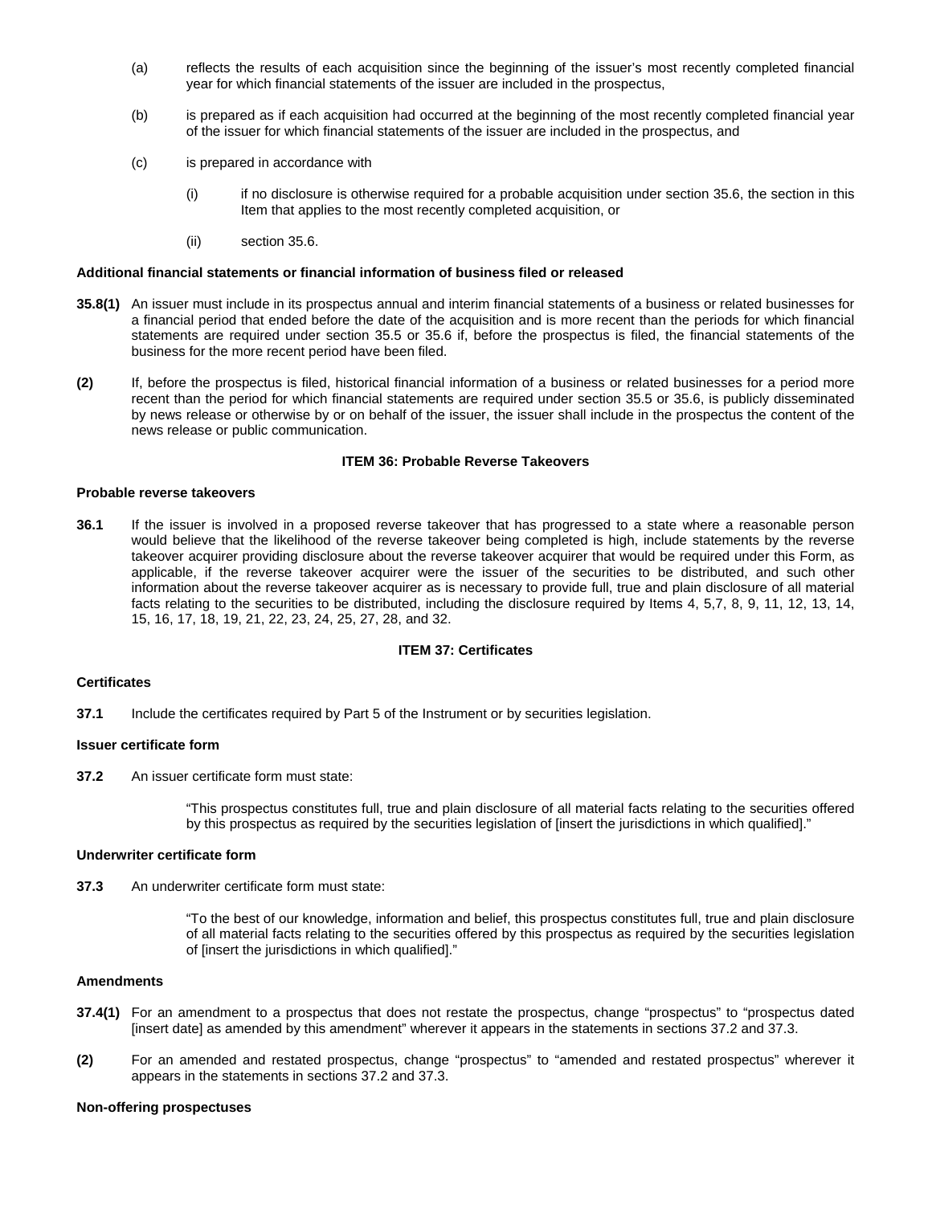(a) reflects the results of each acquisition since the beginning of the issuer's most recently completed financial year for which financial statements of the issuer are included in the prospectus,

(b) is prepared as if each acquisition had occurred at the beginning of the most recently completed financial year of the issuer for which financial statements of the issuer are included in the prospectus, and

(c) is prepared in accordance with

   (i) if no disclosure is otherwise required for a probable acquisition under section 35.6, the section in this Item that applies to the most recently completed acquisition, or

   (ii) section 35.6.

**Additional financial statements or financial information of business filed or released**

**35.8(1)** An issuer must include in its prospectus annual and interim financial statements of a business or related businesses for a financial period that ended before the date of the acquisition and is more recent than the periods for which financial statements are required under section 35.5 or 35.6 if, before the prospectus is filed, the financial statements of the business for the more recent period have been filed.

**(2)** If, before the prospectus is filed, historical financial information of a business or related businesses for a period more recent than the period for which financial statements are required under section 35.5 or 35.6, is publicly disseminated by news release or otherwise by or on behalf of the issuer, the issuer shall include in the prospectus the content of the news release or public communication.

**ITEM 36: Probable Reverse Takeovers**

**Probable reverse takeovers**

**36.1** If the issuer is involved in a proposed reverse takeover that has progressed to a state where a reasonable person would believe that the likelihood of the reverse takeover being completed is high, include statements by the reverse takeover acquirer providing disclosure about the reverse takeover acquirer that would be required under this Form, as applicable, if the reverse takeover acquirer were the issuer of the securities to be distributed, and such other information about the reverse takeover acquirer as is necessary to provide full, true and plain disclosure of all material facts relating to the securities to be distributed, including the disclosure required by Items 4, 5,7, 8, 9, 11, 12, 13, 14, 15, 16, 17, 18, 19, 21, 22, 23, 24, 25, 27, 28, and 32.

**ITEM 37: Certificates**

**Certificates**

**37.1** Include the certificates required by Part 5 of the Instrument or by securities legislation.

**Issuer certificate form**

**37.2** An issuer certificate form must state:

> "This prospectus constitutes full, true and plain disclosure of all material facts relating to the securities offered by this prospectus as required by the securities legislation of [insert the jurisdictions in which qualified]."

**Underwriter certificate form**

**37.3** An underwriter certificate form must state:

> "To the best of our knowledge, information and belief, this prospectus constitutes full, true and plain disclosure of all material facts relating to the securities offered by this prospectus as required by the securities legislation of [insert the jurisdictions in which qualified]."

**Amendments**

**37.4(1)** For an amendment to a prospectus that does not restate the prospectus, change "prospectus" to "prospectus dated [insert date] as amended by this amendment" wherever it appears in the statements in sections 37.2 and 37.3.

**(2)** For an amended and restated prospectus, change "prospectus" to "amended and restated prospectus" wherever it appears in the statements in sections 37.2 and 37.3.

**Non-offering prospectuses**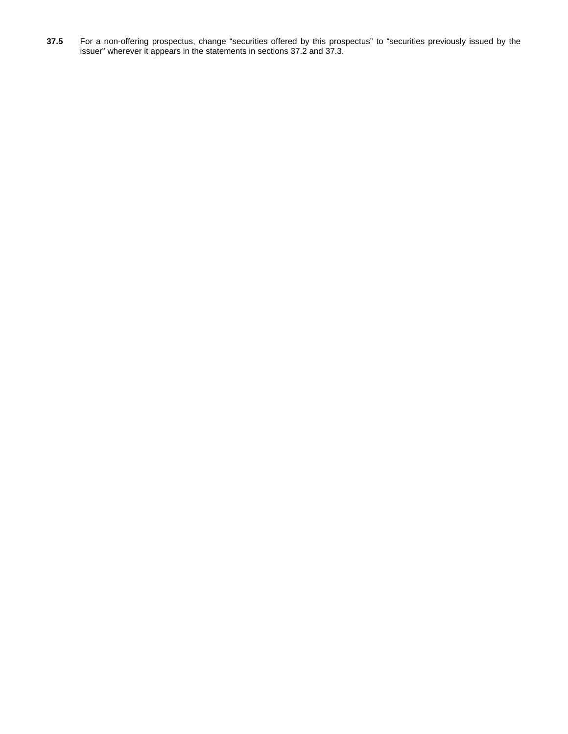**37.5** For a non-offering prospectus, change “securities offered by this prospectus” to “securities previously issued by the issuer” wherever it appears in the statements in sections 37.2 and 37.3.